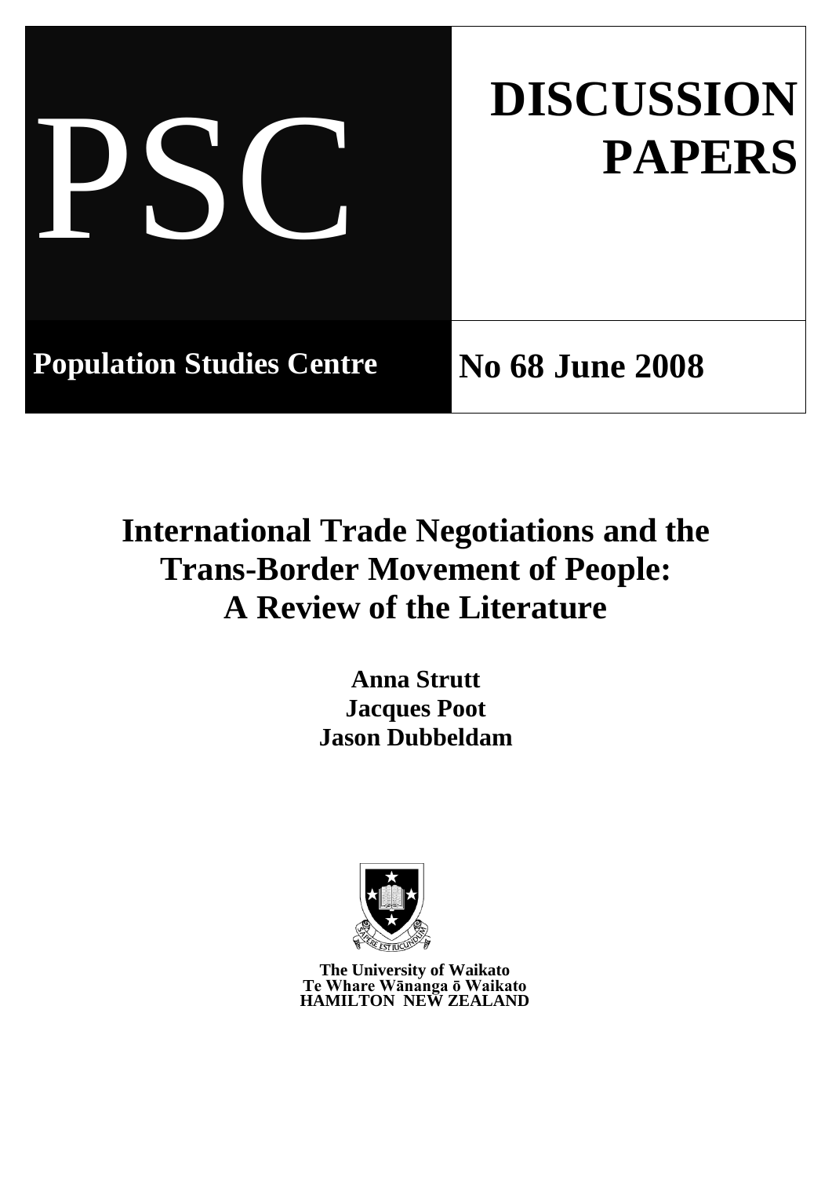PSC

# DISCUSSION PAPERS

**Population Studies Centre**

**No 68 June 2008**

# International Trade Negotiations and the Trans-Border Movement of People: A Review of the Literature

**Anna Strutt**
**Jacques Poot**
**Jason Dubbeldam**

**The University of Waikato**
**Te Whare Wānanga ō Waikato**
**HAMILTON NEW ZEALAND**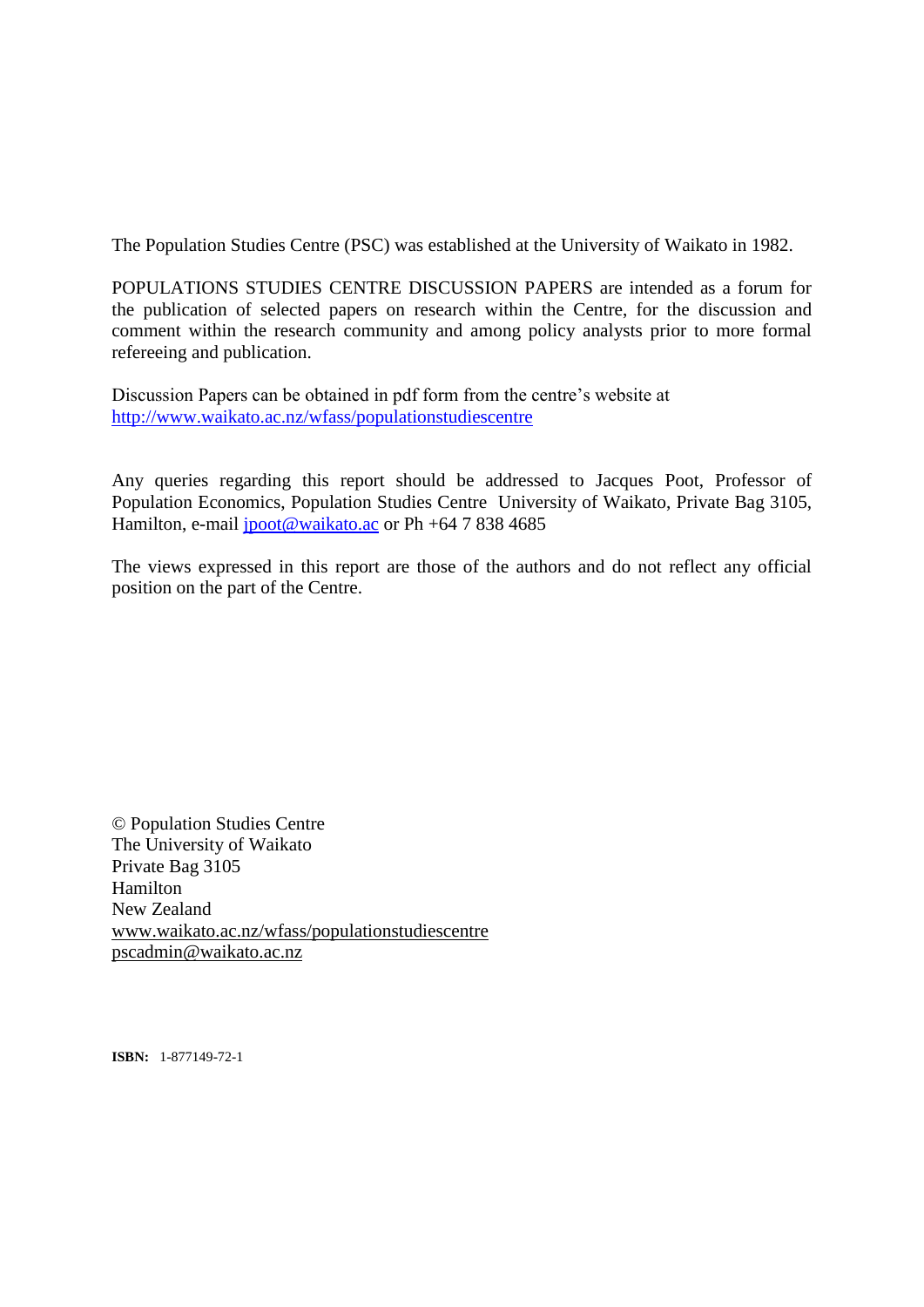The Population Studies Centre (PSC) was established at the University of Waikato in 1982.

POPULATIONS STUDIES CENTRE DISCUSSION PAPERS are intended as a forum for the publication of selected papers on research within the Centre, for the discussion and comment within the research community and among policy analysts prior to more formal refereeing and publication.

Discussion Papers can be obtained in pdf form from the centre's website at
http://www.waikato.ac.nz/wfass/populationstudiescentre

Any queries regarding this report should be addressed to Jacques Poot, Professor of Population Economics, Population Studies Centre University of Waikato, Private Bag 3105, Hamilton, e-mail jpoot@waikato.ac or Ph +64 7 838 4685

The views expressed in this report are those of the authors and do not reflect any official position on the part of the Centre.

© Population Studies Centre
The University of Waikato
Private Bag 3105
Hamilton
New Zealand
www.waikato.ac.nz/wfass/populationstudiescentre
pscadmin@waikato.ac.nz

**ISBN:** 1-877149-72-1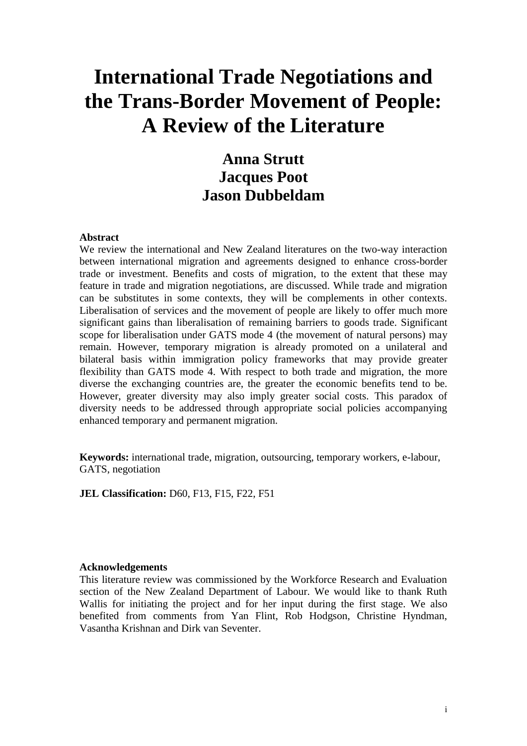# International Trade Negotiations and the Trans-Border Movement of People: A Review of the Literature

**Anna Strutt**
**Jacques Poot**
**Jason Dubbeldam**

**Abstract**

We review the international and New Zealand literatures on the two-way interaction between international migration and agreements designed to enhance cross-border trade or investment. Benefits and costs of migration, to the extent that these may feature in trade and migration negotiations, are discussed. While trade and migration can be substitutes in some contexts, they will be complements in other contexts. Liberalisation of services and the movement of people are likely to offer much more significant gains than liberalisation of remaining barriers to goods trade. Significant scope for liberalisation under GATS mode 4 (the movement of natural persons) may remain. However, temporary migration is already promoted on a unilateral and bilateral basis within immigration policy frameworks that may provide greater flexibility than GATS mode 4. With respect to both trade and migration, the more diverse the exchanging countries are, the greater the economic benefits tend to be. However, greater diversity may also imply greater social costs. This paradox of diversity needs to be addressed through appropriate social policies accompanying enhanced temporary and permanent migration.

**Keywords:** international trade, migration, outsourcing, temporary workers, e-labour, GATS, negotiation

**JEL Classification:** D60, F13, F15, F22, F51

**Acknowledgements**

This literature review was commissioned by the Workforce Research and Evaluation section of the New Zealand Department of Labour. We would like to thank Ruth Wallis for initiating the project and for her input during the first stage. We also benefited from comments from Yan Flint, Rob Hodgson, Christine Hyndman, Vasantha Krishnan and Dirk van Seventer.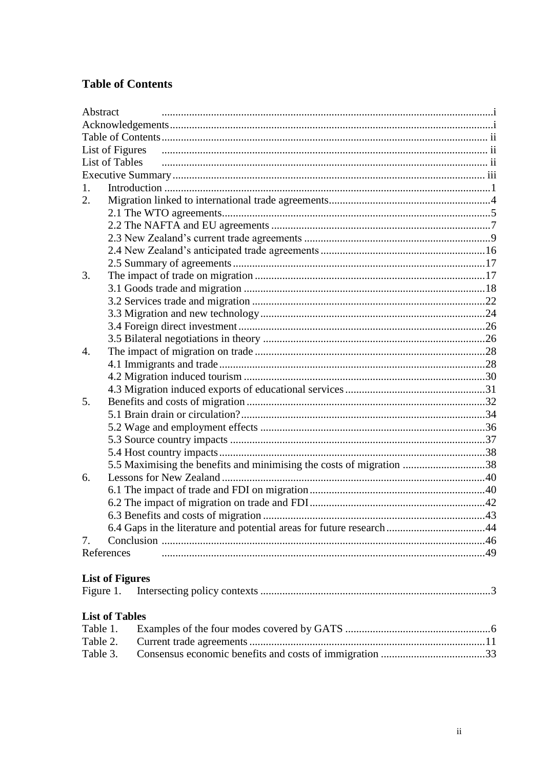## Table of Contents

Abstract ........................................................................................................................i
Acknowledgements.......................................................................................................i
Table of Contents....................................................................................................... ii
List of Figures .......................................................................................................... ii
List of Tables ........................................................................................................... ii
Executive Summary.................................................................................................. iii

1. Introduction ......................................................................................................1
2. Migration linked to international trade agreements.............................................4
   - 2.1 The WTO agreements..................................................................................5
   - 2.2 The NAFTA and EU agreements .................................................................7
   - 2.3 New Zealand's current trade agreements ....................................................9
   - 2.4 New Zealand's anticipated trade agreements .............................................16
   - 2.5 Summary of agreements.............................................................................17
3. The impact of trade on migration ....................................................................17
   - 3.1 Goods trade and migration ........................................................................18
   - 3.2 Services trade and migration .....................................................................22
   - 3.3 Migration and new technology..................................................................24
   - 3.4 Foreign direct investment..........................................................................26
   - 3.5 Bilateral negotiations in theory .................................................................26
4. The impact of migration on trade ....................................................................28
   - 4.1 Immigrants and trade.................................................................................28
   - 4.2 Migration induced tourism ........................................................................30
   - 4.3 Migration induced exports of educational services...................................31
5. Benefits and costs of migration .......................................................................32
   - 5.1 Brain drain or circulation?.........................................................................34
   - 5.2 Wage and employment effects ..................................................................36
   - 5.3 Source country impacts .............................................................................37
   - 5.4 Host country impacts.................................................................................38
   - 5.5 Maximising the benefits and minimising the costs of migration ..............38
6. Lessons for New Zealand ................................................................................40
   - 6.1 The impact of trade and FDI on migration................................................40
   - 6.2 The impact of migration on trade and FDI................................................42
   - 6.3 Benefits and costs of migration .................................................................43
   - 6.4 Gaps in the literature and potential areas for future research....................44
7. Conclusion .......................................................................................................46

References .................................................................................................................49

### List of Figures

Figure 1. Intersecting policy contexts ...................................................................3

### List of Tables

Table 1. Examples of the four modes covered by GATS .........................................6
Table 2. Current trade agreements ........................................................................11
Table 3. Consensus economic benefits and costs of immigration ...........................33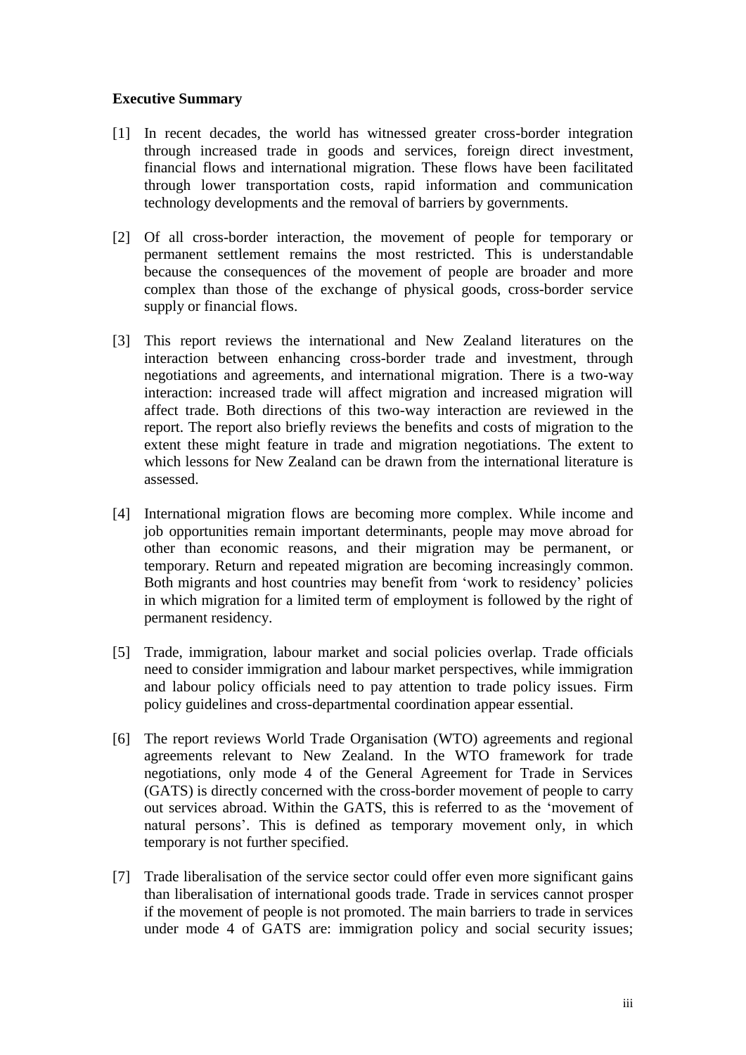**Executive Summary**

[1] In recent decades, the world has witnessed greater cross-border integration through increased trade in goods and services, foreign direct investment, financial flows and international migration. These flows have been facilitated through lower transportation costs, rapid information and communication technology developments and the removal of barriers by governments.

[2] Of all cross-border interaction, the movement of people for temporary or permanent settlement remains the most restricted. This is understandable because the consequences of the movement of people are broader and more complex than those of the exchange of physical goods, cross-border service supply or financial flows.

[3] This report reviews the international and New Zealand literatures on the interaction between enhancing cross-border trade and investment, through negotiations and agreements, and international migration. There is a two-way interaction: increased trade will affect migration and increased migration will affect trade. Both directions of this two-way interaction are reviewed in the report. The report also briefly reviews the benefits and costs of migration to the extent these might feature in trade and migration negotiations. The extent to which lessons for New Zealand can be drawn from the international literature is assessed.

[4] International migration flows are becoming more complex. While income and job opportunities remain important determinants, people may move abroad for other than economic reasons, and their migration may be permanent, or temporary. Return and repeated migration are becoming increasingly common. Both migrants and host countries may benefit from 'work to residency' policies in which migration for a limited term of employment is followed by the right of permanent residency.

[5] Trade, immigration, labour market and social policies overlap. Trade officials need to consider immigration and labour market perspectives, while immigration and labour policy officials need to pay attention to trade policy issues. Firm policy guidelines and cross-departmental coordination appear essential.

[6] The report reviews World Trade Organisation (WTO) agreements and regional agreements relevant to New Zealand. In the WTO framework for trade negotiations, only mode 4 of the General Agreement for Trade in Services (GATS) is directly concerned with the cross-border movement of people to carry out services abroad. Within the GATS, this is referred to as the 'movement of natural persons'. This is defined as temporary movement only, in which temporary is not further specified.

[7] Trade liberalisation of the service sector could offer even more significant gains than liberalisation of international goods trade. Trade in services cannot prosper if the movement of people is not promoted. The main barriers to trade in services under mode 4 of GATS are: immigration policy and social security issues;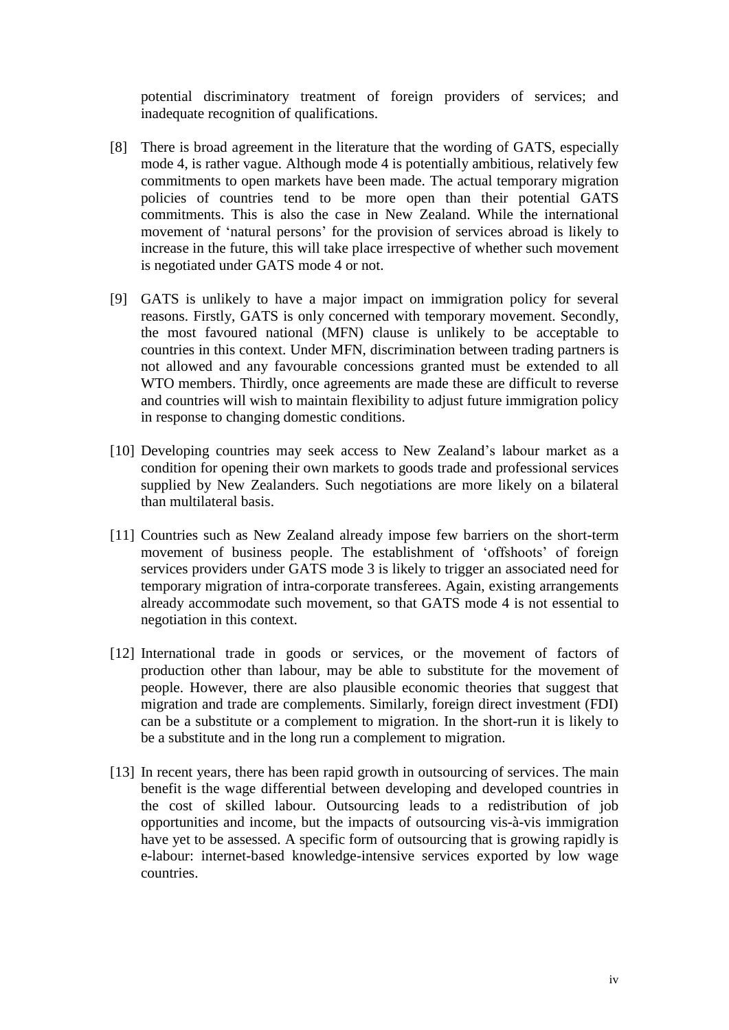potential discriminatory treatment of foreign providers of services; and inadequate recognition of qualifications.

[8] There is broad agreement in the literature that the wording of GATS, especially mode 4, is rather vague. Although mode 4 is potentially ambitious, relatively few commitments to open markets have been made. The actual temporary migration policies of countries tend to be more open than their potential GATS commitments. This is also the case in New Zealand. While the international movement of 'natural persons' for the provision of services abroad is likely to increase in the future, this will take place irrespective of whether such movement is negotiated under GATS mode 4 or not.

[9] GATS is unlikely to have a major impact on immigration policy for several reasons. Firstly, GATS is only concerned with temporary movement. Secondly, the most favoured national (MFN) clause is unlikely to be acceptable to countries in this context. Under MFN, discrimination between trading partners is not allowed and any favourable concessions granted must be extended to all WTO members. Thirdly, once agreements are made these are difficult to reverse and countries will wish to maintain flexibility to adjust future immigration policy in response to changing domestic conditions.

[10] Developing countries may seek access to New Zealand's labour market as a condition for opening their own markets to goods trade and professional services supplied by New Zealanders. Such negotiations are more likely on a bilateral than multilateral basis.

[11] Countries such as New Zealand already impose few barriers on the short-term movement of business people. The establishment of 'offshoots' of foreign services providers under GATS mode 3 is likely to trigger an associated need for temporary migration of intra-corporate transferees. Again, existing arrangements already accommodate such movement, so that GATS mode 4 is not essential to negotiation in this context.

[12] International trade in goods or services, or the movement of factors of production other than labour, may be able to substitute for the movement of people. However, there are also plausible economic theories that suggest that migration and trade are complements. Similarly, foreign direct investment (FDI) can be a substitute or a complement to migration. In the short-run it is likely to be a substitute and in the long run a complement to migration.

[13] In recent years, there has been rapid growth in outsourcing of services. The main benefit is the wage differential between developing and developed countries in the cost of skilled labour. Outsourcing leads to a redistribution of job opportunities and income, but the impacts of outsourcing vis-à-vis immigration have yet to be assessed. A specific form of outsourcing that is growing rapidly is e-labour: internet-based knowledge-intensive services exported by low wage countries.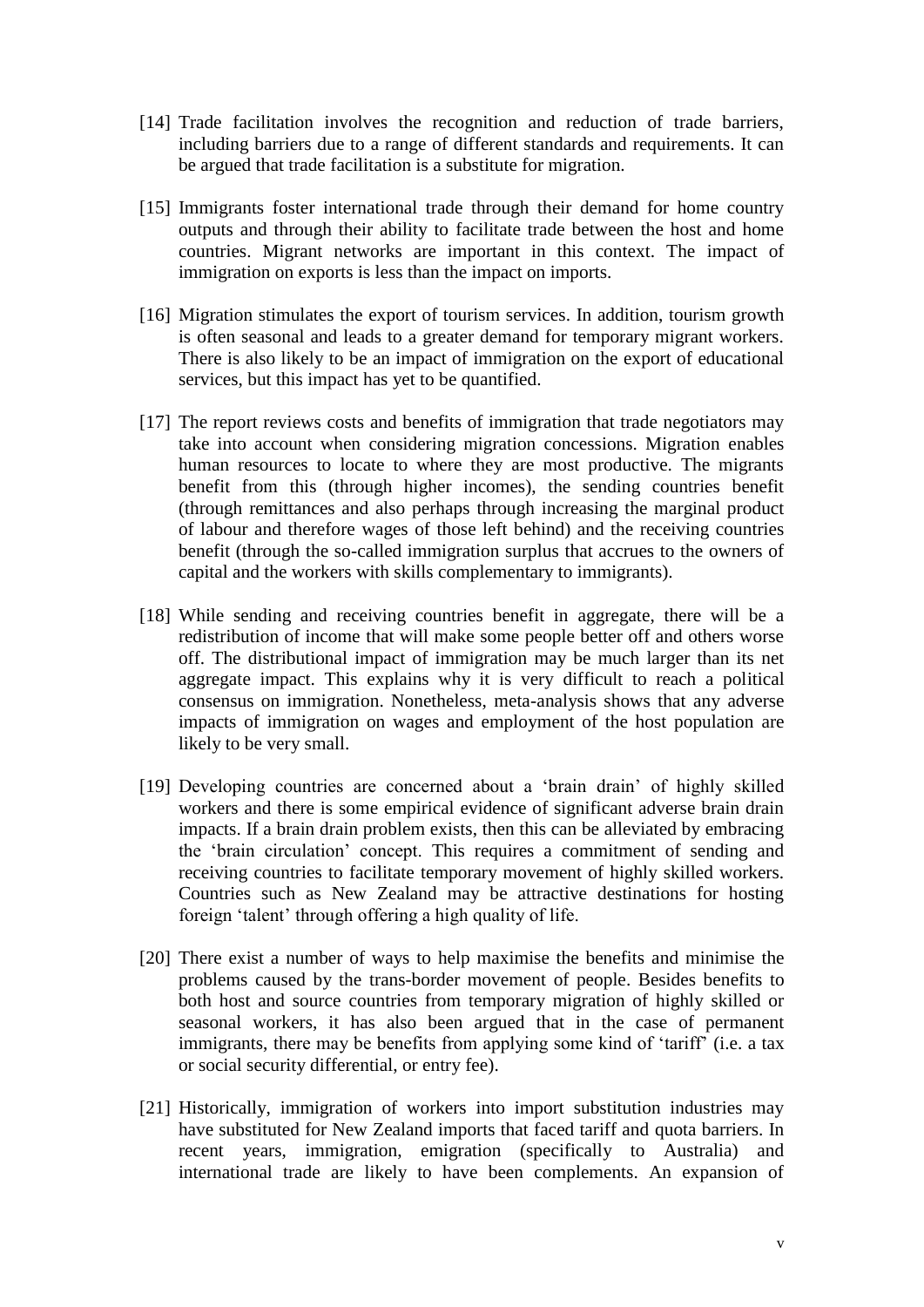[14] Trade facilitation involves the recognition and reduction of trade barriers, including barriers due to a range of different standards and requirements. It can be argued that trade facilitation is a substitute for migration.

[15] Immigrants foster international trade through their demand for home country outputs and through their ability to facilitate trade between the host and home countries. Migrant networks are important in this context. The impact of immigration on exports is less than the impact on imports.

[16] Migration stimulates the export of tourism services. In addition, tourism growth is often seasonal and leads to a greater demand for temporary migrant workers. There is also likely to be an impact of immigration on the export of educational services, but this impact has yet to be quantified.

[17] The report reviews costs and benefits of immigration that trade negotiators may take into account when considering migration concessions. Migration enables human resources to locate to where they are most productive. The migrants benefit from this (through higher incomes), the sending countries benefit (through remittances and also perhaps through increasing the marginal product of labour and therefore wages of those left behind) and the receiving countries benefit (through the so-called immigration surplus that accrues to the owners of capital and the workers with skills complementary to immigrants).

[18] While sending and receiving countries benefit in aggregate, there will be a redistribution of income that will make some people better off and others worse off. The distributional impact of immigration may be much larger than its net aggregate impact. This explains why it is very difficult to reach a political consensus on immigration. Nonetheless, meta-analysis shows that any adverse impacts of immigration on wages and employment of the host population are likely to be very small.

[19] Developing countries are concerned about a 'brain drain' of highly skilled workers and there is some empirical evidence of significant adverse brain drain impacts. If a brain drain problem exists, then this can be alleviated by embracing the 'brain circulation' concept. This requires a commitment of sending and receiving countries to facilitate temporary movement of highly skilled workers. Countries such as New Zealand may be attractive destinations for hosting foreign 'talent' through offering a high quality of life.

[20] There exist a number of ways to help maximise the benefits and minimise the problems caused by the trans-border movement of people. Besides benefits to both host and source countries from temporary migration of highly skilled or seasonal workers, it has also been argued that in the case of permanent immigrants, there may be benefits from applying some kind of 'tariff' (i.e. a tax or social security differential, or entry fee).

[21] Historically, immigration of workers into import substitution industries may have substituted for New Zealand imports that faced tariff and quota barriers. In recent years, immigration, emigration (specifically to Australia) and international trade are likely to have been complements. An expansion of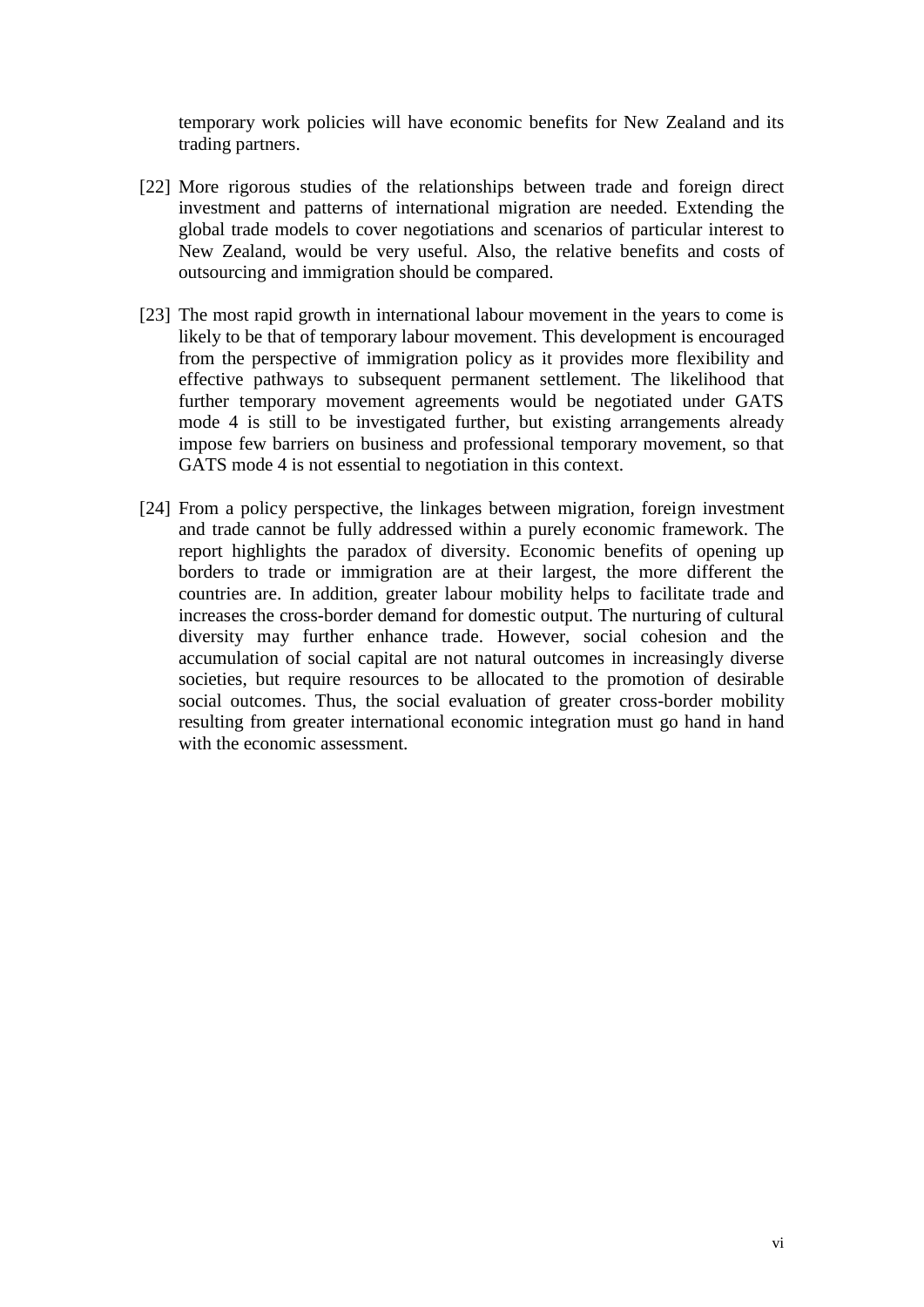temporary work policies will have economic benefits for New Zealand and its trading partners.

[22] More rigorous studies of the relationships between trade and foreign direct investment and patterns of international migration are needed. Extending the global trade models to cover negotiations and scenarios of particular interest to New Zealand, would be very useful. Also, the relative benefits and costs of outsourcing and immigration should be compared.

[23] The most rapid growth in international labour movement in the years to come is likely to be that of temporary labour movement. This development is encouraged from the perspective of immigration policy as it provides more flexibility and effective pathways to subsequent permanent settlement. The likelihood that further temporary movement agreements would be negotiated under GATS mode 4 is still to be investigated further, but existing arrangements already impose few barriers on business and professional temporary movement, so that GATS mode 4 is not essential to negotiation in this context.

[24] From a policy perspective, the linkages between migration, foreign investment and trade cannot be fully addressed within a purely economic framework. The report highlights the paradox of diversity. Economic benefits of opening up borders to trade or immigration are at their largest, the more different the countries are. In addition, greater labour mobility helps to facilitate trade and increases the cross-border demand for domestic output. The nurturing of cultural diversity may further enhance trade. However, social cohesion and the accumulation of social capital are not natural outcomes in increasingly diverse societies, but require resources to be allocated to the promotion of desirable social outcomes. Thus, the social evaluation of greater cross-border mobility resulting from greater international economic integration must go hand in hand with the economic assessment.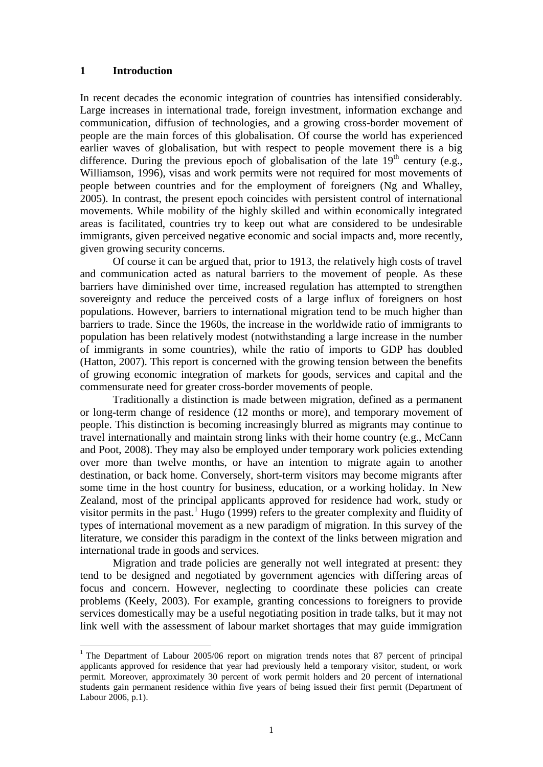# 1 Introduction

In recent decades the economic integration of countries has intensified considerably. Large increases in international trade, foreign investment, information exchange and communication, diffusion of technologies, and a growing cross-border movement of people are the main forces of this globalisation. Of course the world has experienced earlier waves of globalisation, but with respect to people movement there is a big difference. During the previous epoch of globalisation of the late 19th century (e.g., Williamson, 1996), visas and work permits were not required for most movements of people between countries and for the employment of foreigners (Ng and Whalley, 2005). In contrast, the present epoch coincides with persistent control of international movements. While mobility of the highly skilled and within economically integrated areas is facilitated, countries try to keep out what are considered to be undesirable immigrants, given perceived negative economic and social impacts and, more recently, given growing security concerns.

Of course it can be argued that, prior to 1913, the relatively high costs of travel and communication acted as natural barriers to the movement of people. As these barriers have diminished over time, increased regulation has attempted to strengthen sovereignty and reduce the perceived costs of a large influx of foreigners on host populations. However, barriers to international migration tend to be much higher than barriers to trade. Since the 1960s, the increase in the worldwide ratio of immigrants to population has been relatively modest (notwithstanding a large increase in the number of immigrants in some countries), while the ratio of imports to GDP has doubled (Hatton, 2007). This report is concerned with the growing tension between the benefits of growing economic integration of markets for goods, services and capital and the commensurate need for greater cross-border movements of people.

Traditionally a distinction is made between migration, defined as a permanent or long-term change of residence (12 months or more), and temporary movement of people. This distinction is becoming increasingly blurred as migrants may continue to travel internationally and maintain strong links with their home country (e.g., McCann and Poot, 2008). They may also be employed under temporary work policies extending over more than twelve months, or have an intention to migrate again to another destination, or back home. Conversely, short-term visitors may become migrants after some time in the host country for business, education, or a working holiday. In New Zealand, most of the principal applicants approved for residence had work, study or visitor permits in the past.[1] Hugo (1999) refers to the greater complexity and fluidity of types of international movement as a new paradigm of migration. In this survey of the literature, we consider this paradigm in the context of the links between migration and international trade in goods and services.

Migration and trade policies are generally not well integrated at present: they tend to be designed and negotiated by government agencies with differing areas of focus and concern. However, neglecting to coordinate these policies can create problems (Keely, 2003). For example, granting concessions to foreigners to provide services domestically may be a useful negotiating position in trade talks, but it may not link well with the assessment of labour market shortages that may guide immigration

---

[1] The Department of Labour 2005/06 report on migration trends notes that 87 percent of principal applicants approved for residence that year had previously held a temporary visitor, student, or work permit. Moreover, approximately 30 percent of work permit holders and 20 percent of international students gain permanent residence within five years of being issued their first permit (Department of Labour 2006, p.1).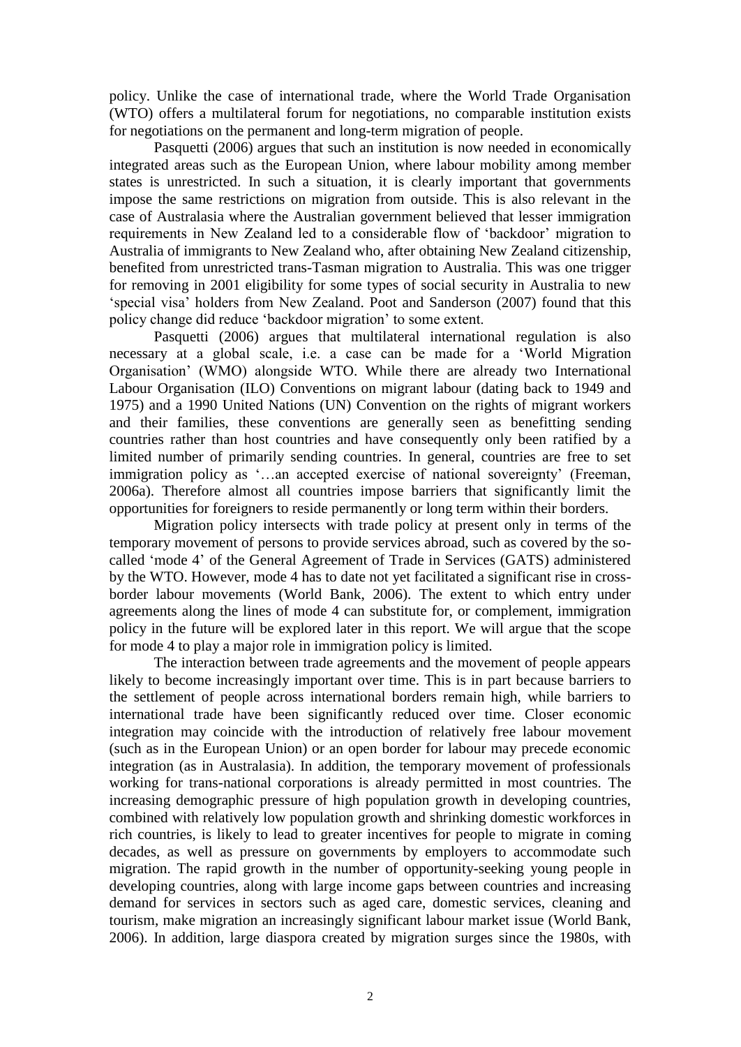policy. Unlike the case of international trade, where the World Trade Organisation (WTO) offers a multilateral forum for negotiations, no comparable institution exists for negotiations on the permanent and long-term migration of people.

Pasquetti (2006) argues that such an institution is now needed in economically integrated areas such as the European Union, where labour mobility among member states is unrestricted. In such a situation, it is clearly important that governments impose the same restrictions on migration from outside. This is also relevant in the case of Australasia where the Australian government believed that lesser immigration requirements in New Zealand led to a considerable flow of 'backdoor' migration to Australia of immigrants to New Zealand who, after obtaining New Zealand citizenship, benefited from unrestricted trans-Tasman migration to Australia. This was one trigger for removing in 2001 eligibility for some types of social security in Australia to new 'special visa' holders from New Zealand. Poot and Sanderson (2007) found that this policy change did reduce 'backdoor migration' to some extent.

Pasquetti (2006) argues that multilateral international regulation is also necessary at a global scale, i.e. a case can be made for a 'World Migration Organisation' (WMO) alongside WTO. While there are already two International Labour Organisation (ILO) Conventions on migrant labour (dating back to 1949 and 1975) and a 1990 United Nations (UN) Convention on the rights of migrant workers and their families, these conventions are generally seen as benefitting sending countries rather than host countries and have consequently only been ratified by a limited number of primarily sending countries. In general, countries are free to set immigration policy as '…an accepted exercise of national sovereignty' (Freeman, 2006a). Therefore almost all countries impose barriers that significantly limit the opportunities for foreigners to reside permanently or long term within their borders.

Migration policy intersects with trade policy at present only in terms of the temporary movement of persons to provide services abroad, such as covered by the so-called 'mode 4' of the General Agreement of Trade in Services (GATS) administered by the WTO. However, mode 4 has to date not yet facilitated a significant rise in cross-border labour movements (World Bank, 2006). The extent to which entry under agreements along the lines of mode 4 can substitute for, or complement, immigration policy in the future will be explored later in this report. We will argue that the scope for mode 4 to play a major role in immigration policy is limited.

The interaction between trade agreements and the movement of people appears likely to become increasingly important over time. This is in part because barriers to the settlement of people across international borders remain high, while barriers to international trade have been significantly reduced over time. Closer economic integration may coincide with the introduction of relatively free labour movement (such as in the European Union) or an open border for labour may precede economic integration (as in Australasia). In addition, the temporary movement of professionals working for trans-national corporations is already permitted in most countries. The increasing demographic pressure of high population growth in developing countries, combined with relatively low population growth and shrinking domestic workforces in rich countries, is likely to lead to greater incentives for people to migrate in coming decades, as well as pressure on governments by employers to accommodate such migration. The rapid growth in the number of opportunity-seeking young people in developing countries, along with large income gaps between countries and increasing demand for services in sectors such as aged care, domestic services, cleaning and tourism, make migration an increasingly significant labour market issue (World Bank, 2006). In addition, large diaspora created by migration surges since the 1980s, with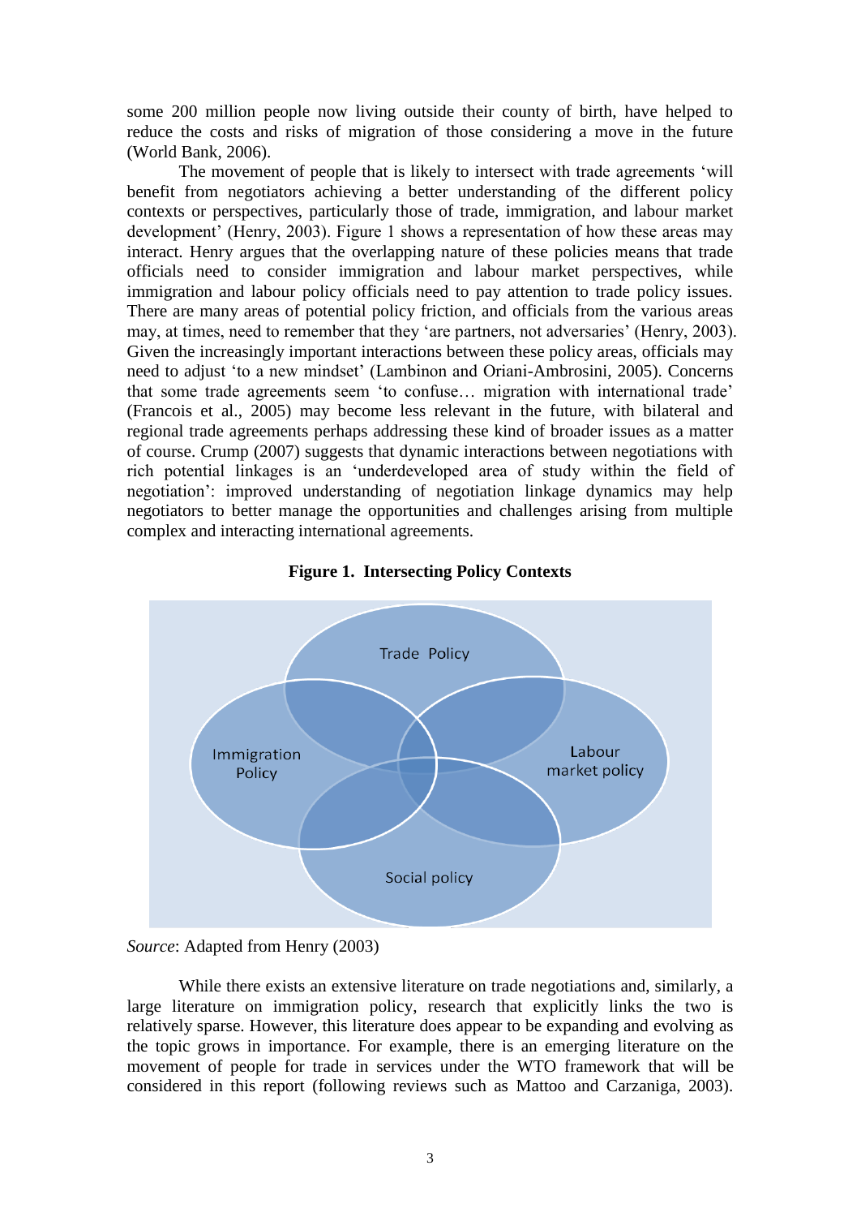some 200 million people now living outside their county of birth, have helped to reduce the costs and risks of migration of those considering a move in the future (World Bank, 2006).

The movement of people that is likely to intersect with trade agreements 'will benefit from negotiators achieving a better understanding of the different policy contexts or perspectives, particularly those of trade, immigration, and labour market development' (Henry, 2003). Figure 1 shows a representation of how these areas may interact. Henry argues that the overlapping nature of these policies means that trade officials need to consider immigration and labour market perspectives, while immigration and labour policy officials need to pay attention to trade policy issues. There are many areas of potential policy friction, and officials from the various areas may, at times, need to remember that they 'are partners, not adversaries' (Henry, 2003). Given the increasingly important interactions between these policy areas, officials may need to adjust 'to a new mindset' (Lambinon and Oriani-Ambrosini, 2005). Concerns that some trade agreements seem 'to confuse… migration with international trade' (Francois et al., 2005) may become less relevant in the future, with bilateral and regional trade agreements perhaps addressing these kind of broader issues as a matter of course. Crump (2007) suggests that dynamic interactions between negotiations with rich potential linkages is an 'underdeveloped area of study within the field of negotiation': improved understanding of negotiation linkage dynamics may help negotiators to better manage the opportunities and challenges arising from multiple complex and interacting international agreements.

**Figure 1. Intersecting Policy Contexts**

Trade Policy

Immigration Policy

Labour market policy

Social policy

*Source*: Adapted from Henry (2003)

While there exists an extensive literature on trade negotiations and, similarly, a large literature on immigration policy, research that explicitly links the two is relatively sparse. However, this literature does appear to be expanding and evolving as the topic grows in importance. For example, there is an emerging literature on the movement of people for trade in services under the WTO framework that will be considered in this report (following reviews such as Mattoo and Carzaniga, 2003).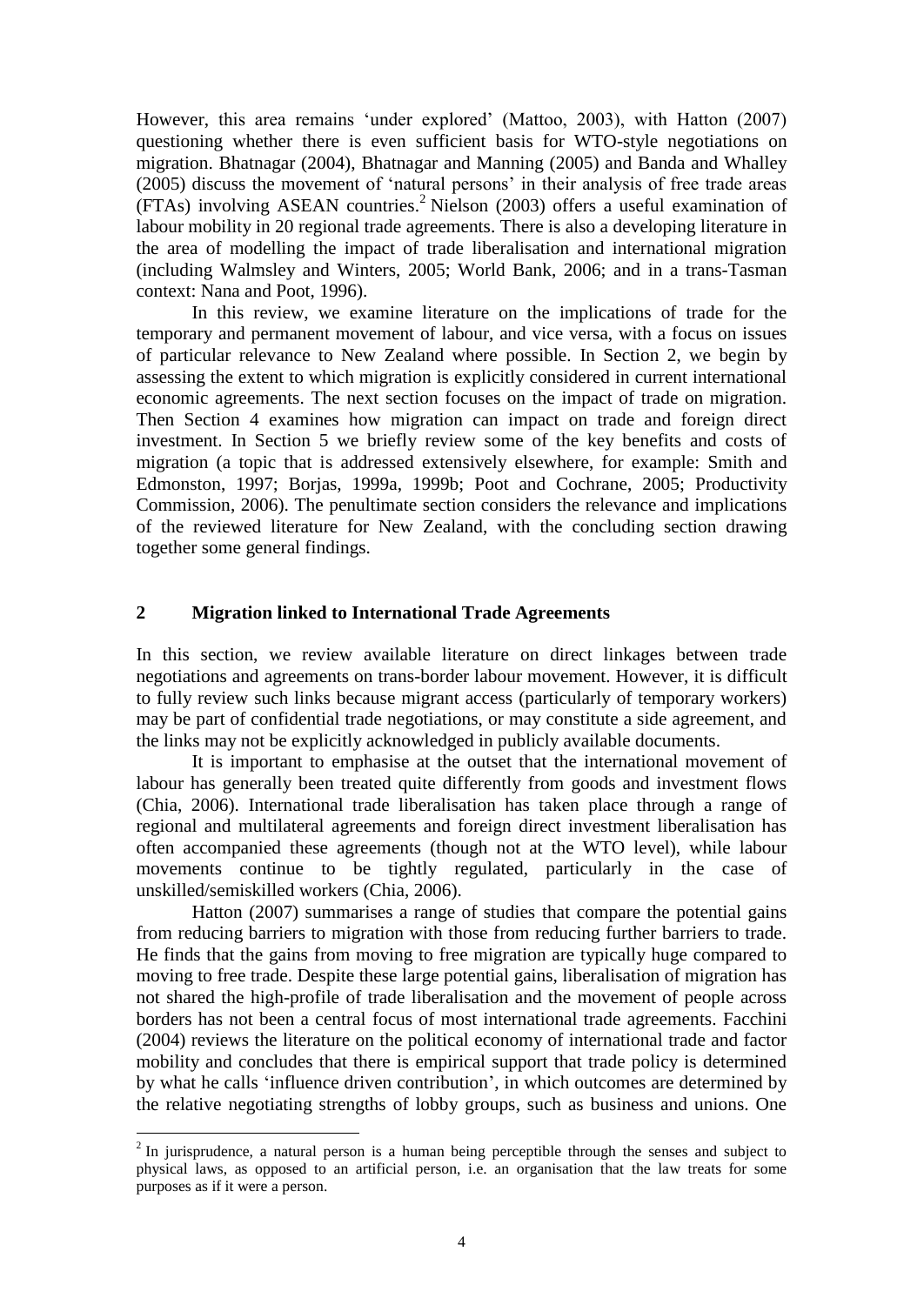However, this area remains 'under explored' (Mattoo, 2003), with Hatton (2007) questioning whether there is even sufficient basis for WTO-style negotiations on migration. Bhatnagar (2004), Bhatnagar and Manning (2005) and Banda and Whalley (2005) discuss the movement of 'natural persons' in their analysis of free trade areas (FTAs) involving ASEAN countries.[2] Nielson (2003) offers a useful examination of labour mobility in 20 regional trade agreements. There is also a developing literature in the area of modelling the impact of trade liberalisation and international migration (including Walmsley and Winters, 2005; World Bank, 2006; and in a trans-Tasman context: Nana and Poot, 1996).

In this review, we examine literature on the implications of trade for the temporary and permanent movement of labour, and vice versa, with a focus on issues of particular relevance to New Zealand where possible. In Section 2, we begin by assessing the extent to which migration is explicitly considered in current international economic agreements. The next section focuses on the impact of trade on migration. Then Section 4 examines how migration can impact on trade and foreign direct investment. In Section 5 we briefly review some of the key benefits and costs of migration (a topic that is addressed extensively elsewhere, for example: Smith and Edmonston, 1997; Borjas, 1999a, 1999b; Poot and Cochrane, 2005; Productivity Commission, 2006). The penultimate section considers the relevance and implications of the reviewed literature for New Zealand, with the concluding section drawing together some general findings.

## 2 Migration linked to International Trade Agreements

In this section, we review available literature on direct linkages between trade negotiations and agreements on trans-border labour movement. However, it is difficult to fully review such links because migrant access (particularly of temporary workers) may be part of confidential trade negotiations, or may constitute a side agreement, and the links may not be explicitly acknowledged in publicly available documents.

It is important to emphasise at the outset that the international movement of labour has generally been treated quite differently from goods and investment flows (Chia, 2006). International trade liberalisation has taken place through a range of regional and multilateral agreements and foreign direct investment liberalisation has often accompanied these agreements (though not at the WTO level), while labour movements continue to be tightly regulated, particularly in the case of unskilled/semiskilled workers (Chia, 2006).

Hatton (2007) summarises a range of studies that compare the potential gains from reducing barriers to migration with those from reducing further barriers to trade. He finds that the gains from moving to free migration are typically huge compared to moving to free trade. Despite these large potential gains, liberalisation of migration has not shared the high-profile of trade liberalisation and the movement of people across borders has not been a central focus of most international trade agreements. Facchini (2004) reviews the literature on the political economy of international trade and factor mobility and concludes that there is empirical support that trade policy is determined by what he calls 'influence driven contribution', in which outcomes are determined by the relative negotiating strengths of lobby groups, such as business and unions. One

---

[2] In jurisprudence, a natural person is a human being perceptible through the senses and subject to physical laws, as opposed to an artificial person, i.e. an organisation that the law treats for some purposes as if it were a person.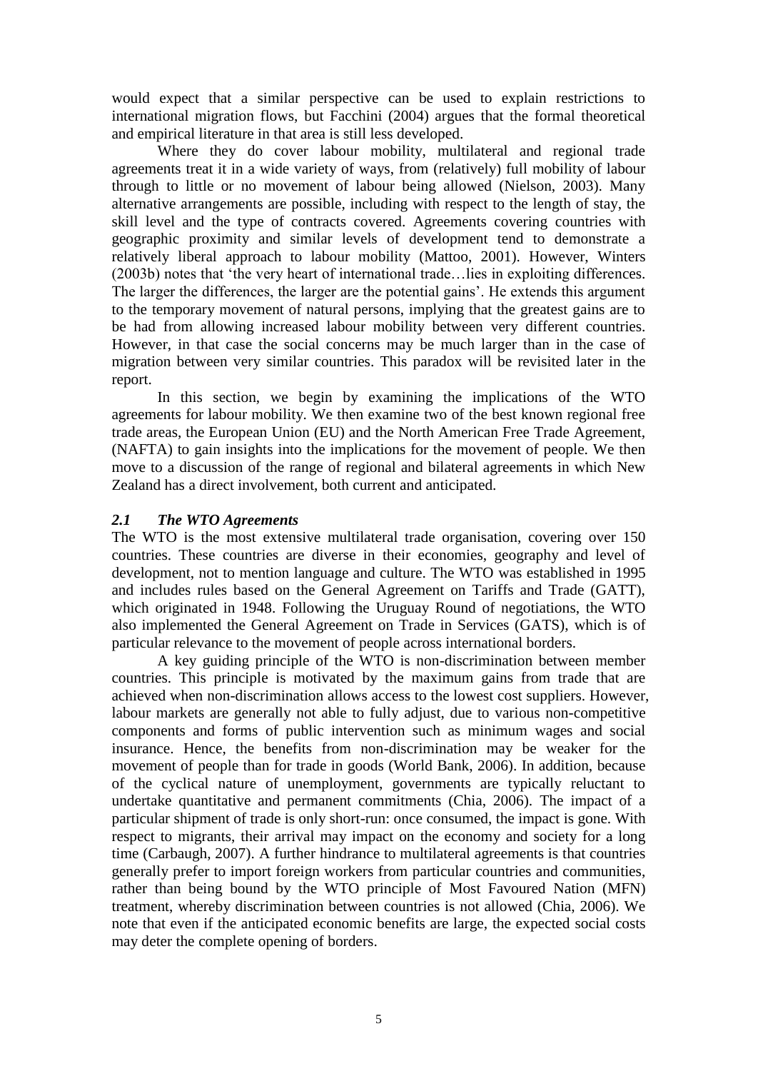would expect that a similar perspective can be used to explain restrictions to international migration flows, but Facchini (2004) argues that the formal theoretical and empirical literature in that area is still less developed.

Where they do cover labour mobility, multilateral and regional trade agreements treat it in a wide variety of ways, from (relatively) full mobility of labour through to little or no movement of labour being allowed (Nielson, 2003). Many alternative arrangements are possible, including with respect to the length of stay, the skill level and the type of contracts covered. Agreements covering countries with geographic proximity and similar levels of development tend to demonstrate a relatively liberal approach to labour mobility (Mattoo, 2001). However, Winters (2003b) notes that 'the very heart of international trade…lies in exploiting differences. The larger the differences, the larger are the potential gains'. He extends this argument to the temporary movement of natural persons, implying that the greatest gains are to be had from allowing increased labour mobility between very different countries. However, in that case the social concerns may be much larger than in the case of migration between very similar countries. This paradox will be revisited later in the report.

In this section, we begin by examining the implications of the WTO agreements for labour mobility. We then examine two of the best known regional free trade areas, the European Union (EU) and the North American Free Trade Agreement, (NAFTA) to gain insights into the implications for the movement of people. We then move to a discussion of the range of regional and bilateral agreements in which New Zealand has a direct involvement, both current and anticipated.

### *2.1 The WTO Agreements*

The WTO is the most extensive multilateral trade organisation, covering over 150 countries. These countries are diverse in their economies, geography and level of development, not to mention language and culture. The WTO was established in 1995 and includes rules based on the General Agreement on Tariffs and Trade (GATT), which originated in 1948. Following the Uruguay Round of negotiations, the WTO also implemented the General Agreement on Trade in Services (GATS), which is of particular relevance to the movement of people across international borders.

A key guiding principle of the WTO is non-discrimination between member countries. This principle is motivated by the maximum gains from trade that are achieved when non-discrimination allows access to the lowest cost suppliers. However, labour markets are generally not able to fully adjust, due to various non-competitive components and forms of public intervention such as minimum wages and social insurance. Hence, the benefits from non-discrimination may be weaker for the movement of people than for trade in goods (World Bank, 2006). In addition, because of the cyclical nature of unemployment, governments are typically reluctant to undertake quantitative and permanent commitments (Chia, 2006). The impact of a particular shipment of trade is only short-run: once consumed, the impact is gone. With respect to migrants, their arrival may impact on the economy and society for a long time (Carbaugh, 2007). A further hindrance to multilateral agreements is that countries generally prefer to import foreign workers from particular countries and communities, rather than being bound by the WTO principle of Most Favoured Nation (MFN) treatment, whereby discrimination between countries is not allowed (Chia, 2006). We note that even if the anticipated economic benefits are large, the expected social costs may deter the complete opening of borders.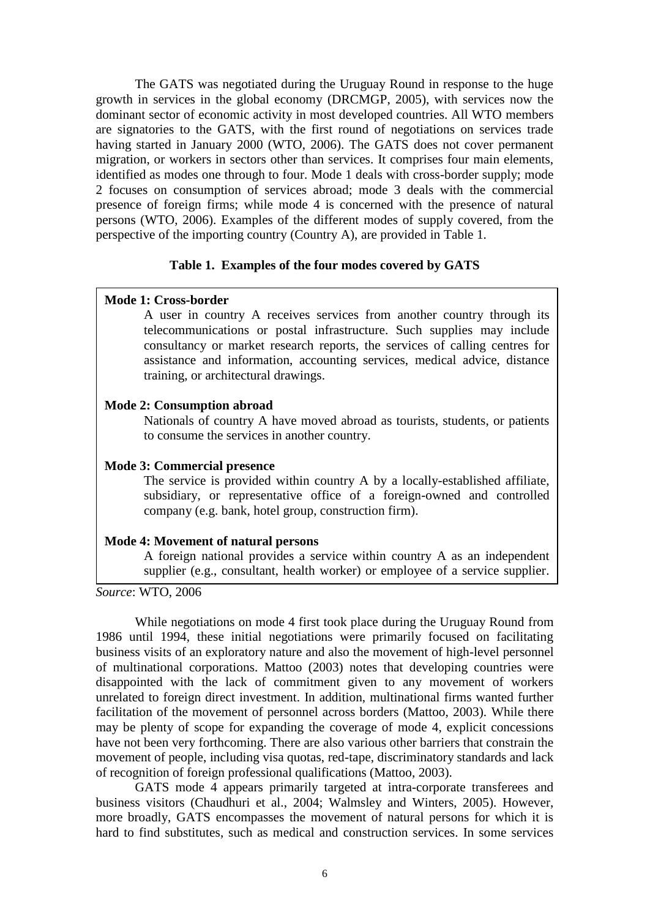The GATS was negotiated during the Uruguay Round in response to the huge growth in services in the global economy (DRCMGP, 2005), with services now the dominant sector of economic activity in most developed countries. All WTO members are signatories to the GATS, with the first round of negotiations on services trade having started in January 2000 (WTO, 2006). The GATS does not cover permanent migration, or workers in sectors other than services. It comprises four main elements, identified as modes one through to four. Mode 1 deals with cross-border supply; mode 2 focuses on consumption of services abroad; mode 3 deals with the commercial presence of foreign firms; while mode 4 is concerned with the presence of natural persons (WTO, 2006). Examples of the different modes of supply covered, from the perspective of the importing country (Country A), are provided in Table 1.

**Table 1. Examples of the four modes covered by GATS**

**Mode 1: Cross-border**

A user in country A receives services from another country through its telecommunications or postal infrastructure. Such supplies may include consultancy or market research reports, the services of calling centres for assistance and information, accounting services, medical advice, distance training, or architectural drawings.

**Mode 2: Consumption abroad**

Nationals of country A have moved abroad as tourists, students, or patients to consume the services in another country.

**Mode 3: Commercial presence**

The service is provided within country A by a locally-established affiliate, subsidiary, or representative office of a foreign-owned and controlled company (e.g. bank, hotel group, construction firm).

**Mode 4: Movement of natural persons**

A foreign national provides a service within country A as an independent supplier (e.g., consultant, health worker) or employee of a service supplier.

*Source*: WTO, 2006

While negotiations on mode 4 first took place during the Uruguay Round from 1986 until 1994, these initial negotiations were primarily focused on facilitating business visits of an exploratory nature and also the movement of high-level personnel of multinational corporations. Mattoo (2003) notes that developing countries were disappointed with the lack of commitment given to any movement of workers unrelated to foreign direct investment. In addition, multinational firms wanted further facilitation of the movement of personnel across borders (Mattoo, 2003). While there may be plenty of scope for expanding the coverage of mode 4, explicit concessions have not been very forthcoming. There are also various other barriers that constrain the movement of people, including visa quotas, red-tape, discriminatory standards and lack of recognition of foreign professional qualifications (Mattoo, 2003).

GATS mode 4 appears primarily targeted at intra-corporate transferees and business visitors (Chaudhuri et al., 2004; Walmsley and Winters, 2005). However, more broadly, GATS encompasses the movement of natural persons for which it is hard to find substitutes, such as medical and construction services. In some services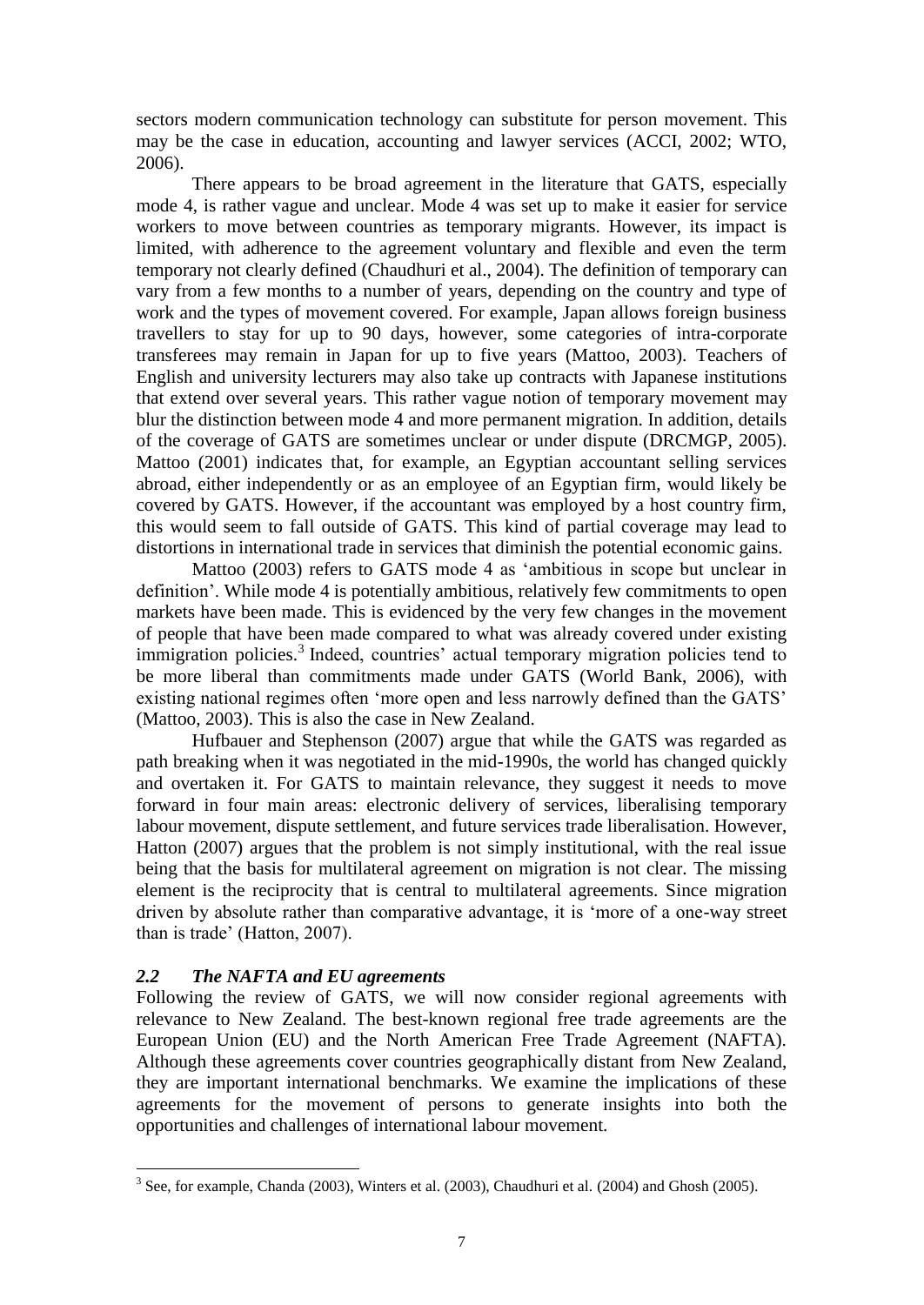sectors modern communication technology can substitute for person movement. This may be the case in education, accounting and lawyer services (ACCI, 2002; WTO, 2006).

There appears to be broad agreement in the literature that GATS, especially mode 4, is rather vague and unclear. Mode 4 was set up to make it easier for service workers to move between countries as temporary migrants. However, its impact is limited, with adherence to the agreement voluntary and flexible and even the term temporary not clearly defined (Chaudhuri et al., 2004). The definition of temporary can vary from a few months to a number of years, depending on the country and type of work and the types of movement covered. For example, Japan allows foreign business travellers to stay for up to 90 days, however, some categories of intra-corporate transferees may remain in Japan for up to five years (Mattoo, 2003). Teachers of English and university lecturers may also take up contracts with Japanese institutions that extend over several years. This rather vague notion of temporary movement may blur the distinction between mode 4 and more permanent migration. In addition, details of the coverage of GATS are sometimes unclear or under dispute (DRCMGP, 2005). Mattoo (2001) indicates that, for example, an Egyptian accountant selling services abroad, either independently or as an employee of an Egyptian firm, would likely be covered by GATS. However, if the accountant was employed by a host country firm, this would seem to fall outside of GATS. This kind of partial coverage may lead to distortions in international trade in services that diminish the potential economic gains.

Mattoo (2003) refers to GATS mode 4 as 'ambitious in scope but unclear in definition'. While mode 4 is potentially ambitious, relatively few commitments to open markets have been made. This is evidenced by the very few changes in the movement of people that have been made compared to what was already covered under existing immigration policies.[3] Indeed, countries' actual temporary migration policies tend to be more liberal than commitments made under GATS (World Bank, 2006), with existing national regimes often 'more open and less narrowly defined than the GATS' (Mattoo, 2003). This is also the case in New Zealand.

Hufbauer and Stephenson (2007) argue that while the GATS was regarded as path breaking when it was negotiated in the mid-1990s, the world has changed quickly and overtaken it. For GATS to maintain relevance, they suggest it needs to move forward in four main areas: electronic delivery of services, liberalising temporary labour movement, dispute settlement, and future services trade liberalisation. However, Hatton (2007) argues that the problem is not simply institutional, with the real issue being that the basis for multilateral agreement on migration is not clear. The missing element is the reciprocity that is central to multilateral agreements. Since migration driven by absolute rather than comparative advantage, it is 'more of a one-way street than is trade' (Hatton, 2007).

### *2.2 The NAFTA and EU agreements*

Following the review of GATS, we will now consider regional agreements with relevance to New Zealand. The best-known regional free trade agreements are the European Union (EU) and the North American Free Trade Agreement (NAFTA). Although these agreements cover countries geographically distant from New Zealand, they are important international benchmarks. We examine the implications of these agreements for the movement of persons to generate insights into both the opportunities and challenges of international labour movement.

---

[3] See, for example, Chanda (2003), Winters et al. (2003), Chaudhuri et al. (2004) and Ghosh (2005).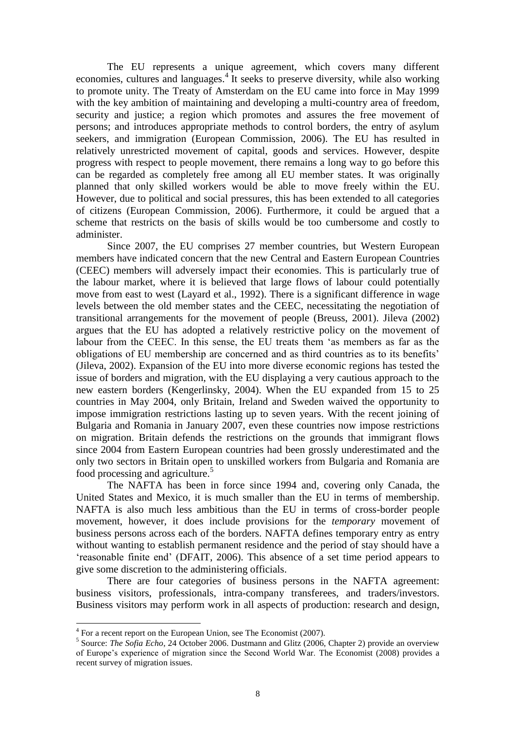The EU represents a unique agreement, which covers many different economies, cultures and languages.[4] It seeks to preserve diversity, while also working to promote unity. The Treaty of Amsterdam on the EU came into force in May 1999 with the key ambition of maintaining and developing a multi-country area of freedom, security and justice; a region which promotes and assures the free movement of persons; and introduces appropriate methods to control borders, the entry of asylum seekers, and immigration (European Commission, 2006). The EU has resulted in relatively unrestricted movement of capital, goods and services. However, despite progress with respect to people movement, there remains a long way to go before this can be regarded as completely free among all EU member states. It was originally planned that only skilled workers would be able to move freely within the EU. However, due to political and social pressures, this has been extended to all categories of citizens (European Commission, 2006). Furthermore, it could be argued that a scheme that restricts on the basis of skills would be too cumbersome and costly to administer.

Since 2007, the EU comprises 27 member countries, but Western European members have indicated concern that the new Central and Eastern European Countries (CEEC) members will adversely impact their economies. This is particularly true of the labour market, where it is believed that large flows of labour could potentially move from east to west (Layard et al., 1992). There is a significant difference in wage levels between the old member states and the CEEC, necessitating the negotiation of transitional arrangements for the movement of people (Breuss, 2001). Jileva (2002) argues that the EU has adopted a relatively restrictive policy on the movement of labour from the CEEC. In this sense, the EU treats them 'as members as far as the obligations of EU membership are concerned and as third countries as to its benefits' (Jileva, 2002). Expansion of the EU into more diverse economic regions has tested the issue of borders and migration, with the EU displaying a very cautious approach to the new eastern borders (Kengerlinsky, 2004). When the EU expanded from 15 to 25 countries in May 2004, only Britain, Ireland and Sweden waived the opportunity to impose immigration restrictions lasting up to seven years. With the recent joining of Bulgaria and Romania in January 2007, even these countries now impose restrictions on migration. Britain defends the restrictions on the grounds that immigrant flows since 2004 from Eastern European countries had been grossly underestimated and the only two sectors in Britain open to unskilled workers from Bulgaria and Romania are food processing and agriculture.[5]

The NAFTA has been in force since 1994 and, covering only Canada, the United States and Mexico, it is much smaller than the EU in terms of membership. NAFTA is also much less ambitious than the EU in terms of cross-border people movement, however, it does include provisions for the *temporary* movement of business persons across each of the borders. NAFTA defines temporary entry as entry without wanting to establish permanent residence and the period of stay should have a 'reasonable finite end' (DFAIT, 2006). This absence of a set time period appears to give some discretion to the administering officials.

There are four categories of business persons in the NAFTA agreement: business visitors, professionals, intra-company transferees, and traders/investors. Business visitors may perform work in all aspects of production: research and design,

[4] For a recent report on the European Union, see The Economist (2007).

[5] Source: *The Sofia Echo*, 24 October 2006. Dustmann and Glitz (2006, Chapter 2) provide an overview of Europe's experience of migration since the Second World War. The Economist (2008) provides a recent survey of migration issues.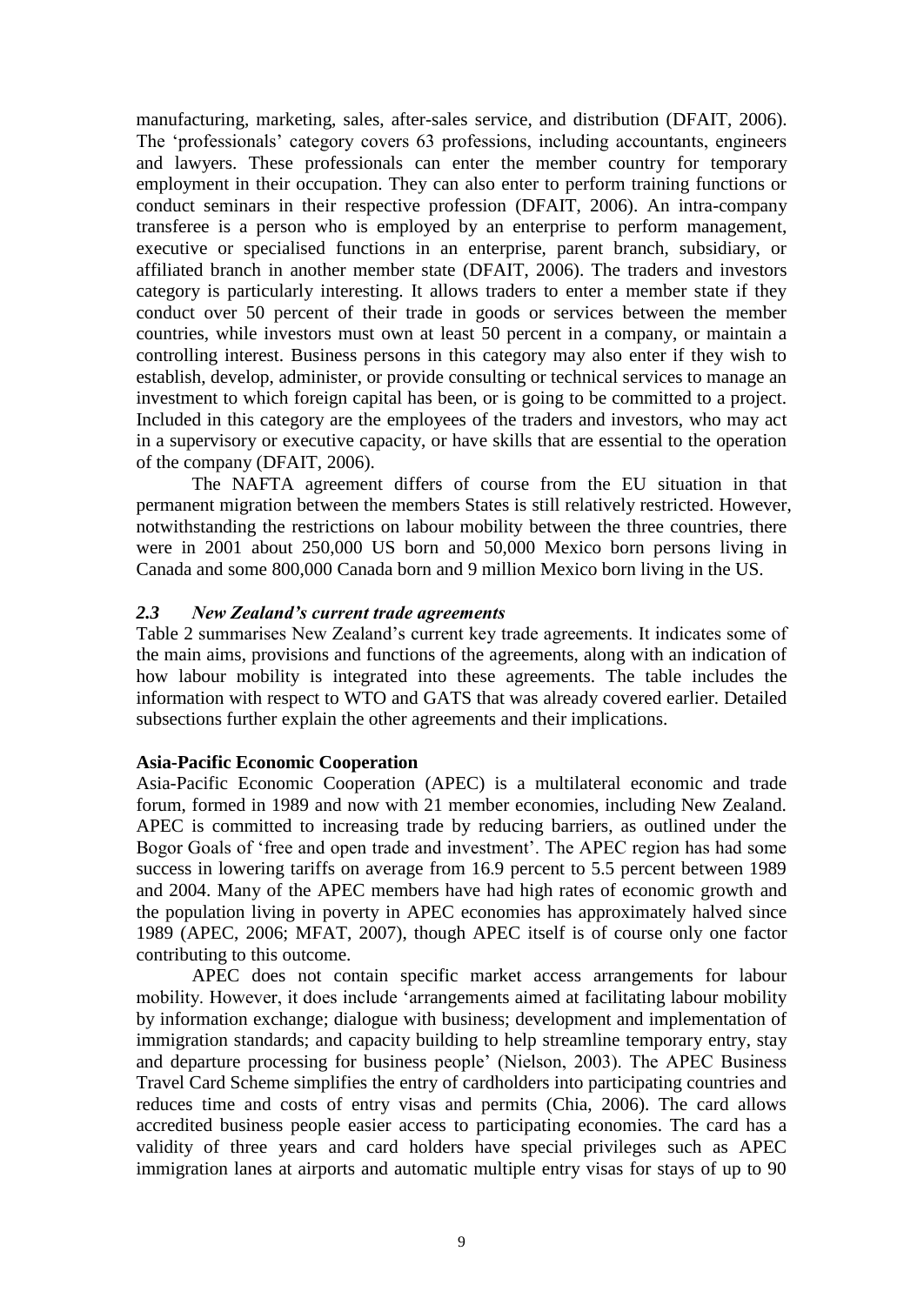manufacturing, marketing, sales, after-sales service, and distribution (DFAIT, 2006). The 'professionals' category covers 63 professions, including accountants, engineers and lawyers. These professionals can enter the member country for temporary employment in their occupation. They can also enter to perform training functions or conduct seminars in their respective profession (DFAIT, 2006). An intra-company transferee is a person who is employed by an enterprise to perform management, executive or specialised functions in an enterprise, parent branch, subsidiary, or affiliated branch in another member state (DFAIT, 2006). The traders and investors category is particularly interesting. It allows traders to enter a member state if they conduct over 50 percent of their trade in goods or services between the member countries, while investors must own at least 50 percent in a company, or maintain a controlling interest. Business persons in this category may also enter if they wish to establish, develop, administer, or provide consulting or technical services to manage an investment to which foreign capital has been, or is going to be committed to a project. Included in this category are the employees of the traders and investors, who may act in a supervisory or executive capacity, or have skills that are essential to the operation of the company (DFAIT, 2006).

The NAFTA agreement differs of course from the EU situation in that permanent migration between the members States is still relatively restricted. However, notwithstanding the restrictions on labour mobility between the three countries, there were in 2001 about 250,000 US born and 50,000 Mexico born persons living in Canada and some 800,000 Canada born and 9 million Mexico born living in the US.

### *2.3 New Zealand's current trade agreements*

Table 2 summarises New Zealand's current key trade agreements. It indicates some of the main aims, provisions and functions of the agreements, along with an indication of how labour mobility is integrated into these agreements. The table includes the information with respect to WTO and GATS that was already covered earlier. Detailed subsections further explain the other agreements and their implications.

**Asia-Pacific Economic Cooperation**

Asia-Pacific Economic Cooperation (APEC) is a multilateral economic and trade forum, formed in 1989 and now with 21 member economies, including New Zealand. APEC is committed to increasing trade by reducing barriers, as outlined under the Bogor Goals of 'free and open trade and investment'. The APEC region has had some success in lowering tariffs on average from 16.9 percent to 5.5 percent between 1989 and 2004. Many of the APEC members have had high rates of economic growth and the population living in poverty in APEC economies has approximately halved since 1989 (APEC, 2006; MFAT, 2007), though APEC itself is of course only one factor contributing to this outcome.

APEC does not contain specific market access arrangements for labour mobility. However, it does include 'arrangements aimed at facilitating labour mobility by information exchange; dialogue with business; development and implementation of immigration standards; and capacity building to help streamline temporary entry, stay and departure processing for business people' (Nielson, 2003). The APEC Business Travel Card Scheme simplifies the entry of cardholders into participating countries and reduces time and costs of entry visas and permits (Chia, 2006). The card allows accredited business people easier access to participating economies. The card has a validity of three years and card holders have special privileges such as APEC immigration lanes at airports and automatic multiple entry visas for stays of up to 90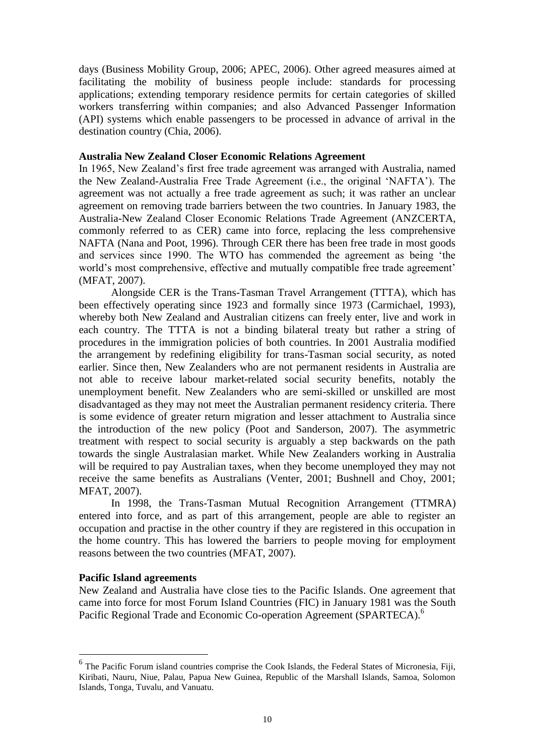days (Business Mobility Group, 2006; APEC, 2006). Other agreed measures aimed at facilitating the mobility of business people include: standards for processing applications; extending temporary residence permits for certain categories of skilled workers transferring within companies; and also Advanced Passenger Information (API) systems which enable passengers to be processed in advance of arrival in the destination country (Chia, 2006).

**Australia New Zealand Closer Economic Relations Agreement**

In 1965, New Zealand's first free trade agreement was arranged with Australia, named the New Zealand-Australia Free Trade Agreement (i.e., the original 'NAFTA'). The agreement was not actually a free trade agreement as such; it was rather an unclear agreement on removing trade barriers between the two countries. In January 1983, the Australia-New Zealand Closer Economic Relations Trade Agreement (ANZCERTA, commonly referred to as CER) came into force, replacing the less comprehensive NAFTA (Nana and Poot, 1996). Through CER there has been free trade in most goods and services since 1990. The WTO has commended the agreement as being 'the world's most comprehensive, effective and mutually compatible free trade agreement' (MFAT, 2007).

Alongside CER is the Trans-Tasman Travel Arrangement (TTTA), which has been effectively operating since 1923 and formally since 1973 (Carmichael, 1993), whereby both New Zealand and Australian citizens can freely enter, live and work in each country. The TTTA is not a binding bilateral treaty but rather a string of procedures in the immigration policies of both countries. In 2001 Australia modified the arrangement by redefining eligibility for trans-Tasman social security, as noted earlier. Since then, New Zealanders who are not permanent residents in Australia are not able to receive labour market-related social security benefits, notably the unemployment benefit. New Zealanders who are semi-skilled or unskilled are most disadvantaged as they may not meet the Australian permanent residency criteria. There is some evidence of greater return migration and lesser attachment to Australia since the introduction of the new policy (Poot and Sanderson, 2007). The asymmetric treatment with respect to social security is arguably a step backwards on the path towards the single Australasian market. While New Zealanders working in Australia will be required to pay Australian taxes, when they become unemployed they may not receive the same benefits as Australians (Venter, 2001; Bushnell and Choy, 2001; MFAT, 2007).

In 1998, the Trans-Tasman Mutual Recognition Arrangement (TTMRA) entered into force, and as part of this arrangement, people are able to register an occupation and practise in the other country if they are registered in this occupation in the home country. This has lowered the barriers to people moving for employment reasons between the two countries (MFAT, 2007).

**Pacific Island agreements**

New Zealand and Australia have close ties to the Pacific Islands. One agreement that came into force for most Forum Island Countries (FIC) in January 1981 was the South Pacific Regional Trade and Economic Co-operation Agreement (SPARTECA).[6]

---

[6] The Pacific Forum island countries comprise the Cook Islands, the Federal States of Micronesia, Fiji, Kiribati, Nauru, Niue, Palau, Papua New Guinea, Republic of the Marshall Islands, Samoa, Solomon Islands, Tonga, Tuvalu, and Vanuatu.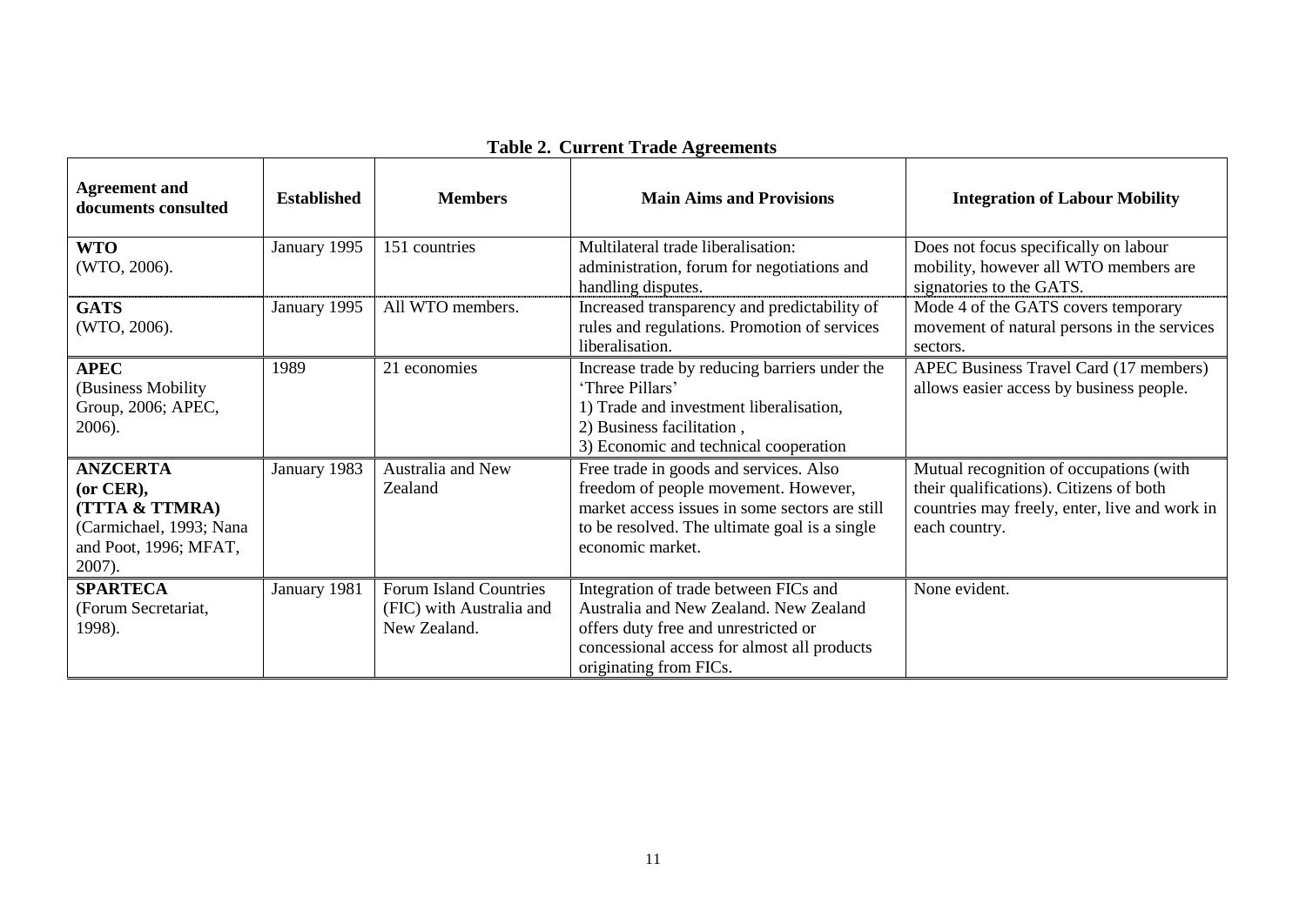**Table 2. Current Trade Agreements**

| Agreement and documents consulted | Established | Members | Main Aims and Provisions | Integration of Labour Mobility |
|---|---|---|---|---|
| **WTO** (WTO, 2006). | January 1995 | 151 countries | Multilateral trade liberalisation: administration, forum for negotiations and handling disputes. | Does not focus specifically on labour mobility, however all WTO members are signatories to the GATS. |
| **GATS** (WTO, 2006). | January 1995 | All WTO members. | Increased transparency and predictability of rules and regulations. Promotion of services liberalisation. | Mode 4 of the GATS covers temporary movement of natural persons in the services sectors. |
| **APEC** (Business Mobility Group, 2006; APEC, 2006). | 1989 | 21 economies | Increase trade by reducing barriers under the 'Three Pillars' 1) Trade and investment liberalisation, 2) Business facilitation , 3) Economic and technical cooperation | APEC Business Travel Card (17 members) allows easier access by business people. |
| **ANZCERTA (or CER), (TTTA & TTMRA)** (Carmichael, 1993; Nana and Poot, 1996; MFAT, 2007). | January 1983 | Australia and New Zealand | Free trade in goods and services. Also freedom of people movement. However, market access issues in some sectors are still to be resolved. The ultimate goal is a single economic market. | Mutual recognition of occupations (with their qualifications). Citizens of both countries may freely, enter, live and work in each country. |
| **SPARTECA** (Forum Secretariat, 1998). | January 1981 | Forum Island Countries (FIC) with Australia and New Zealand. | Integration of trade between FICs and Australia and New Zealand. New Zealand offers duty free and unrestricted or concessional access for almost all products originating from FICs. | None evident. |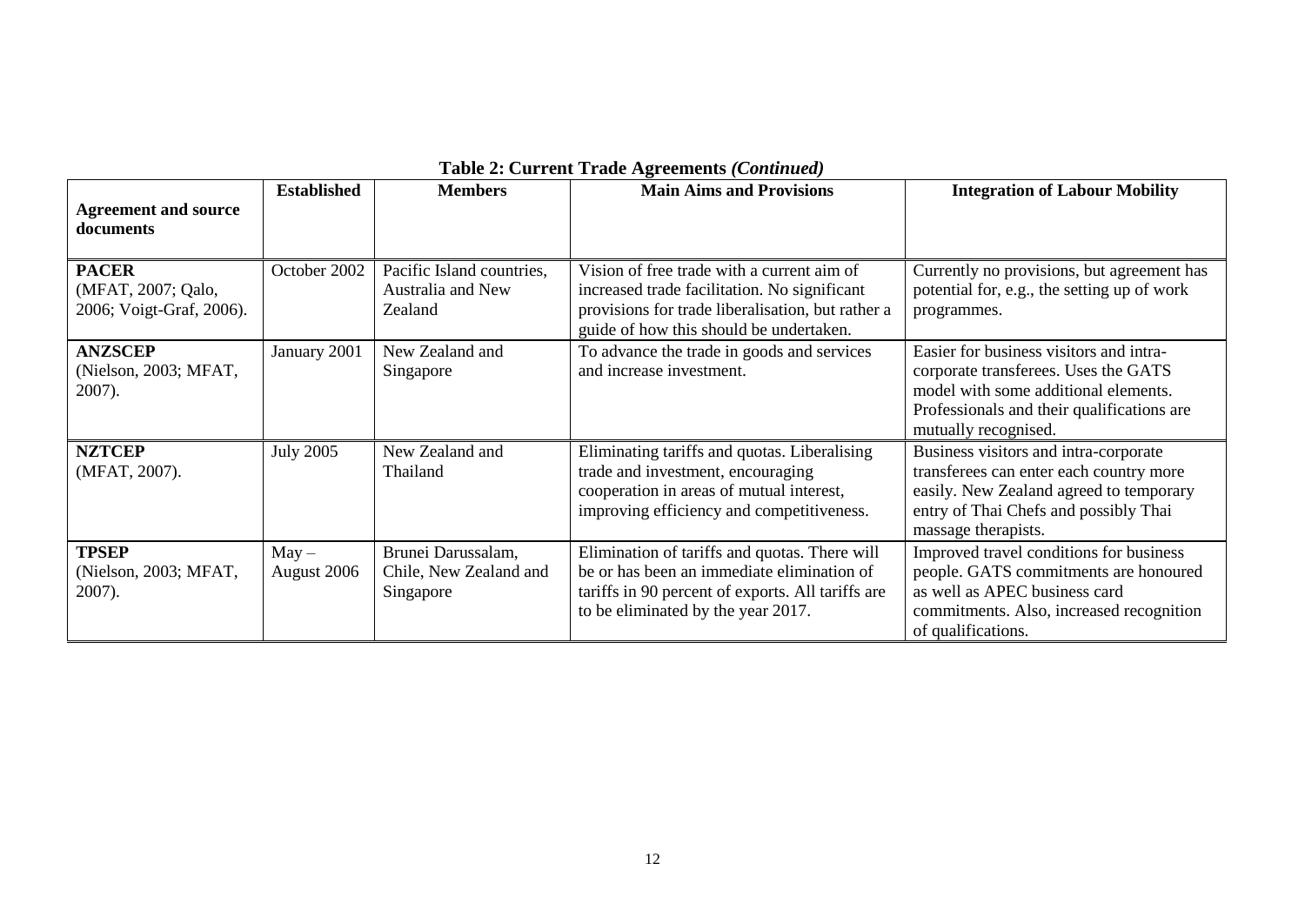**Table 2: Current Trade Agreements *(Continued)***

| Agreement and source documents | Established | Members | Main Aims and Provisions | Integration of Labour Mobility |
|---|---|---|---|---|
| **PACER** (MFAT, 2007; Qalo, 2006; Voigt-Graf, 2006). | October 2002 | Pacific Island countries, Australia and New Zealand | Vision of free trade with a current aim of increased trade facilitation. No significant provisions for trade liberalisation, but rather a guide of how this should be undertaken. | Currently no provisions, but agreement has potential for, e.g., the setting up of work programmes. |
| **ANZSCEP** (Nielson, 2003; MFAT, 2007). | January 2001 | New Zealand and Singapore | To advance the trade in goods and services and increase investment. | Easier for business visitors and intra-corporate transferees. Uses the GATS model with some additional elements. Professionals and their qualifications are mutually recognised. |
| **NZTCEP** (MFAT, 2007). | July 2005 | New Zealand and Thailand | Eliminating tariffs and quotas. Liberalising trade and investment, encouraging cooperation in areas of mutual interest, improving efficiency and competitiveness. | Business visitors and intra-corporate transferees can enter each country more easily. New Zealand agreed to temporary entry of Thai Chefs and possibly Thai massage therapists. |
| **TPSEP** (Nielson, 2003; MFAT, 2007). | May – August 2006 | Brunei Darussalam, Chile, New Zealand and Singapore | Elimination of tariffs and quotas. There will be or has been an immediate elimination of tariffs in 90 percent of exports. All tariffs are to be eliminated by the year 2017. | Improved travel conditions for business people. GATS commitments are honoured as well as APEC business card commitments. Also, increased recognition of qualifications. |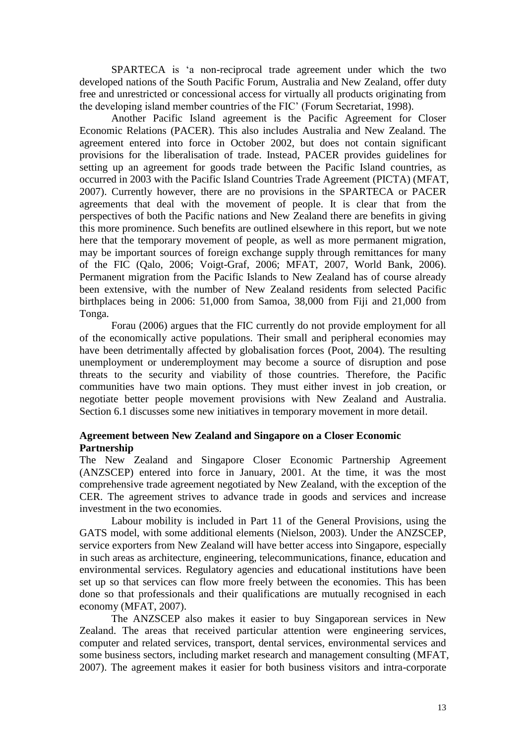SPARTECA is 'a non-reciprocal trade agreement under which the two developed nations of the South Pacific Forum, Australia and New Zealand, offer duty free and unrestricted or concessional access for virtually all products originating from the developing island member countries of the FIC' (Forum Secretariat, 1998).

Another Pacific Island agreement is the Pacific Agreement for Closer Economic Relations (PACER). This also includes Australia and New Zealand. The agreement entered into force in October 2002, but does not contain significant provisions for the liberalisation of trade. Instead, PACER provides guidelines for setting up an agreement for goods trade between the Pacific Island countries, as occurred in 2003 with the Pacific Island Countries Trade Agreement (PICTA) (MFAT, 2007). Currently however, there are no provisions in the SPARTECA or PACER agreements that deal with the movement of people. It is clear that from the perspectives of both the Pacific nations and New Zealand there are benefits in giving this more prominence. Such benefits are outlined elsewhere in this report, but we note here that the temporary movement of people, as well as more permanent migration, may be important sources of foreign exchange supply through remittances for many of the FIC (Qalo, 2006; Voigt-Graf, 2006; MFAT, 2007, World Bank, 2006). Permanent migration from the Pacific Islands to New Zealand has of course already been extensive, with the number of New Zealand residents from selected Pacific birthplaces being in 2006: 51,000 from Samoa, 38,000 from Fiji and 21,000 from Tonga.

Forau (2006) argues that the FIC currently do not provide employment for all of the economically active populations. Their small and peripheral economies may have been detrimentally affected by globalisation forces (Poot, 2004). The resulting unemployment or underemployment may become a source of disruption and pose threats to the security and viability of those countries. Therefore, the Pacific communities have two main options. They must either invest in job creation, or negotiate better people movement provisions with New Zealand and Australia. Section 6.1 discusses some new initiatives in temporary movement in more detail.

**Agreement between New Zealand and Singapore on a Closer Economic Partnership**

The New Zealand and Singapore Closer Economic Partnership Agreement (ANZSCEP) entered into force in January, 2001. At the time, it was the most comprehensive trade agreement negotiated by New Zealand, with the exception of the CER. The agreement strives to advance trade in goods and services and increase investment in the two economies.

Labour mobility is included in Part 11 of the General Provisions, using the GATS model, with some additional elements (Nielson, 2003). Under the ANZSCEP, service exporters from New Zealand will have better access into Singapore, especially in such areas as architecture, engineering, telecommunications, finance, education and environmental services. Regulatory agencies and educational institutions have been set up so that services can flow more freely between the economies. This has been done so that professionals and their qualifications are mutually recognised in each economy (MFAT, 2007).

The ANZSCEP also makes it easier to buy Singaporean services in New Zealand. The areas that received particular attention were engineering services, computer and related services, transport, dental services, environmental services and some business sectors, including market research and management consulting (MFAT, 2007). The agreement makes it easier for both business visitors and intra-corporate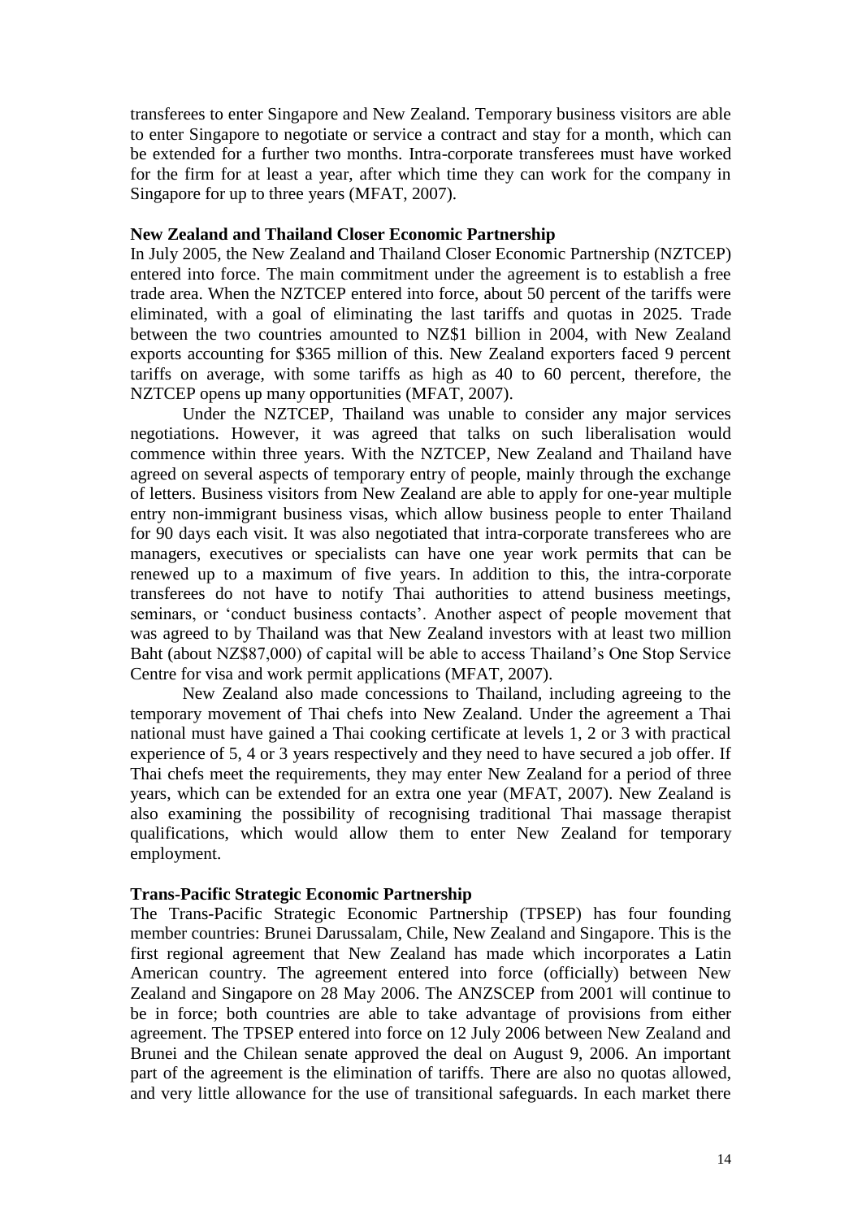transferees to enter Singapore and New Zealand. Temporary business visitors are able to enter Singapore to negotiate or service a contract and stay for a month, which can be extended for a further two months. Intra-corporate transferees must have worked for the firm for at least a year, after which time they can work for the company in Singapore for up to three years (MFAT, 2007).

**New Zealand and Thailand Closer Economic Partnership**

In July 2005, the New Zealand and Thailand Closer Economic Partnership (NZTCEP) entered into force. The main commitment under the agreement is to establish a free trade area. When the NZTCEP entered into force, about 50 percent of the tariffs were eliminated, with a goal of eliminating the last tariffs and quotas in 2025. Trade between the two countries amounted to NZ$1 billion in 2004, with New Zealand exports accounting for $365 million of this. New Zealand exporters faced 9 percent tariffs on average, with some tariffs as high as 40 to 60 percent, therefore, the NZTCEP opens up many opportunities (MFAT, 2007).

Under the NZTCEP, Thailand was unable to consider any major services negotiations. However, it was agreed that talks on such liberalisation would commence within three years. With the NZTCEP, New Zealand and Thailand have agreed on several aspects of temporary entry of people, mainly through the exchange of letters. Business visitors from New Zealand are able to apply for one-year multiple entry non-immigrant business visas, which allow business people to enter Thailand for 90 days each visit. It was also negotiated that intra-corporate transferees who are managers, executives or specialists can have one year work permits that can be renewed up to a maximum of five years. In addition to this, the intra-corporate transferees do not have to notify Thai authorities to attend business meetings, seminars, or 'conduct business contacts'. Another aspect of people movement that was agreed to by Thailand was that New Zealand investors with at least two million Baht (about NZ$87,000) of capital will be able to access Thailand's One Stop Service Centre for visa and work permit applications (MFAT, 2007).

New Zealand also made concessions to Thailand, including agreeing to the temporary movement of Thai chefs into New Zealand. Under the agreement a Thai national must have gained a Thai cooking certificate at levels 1, 2 or 3 with practical experience of 5, 4 or 3 years respectively and they need to have secured a job offer. If Thai chefs meet the requirements, they may enter New Zealand for a period of three years, which can be extended for an extra one year (MFAT, 2007). New Zealand is also examining the possibility of recognising traditional Thai massage therapist qualifications, which would allow them to enter New Zealand for temporary employment.

**Trans-Pacific Strategic Economic Partnership**

The Trans-Pacific Strategic Economic Partnership (TPSEP) has four founding member countries: Brunei Darussalam, Chile, New Zealand and Singapore. This is the first regional agreement that New Zealand has made which incorporates a Latin American country. The agreement entered into force (officially) between New Zealand and Singapore on 28 May 2006. The ANZSCEP from 2001 will continue to be in force; both countries are able to take advantage of provisions from either agreement. The TPSEP entered into force on 12 July 2006 between New Zealand and Brunei and the Chilean senate approved the deal on August 9, 2006. An important part of the agreement is the elimination of tariffs. There are also no quotas allowed, and very little allowance for the use of transitional safeguards. In each market there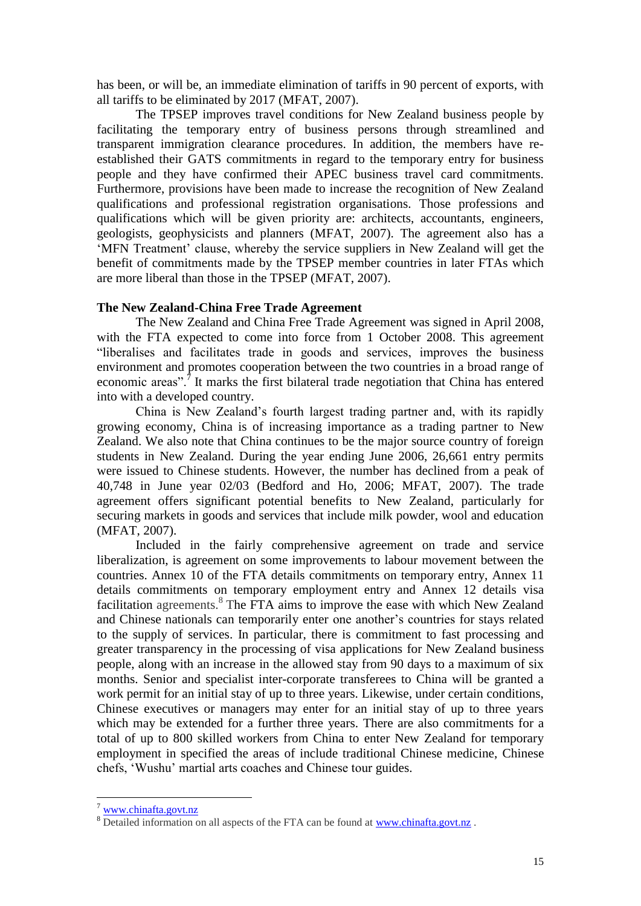has been, or will be, an immediate elimination of tariffs in 90 percent of exports, with all tariffs to be eliminated by 2017 (MFAT, 2007).

The TPSEP improves travel conditions for New Zealand business people by facilitating the temporary entry of business persons through streamlined and transparent immigration clearance procedures. In addition, the members have re-established their GATS commitments in regard to the temporary entry for business people and they have confirmed their APEC business travel card commitments. Furthermore, provisions have been made to increase the recognition of New Zealand qualifications and professional registration organisations. Those professions and qualifications which will be given priority are: architects, accountants, engineers, geologists, geophysicists and planners (MFAT, 2007). The agreement also has a 'MFN Treatment' clause, whereby the service suppliers in New Zealand will get the benefit of commitments made by the TPSEP member countries in later FTAs which are more liberal than those in the TPSEP (MFAT, 2007).

**The New Zealand-China Free Trade Agreement**

The New Zealand and China Free Trade Agreement was signed in April 2008, with the FTA expected to come into force from 1 October 2008. This agreement "liberalises and facilitates trade in goods and services, improves the business environment and promotes cooperation between the two countries in a broad range of economic areas".[7] It marks the first bilateral trade negotiation that China has entered into with a developed country.

China is New Zealand's fourth largest trading partner and, with its rapidly growing economy, China is of increasing importance as a trading partner to New Zealand. We also note that China continues to be the major source country of foreign students in New Zealand. During the year ending June 2006, 26,661 entry permits were issued to Chinese students. However, the number has declined from a peak of 40,748 in June year 02/03 (Bedford and Ho, 2006; MFAT, 2007). The trade agreement offers significant potential benefits to New Zealand, particularly for securing markets in goods and services that include milk powder, wool and education (MFAT, 2007).

Included in the fairly comprehensive agreement on trade and service liberalization, is agreement on some improvements to labour movement between the countries. Annex 10 of the FTA details commitments on temporary entry, Annex 11 details commitments on temporary employment entry and Annex 12 details visa facilitation agreements.[8] The FTA aims to improve the ease with which New Zealand and Chinese nationals can temporarily enter one another's countries for stays related to the supply of services. In particular, there is commitment to fast processing and greater transparency in the processing of visa applications for New Zealand business people, along with an increase in the allowed stay from 90 days to a maximum of six months. Senior and specialist inter-corporate transferees to China will be granted a work permit for an initial stay of up to three years. Likewise, under certain conditions, Chinese executives or managers may enter for an initial stay of up to three years which may be extended for a further three years. There are also commitments for a total of up to 800 skilled workers from China to enter New Zealand for temporary employment in specified the areas of include traditional Chinese medicine, Chinese chefs, 'Wushu' martial arts coaches and Chinese tour guides.

---

[7] www.chinafta.govt.nz

[8] Detailed information on all aspects of the FTA can be found at www.chinafta.govt.nz .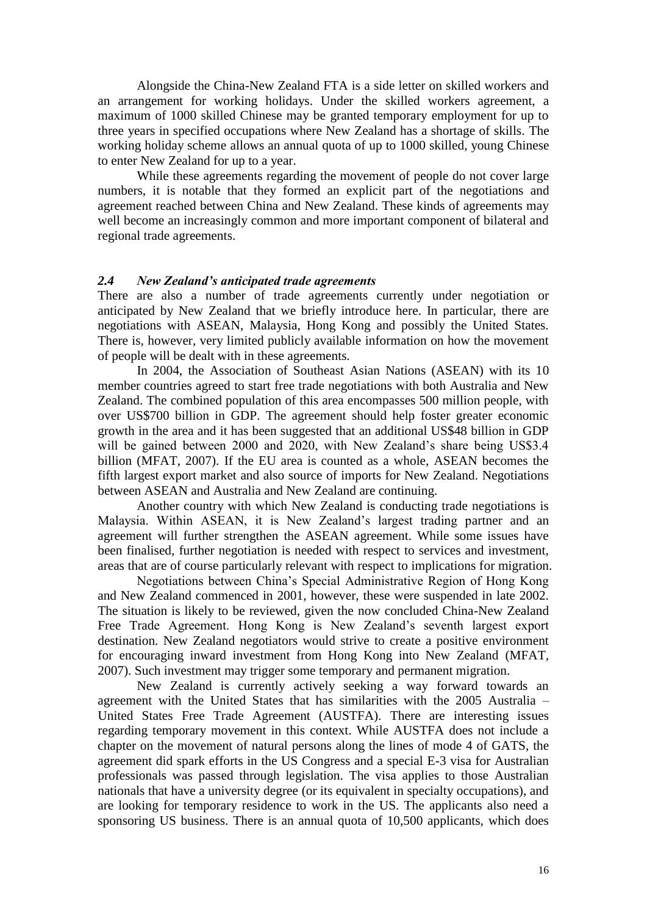Alongside the China-New Zealand FTA is a side letter on skilled workers and an arrangement for working holidays. Under the skilled workers agreement, a maximum of 1000 skilled Chinese may be granted temporary employment for up to three years in specified occupations where New Zealand has a shortage of skills. The working holiday scheme allows an annual quota of up to 1000 skilled, young Chinese to enter New Zealand for up to a year.

While these agreements regarding the movement of people do not cover large numbers, it is notable that they formed an explicit part of the negotiations and agreement reached between China and New Zealand. These kinds of agreements may well become an increasingly common and more important component of bilateral and regional trade agreements.

### *2.4 New Zealand's anticipated trade agreements*

There are also a number of trade agreements currently under negotiation or anticipated by New Zealand that we briefly introduce here. In particular, there are negotiations with ASEAN, Malaysia, Hong Kong and possibly the United States. There is, however, very limited publicly available information on how the movement of people will be dealt with in these agreements.

In 2004, the Association of Southeast Asian Nations (ASEAN) with its 10 member countries agreed to start free trade negotiations with both Australia and New Zealand. The combined population of this area encompasses 500 million people, with over US$700 billion in GDP. The agreement should help foster greater economic growth in the area and it has been suggested that an additional US$48 billion in GDP will be gained between 2000 and 2020, with New Zealand's share being US$3.4 billion (MFAT, 2007). If the EU area is counted as a whole, ASEAN becomes the fifth largest export market and also source of imports for New Zealand. Negotiations between ASEAN and Australia and New Zealand are continuing.

Another country with which New Zealand is conducting trade negotiations is Malaysia. Within ASEAN, it is New Zealand's largest trading partner and an agreement will further strengthen the ASEAN agreement. While some issues have been finalised, further negotiation is needed with respect to services and investment, areas that are of course particularly relevant with respect to implications for migration.

Negotiations between China's Special Administrative Region of Hong Kong and New Zealand commenced in 2001, however, these were suspended in late 2002. The situation is likely to be reviewed, given the now concluded China-New Zealand Free Trade Agreement. Hong Kong is New Zealand's seventh largest export destination. New Zealand negotiators would strive to create a positive environment for encouraging inward investment from Hong Kong into New Zealand (MFAT, 2007). Such investment may trigger some temporary and permanent migration.

New Zealand is currently actively seeking a way forward towards an agreement with the United States that has similarities with the 2005 Australia – United States Free Trade Agreement (AUSTFA). There are interesting issues regarding temporary movement in this context. While AUSTFA does not include a chapter on the movement of natural persons along the lines of mode 4 of GATS, the agreement did spark efforts in the US Congress and a special E-3 visa for Australian professionals was passed through legislation. The visa applies to those Australian nationals that have a university degree (or its equivalent in specialty occupations), and are looking for temporary residence to work in the US. The applicants also need a sponsoring US business. There is an annual quota of 10,500 applicants, which does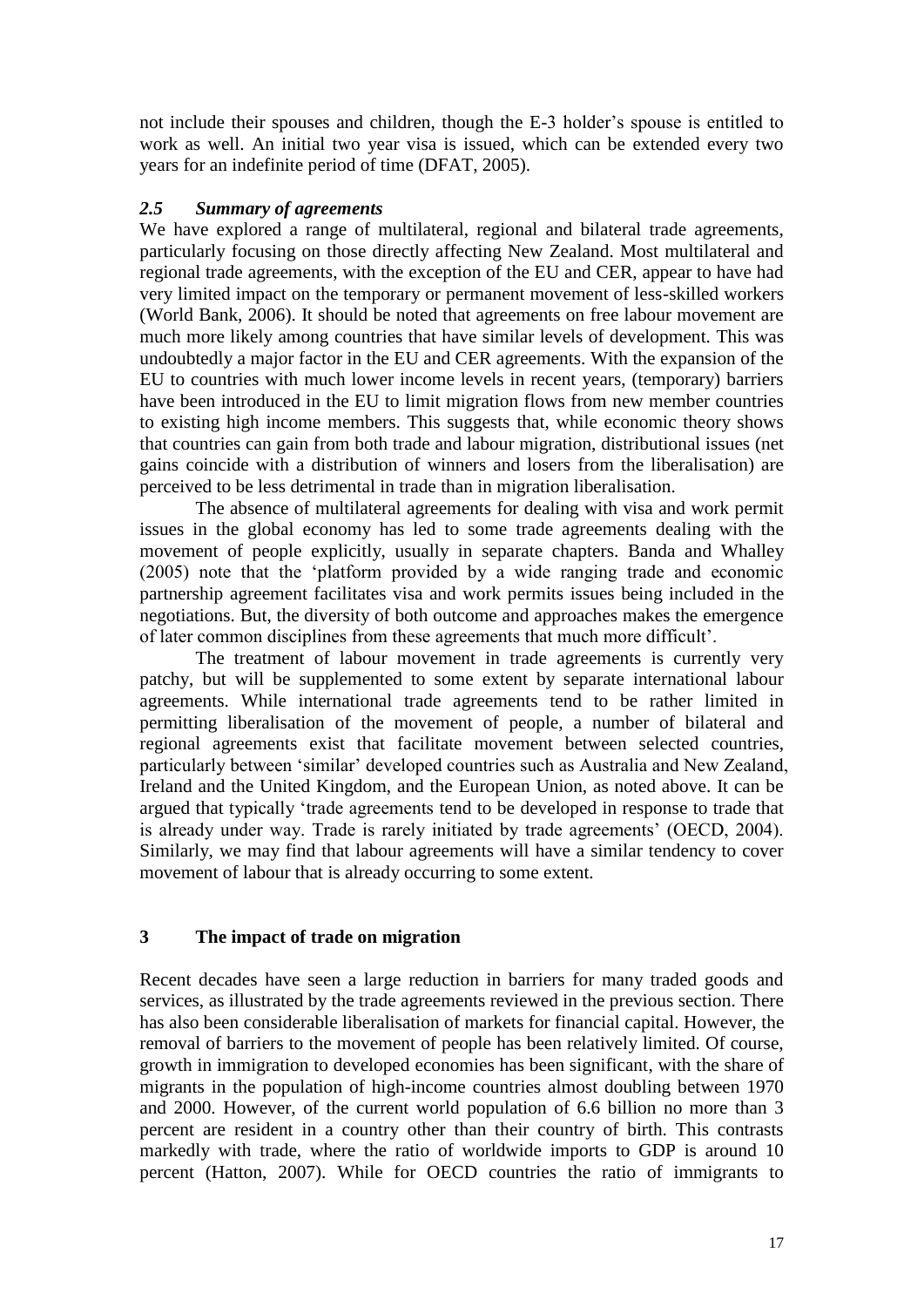not include their spouses and children, though the E-3 holder's spouse is entitled to work as well. An initial two year visa is issued, which can be extended every two years for an indefinite period of time (DFAT, 2005).

### *2.5 Summary of agreements*

We have explored a range of multilateral, regional and bilateral trade agreements, particularly focusing on those directly affecting New Zealand. Most multilateral and regional trade agreements, with the exception of the EU and CER, appear to have had very limited impact on the temporary or permanent movement of less-skilled workers (World Bank, 2006). It should be noted that agreements on free labour movement are much more likely among countries that have similar levels of development. This was undoubtedly a major factor in the EU and CER agreements. With the expansion of the EU to countries with much lower income levels in recent years, (temporary) barriers have been introduced in the EU to limit migration flows from new member countries to existing high income members. This suggests that, while economic theory shows that countries can gain from both trade and labour migration, distributional issues (net gains coincide with a distribution of winners and losers from the liberalisation) are perceived to be less detrimental in trade than in migration liberalisation.

The absence of multilateral agreements for dealing with visa and work permit issues in the global economy has led to some trade agreements dealing with the movement of people explicitly, usually in separate chapters. Banda and Whalley (2005) note that the 'platform provided by a wide ranging trade and economic partnership agreement facilitates visa and work permits issues being included in the negotiations. But, the diversity of both outcome and approaches makes the emergence of later common disciplines from these agreements that much more difficult'.

The treatment of labour movement in trade agreements is currently very patchy, but will be supplemented to some extent by separate international labour agreements. While international trade agreements tend to be rather limited in permitting liberalisation of the movement of people, a number of bilateral and regional agreements exist that facilitate movement between selected countries, particularly between 'similar' developed countries such as Australia and New Zealand, Ireland and the United Kingdom, and the European Union, as noted above. It can be argued that typically 'trade agreements tend to be developed in response to trade that is already under way. Trade is rarely initiated by trade agreements' (OECD, 2004). Similarly, we may find that labour agreements will have a similar tendency to cover movement of labour that is already occurring to some extent.

## 3 The impact of trade on migration

Recent decades have seen a large reduction in barriers for many traded goods and services, as illustrated by the trade agreements reviewed in the previous section. There has also been considerable liberalisation of markets for financial capital. However, the removal of barriers to the movement of people has been relatively limited. Of course, growth in immigration to developed economies has been significant, with the share of migrants in the population of high-income countries almost doubling between 1970 and 2000. However, of the current world population of 6.6 billion no more than 3 percent are resident in a country other than their country of birth. This contrasts markedly with trade, where the ratio of worldwide imports to GDP is around 10 percent (Hatton, 2007). While for OECD countries the ratio of immigrants to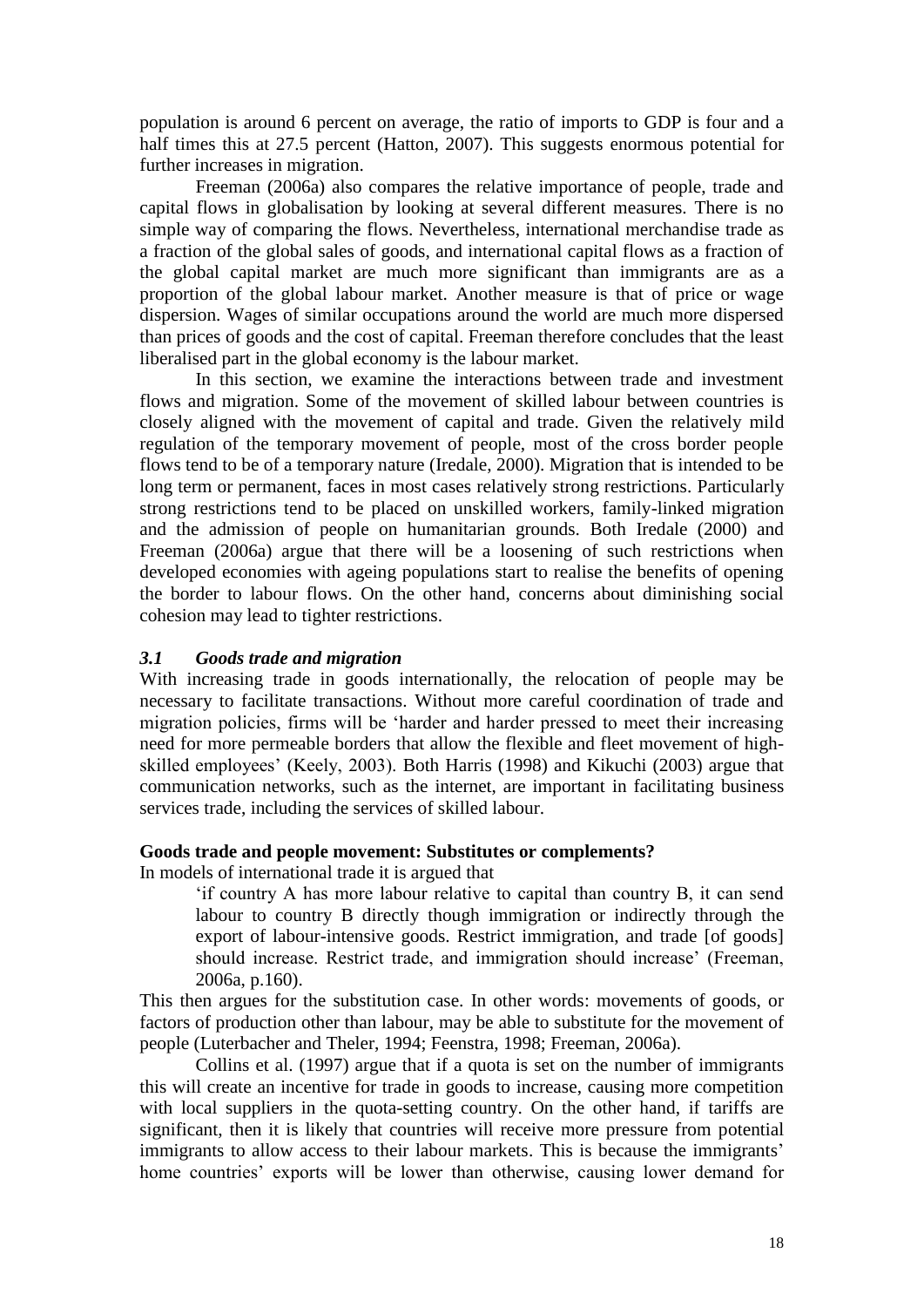population is around 6 percent on average, the ratio of imports to GDP is four and a half times this at 27.5 percent (Hatton, 2007). This suggests enormous potential for further increases in migration.

Freeman (2006a) also compares the relative importance of people, trade and capital flows in globalisation by looking at several different measures. There is no simple way of comparing the flows. Nevertheless, international merchandise trade as a fraction of the global sales of goods, and international capital flows as a fraction of the global capital market are much more significant than immigrants are as a proportion of the global labour market. Another measure is that of price or wage dispersion. Wages of similar occupations around the world are much more dispersed than prices of goods and the cost of capital. Freeman therefore concludes that the least liberalised part in the global economy is the labour market.

In this section, we examine the interactions between trade and investment flows and migration. Some of the movement of skilled labour between countries is closely aligned with the movement of capital and trade. Given the relatively mild regulation of the temporary movement of people, most of the cross border people flows tend to be of a temporary nature (Iredale, 2000). Migration that is intended to be long term or permanent, faces in most cases relatively strong restrictions. Particularly strong restrictions tend to be placed on unskilled workers, family-linked migration and the admission of people on humanitarian grounds. Both Iredale (2000) and Freeman (2006a) argue that there will be a loosening of such restrictions when developed economies with ageing populations start to realise the benefits of opening the border to labour flows. On the other hand, concerns about diminishing social cohesion may lead to tighter restrictions.

### *3.1 Goods trade and migration*

With increasing trade in goods internationally, the relocation of people may be necessary to facilitate transactions. Without more careful coordination of trade and migration policies, firms will be 'harder and harder pressed to meet their increasing need for more permeable borders that allow the flexible and fleet movement of high-skilled employees' (Keely, 2003). Both Harris (1998) and Kikuchi (2003) argue that communication networks, such as the internet, are important in facilitating business services trade, including the services of skilled labour.

**Goods trade and people movement: Substitutes or complements?**

In models of international trade it is argued that

> 'if country A has more labour relative to capital than country B, it can send labour to country B directly though immigration or indirectly through the export of labour-intensive goods. Restrict immigration, and trade [of goods] should increase. Restrict trade, and immigration should increase' (Freeman, 2006a, p.160).

This then argues for the substitution case. In other words: movements of goods, or factors of production other than labour, may be able to substitute for the movement of people (Luterbacher and Theler, 1994; Feenstra, 1998; Freeman, 2006a).

Collins et al. (1997) argue that if a quota is set on the number of immigrants this will create an incentive for trade in goods to increase, causing more competition with local suppliers in the quota-setting country. On the other hand, if tariffs are significant, then it is likely that countries will receive more pressure from potential immigrants to allow access to their labour markets. This is because the immigrants' home countries' exports will be lower than otherwise, causing lower demand for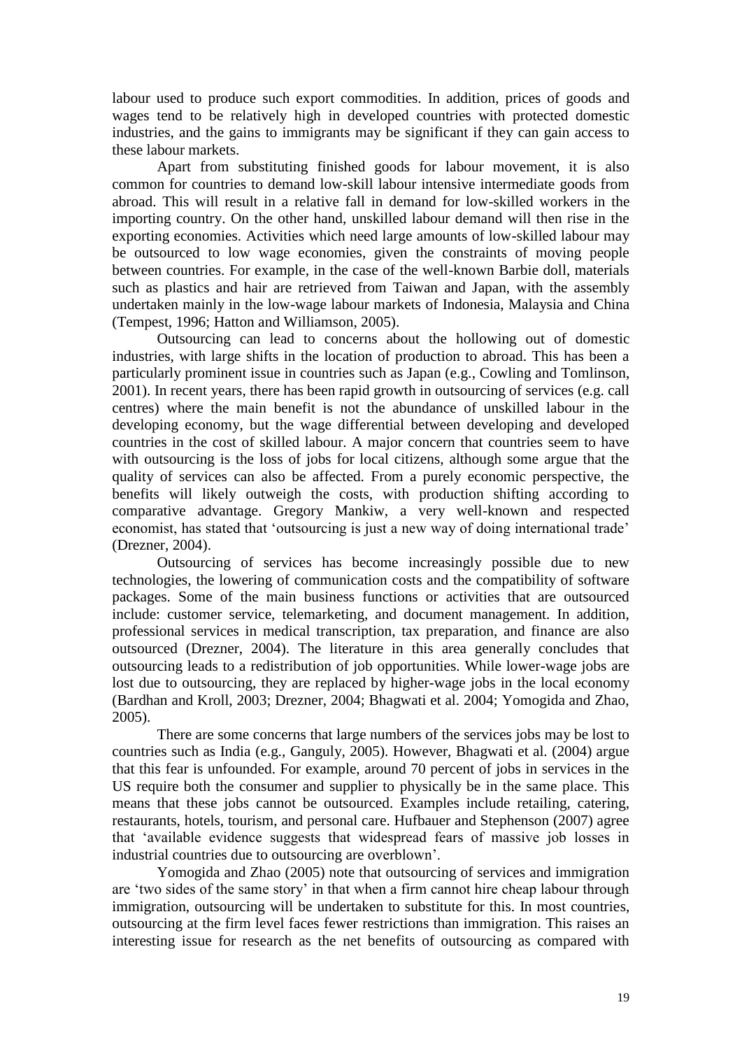labour used to produce such export commodities. In addition, prices of goods and wages tend to be relatively high in developed countries with protected domestic industries, and the gains to immigrants may be significant if they can gain access to these labour markets.

Apart from substituting finished goods for labour movement, it is also common for countries to demand low-skill labour intensive intermediate goods from abroad. This will result in a relative fall in demand for low-skilled workers in the importing country. On the other hand, unskilled labour demand will then rise in the exporting economies. Activities which need large amounts of low-skilled labour may be outsourced to low wage economies, given the constraints of moving people between countries. For example, in the case of the well-known Barbie doll, materials such as plastics and hair are retrieved from Taiwan and Japan, with the assembly undertaken mainly in the low-wage labour markets of Indonesia, Malaysia and China (Tempest, 1996; Hatton and Williamson, 2005).

Outsourcing can lead to concerns about the hollowing out of domestic industries, with large shifts in the location of production to abroad. This has been a particularly prominent issue in countries such as Japan (e.g., Cowling and Tomlinson, 2001). In recent years, there has been rapid growth in outsourcing of services (e.g. call centres) where the main benefit is not the abundance of unskilled labour in the developing economy, but the wage differential between developing and developed countries in the cost of skilled labour. A major concern that countries seem to have with outsourcing is the loss of jobs for local citizens, although some argue that the quality of services can also be affected. From a purely economic perspective, the benefits will likely outweigh the costs, with production shifting according to comparative advantage. Gregory Mankiw, a very well-known and respected economist, has stated that 'outsourcing is just a new way of doing international trade' (Drezner, 2004).

Outsourcing of services has become increasingly possible due to new technologies, the lowering of communication costs and the compatibility of software packages. Some of the main business functions or activities that are outsourced include: customer service, telemarketing, and document management. In addition, professional services in medical transcription, tax preparation, and finance are also outsourced (Drezner, 2004). The literature in this area generally concludes that outsourcing leads to a redistribution of job opportunities. While lower-wage jobs are lost due to outsourcing, they are replaced by higher-wage jobs in the local economy (Bardhan and Kroll, 2003; Drezner, 2004; Bhagwati et al. 2004; Yomogida and Zhao, 2005).

There are some concerns that large numbers of the services jobs may be lost to countries such as India (e.g., Ganguly, 2005). However, Bhagwati et al. (2004) argue that this fear is unfounded. For example, around 70 percent of jobs in services in the US require both the consumer and supplier to physically be in the same place. This means that these jobs cannot be outsourced. Examples include retailing, catering, restaurants, hotels, tourism, and personal care. Hufbauer and Stephenson (2007) agree that 'available evidence suggests that widespread fears of massive job losses in industrial countries due to outsourcing are overblown'.

Yomogida and Zhao (2005) note that outsourcing of services and immigration are 'two sides of the same story' in that when a firm cannot hire cheap labour through immigration, outsourcing will be undertaken to substitute for this. In most countries, outsourcing at the firm level faces fewer restrictions than immigration. This raises an interesting issue for research as the net benefits of outsourcing as compared with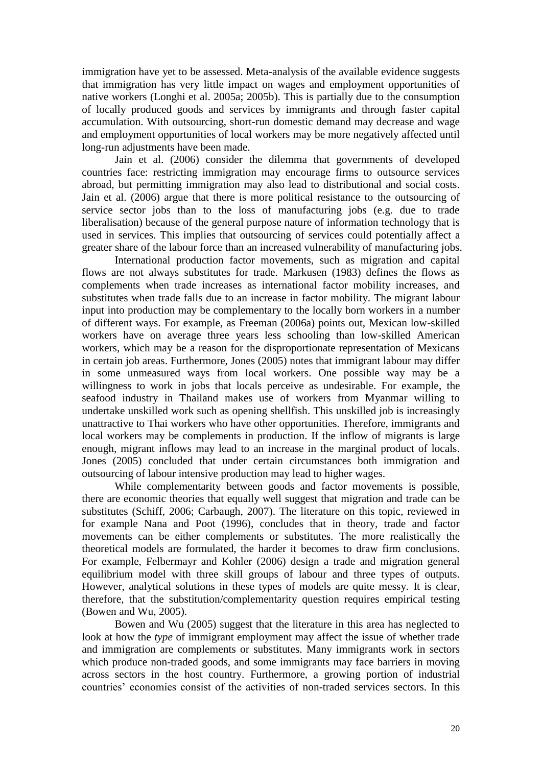immigration have yet to be assessed. Meta-analysis of the available evidence suggests that immigration has very little impact on wages and employment opportunities of native workers (Longhi et al. 2005a; 2005b). This is partially due to the consumption of locally produced goods and services by immigrants and through faster capital accumulation. With outsourcing, short-run domestic demand may decrease and wage and employment opportunities of local workers may be more negatively affected until long-run adjustments have been made.

Jain et al. (2006) consider the dilemma that governments of developed countries face: restricting immigration may encourage firms to outsource services abroad, but permitting immigration may also lead to distributional and social costs. Jain et al. (2006) argue that there is more political resistance to the outsourcing of service sector jobs than to the loss of manufacturing jobs (e.g. due to trade liberalisation) because of the general purpose nature of information technology that is used in services. This implies that outsourcing of services could potentially affect a greater share of the labour force than an increased vulnerability of manufacturing jobs.

International production factor movements, such as migration and capital flows are not always substitutes for trade. Markusen (1983) defines the flows as complements when trade increases as international factor mobility increases, and substitutes when trade falls due to an increase in factor mobility. The migrant labour input into production may be complementary to the locally born workers in a number of different ways. For example, as Freeman (2006a) points out, Mexican low-skilled workers have on average three years less schooling than low-skilled American workers, which may be a reason for the disproportionate representation of Mexicans in certain job areas. Furthermore, Jones (2005) notes that immigrant labour may differ in some unmeasured ways from local workers. One possible way may be a willingness to work in jobs that locals perceive as undesirable. For example, the seafood industry in Thailand makes use of workers from Myanmar willing to undertake unskilled work such as opening shellfish. This unskilled job is increasingly unattractive to Thai workers who have other opportunities. Therefore, immigrants and local workers may be complements in production. If the inflow of migrants is large enough, migrant inflows may lead to an increase in the marginal product of locals. Jones (2005) concluded that under certain circumstances both immigration and outsourcing of labour intensive production may lead to higher wages.

While complementarity between goods and factor movements is possible, there are economic theories that equally well suggest that migration and trade can be substitutes (Schiff, 2006; Carbaugh, 2007). The literature on this topic, reviewed in for example Nana and Poot (1996), concludes that in theory, trade and factor movements can be either complements or substitutes. The more realistically the theoretical models are formulated, the harder it becomes to draw firm conclusions. For example, Felbermayr and Kohler (2006) design a trade and migration general equilibrium model with three skill groups of labour and three types of outputs. However, analytical solutions in these types of models are quite messy. It is clear, therefore, that the substitution/complementarity question requires empirical testing (Bowen and Wu, 2005).

Bowen and Wu (2005) suggest that the literature in this area has neglected to look at how the *type* of immigrant employment may affect the issue of whether trade and immigration are complements or substitutes. Many immigrants work in sectors which produce non-traded goods, and some immigrants may face barriers in moving across sectors in the host country. Furthermore, a growing portion of industrial countries' economies consist of the activities of non-traded services sectors. In this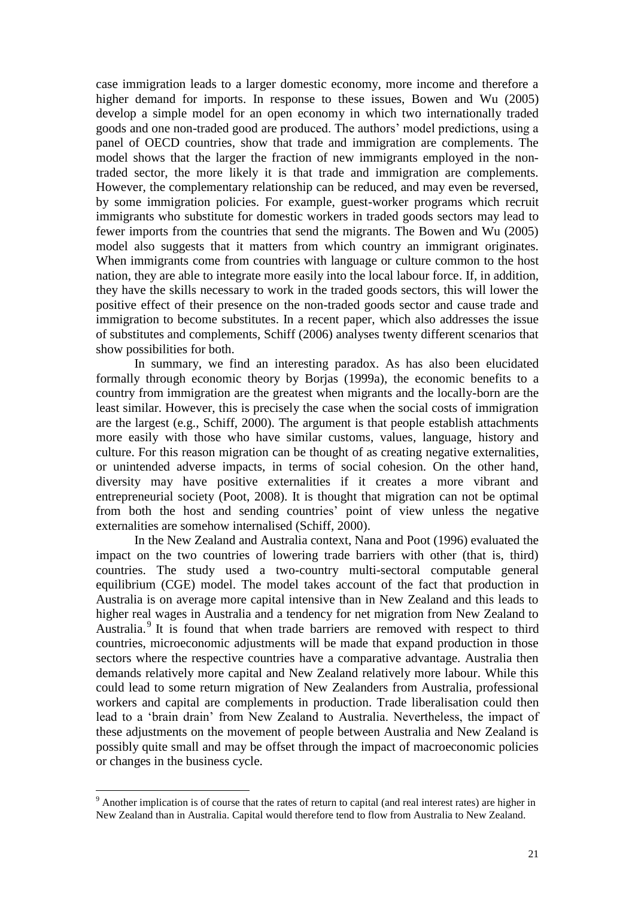case immigration leads to a larger domestic economy, more income and therefore a higher demand for imports. In response to these issues, Bowen and Wu (2005) develop a simple model for an open economy in which two internationally traded goods and one non-traded good are produced. The authors' model predictions, using a panel of OECD countries, show that trade and immigration are complements. The model shows that the larger the fraction of new immigrants employed in the non-traded sector, the more likely it is that trade and immigration are complements. However, the complementary relationship can be reduced, and may even be reversed, by some immigration policies. For example, guest-worker programs which recruit immigrants who substitute for domestic workers in traded goods sectors may lead to fewer imports from the countries that send the migrants. The Bowen and Wu (2005) model also suggests that it matters from which country an immigrant originates. When immigrants come from countries with language or culture common to the host nation, they are able to integrate more easily into the local labour force. If, in addition, they have the skills necessary to work in the traded goods sectors, this will lower the positive effect of their presence on the non-traded goods sector and cause trade and immigration to become substitutes. In a recent paper, which also addresses the issue of substitutes and complements, Schiff (2006) analyses twenty different scenarios that show possibilities for both.

In summary, we find an interesting paradox. As has also been elucidated formally through economic theory by Borjas (1999a), the economic benefits to a country from immigration are the greatest when migrants and the locally-born are the least similar. However, this is precisely the case when the social costs of immigration are the largest (e.g., Schiff, 2000). The argument is that people establish attachments more easily with those who have similar customs, values, language, history and culture. For this reason migration can be thought of as creating negative externalities, or unintended adverse impacts, in terms of social cohesion. On the other hand, diversity may have positive externalities if it creates a more vibrant and entrepreneurial society (Poot, 2008). It is thought that migration can not be optimal from both the host and sending countries' point of view unless the negative externalities are somehow internalised (Schiff, 2000).

In the New Zealand and Australia context, Nana and Poot (1996) evaluated the impact on the two countries of lowering trade barriers with other (that is, third) countries. The study used a two-country multi-sectoral computable general equilibrium (CGE) model. The model takes account of the fact that production in Australia is on average more capital intensive than in New Zealand and this leads to higher real wages in Australia and a tendency for net migration from New Zealand to Australia.[9] It is found that when trade barriers are removed with respect to third countries, microeconomic adjustments will be made that expand production in those sectors where the respective countries have a comparative advantage. Australia then demands relatively more capital and New Zealand relatively more labour. While this could lead to some return migration of New Zealanders from Australia, professional workers and capital are complements in production. Trade liberalisation could then lead to a 'brain drain' from New Zealand to Australia. Nevertheless, the impact of these adjustments on the movement of people between Australia and New Zealand is possibly quite small and may be offset through the impact of macroeconomic policies or changes in the business cycle.

[9] Another implication is of course that the rates of return to capital (and real interest rates) are higher in New Zealand than in Australia. Capital would therefore tend to flow from Australia to New Zealand.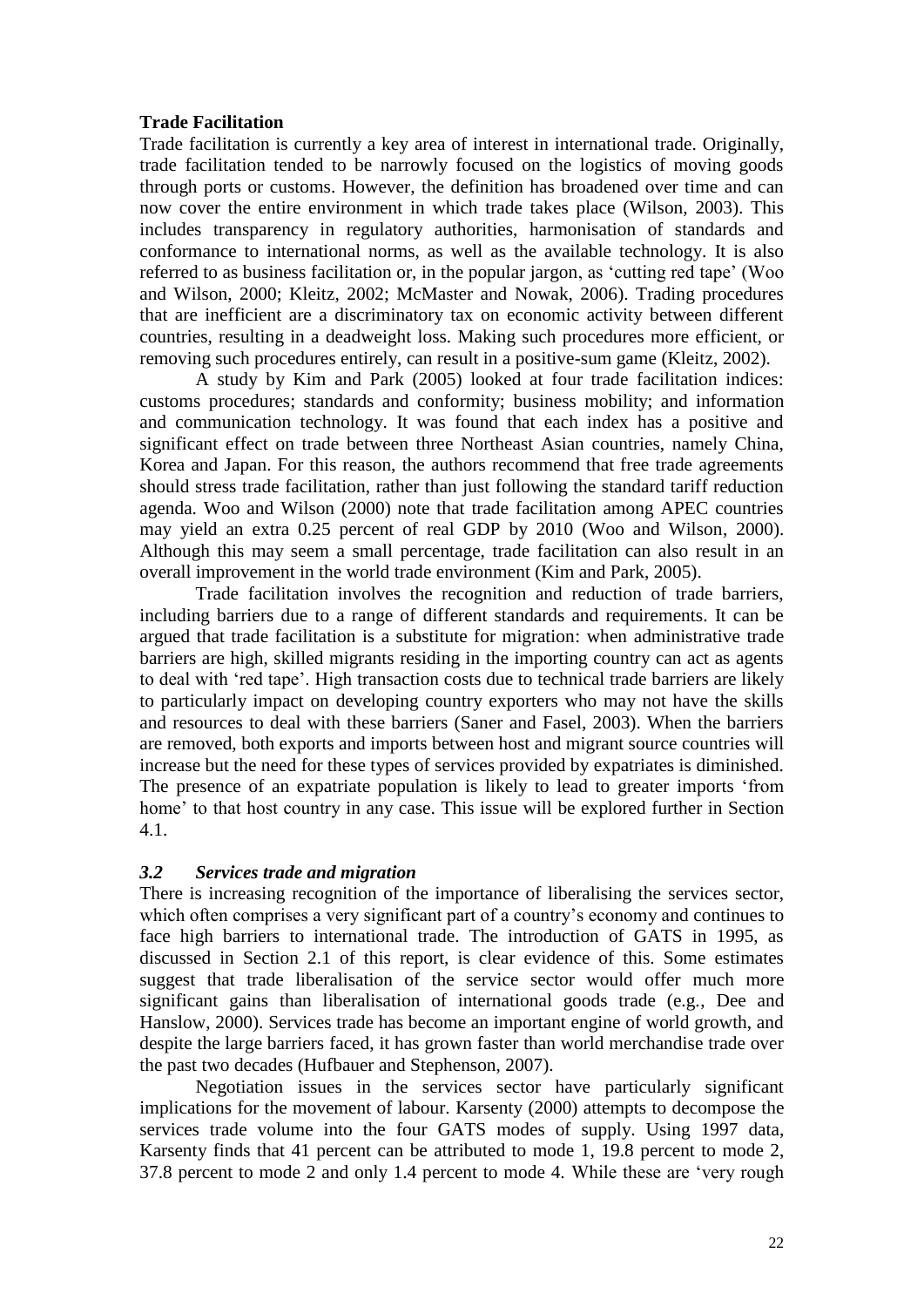**Trade Facilitation**

Trade facilitation is currently a key area of interest in international trade. Originally, trade facilitation tended to be narrowly focused on the logistics of moving goods through ports or customs. However, the definition has broadened over time and can now cover the entire environment in which trade takes place (Wilson, 2003). This includes transparency in regulatory authorities, harmonisation of standards and conformance to international norms, as well as the available technology. It is also referred to as business facilitation or, in the popular jargon, as 'cutting red tape' (Woo and Wilson, 2000; Kleitz, 2002; McMaster and Nowak, 2006). Trading procedures that are inefficient are a discriminatory tax on economic activity between different countries, resulting in a deadweight loss. Making such procedures more efficient, or removing such procedures entirely, can result in a positive-sum game (Kleitz, 2002).

A study by Kim and Park (2005) looked at four trade facilitation indices: customs procedures; standards and conformity; business mobility; and information and communication technology. It was found that each index has a positive and significant effect on trade between three Northeast Asian countries, namely China, Korea and Japan. For this reason, the authors recommend that free trade agreements should stress trade facilitation, rather than just following the standard tariff reduction agenda. Woo and Wilson (2000) note that trade facilitation among APEC countries may yield an extra 0.25 percent of real GDP by 2010 (Woo and Wilson, 2000). Although this may seem a small percentage, trade facilitation can also result in an overall improvement in the world trade environment (Kim and Park, 2005).

Trade facilitation involves the recognition and reduction of trade barriers, including barriers due to a range of different standards and requirements. It can be argued that trade facilitation is a substitute for migration: when administrative trade barriers are high, skilled migrants residing in the importing country can act as agents to deal with 'red tape'. High transaction costs due to technical trade barriers are likely to particularly impact on developing country exporters who may not have the skills and resources to deal with these barriers (Saner and Fasel, 2003). When the barriers are removed, both exports and imports between host and migrant source countries will increase but the need for these types of services provided by expatriates is diminished. The presence of an expatriate population is likely to lead to greater imports 'from home' to that host country in any case. This issue will be explored further in Section 4.1.

### *3.2 Services trade and migration*

There is increasing recognition of the importance of liberalising the services sector, which often comprises a very significant part of a country's economy and continues to face high barriers to international trade. The introduction of GATS in 1995, as discussed in Section 2.1 of this report, is clear evidence of this. Some estimates suggest that trade liberalisation of the service sector would offer much more significant gains than liberalisation of international goods trade (e.g., Dee and Hanslow, 2000). Services trade has become an important engine of world growth, and despite the large barriers faced, it has grown faster than world merchandise trade over the past two decades (Hufbauer and Stephenson, 2007).

Negotiation issues in the services sector have particularly significant implications for the movement of labour. Karsenty (2000) attempts to decompose the services trade volume into the four GATS modes of supply. Using 1997 data, Karsenty finds that 41 percent can be attributed to mode 1, 19.8 percent to mode 2, 37.8 percent to mode 2 and only 1.4 percent to mode 4. While these are 'very rough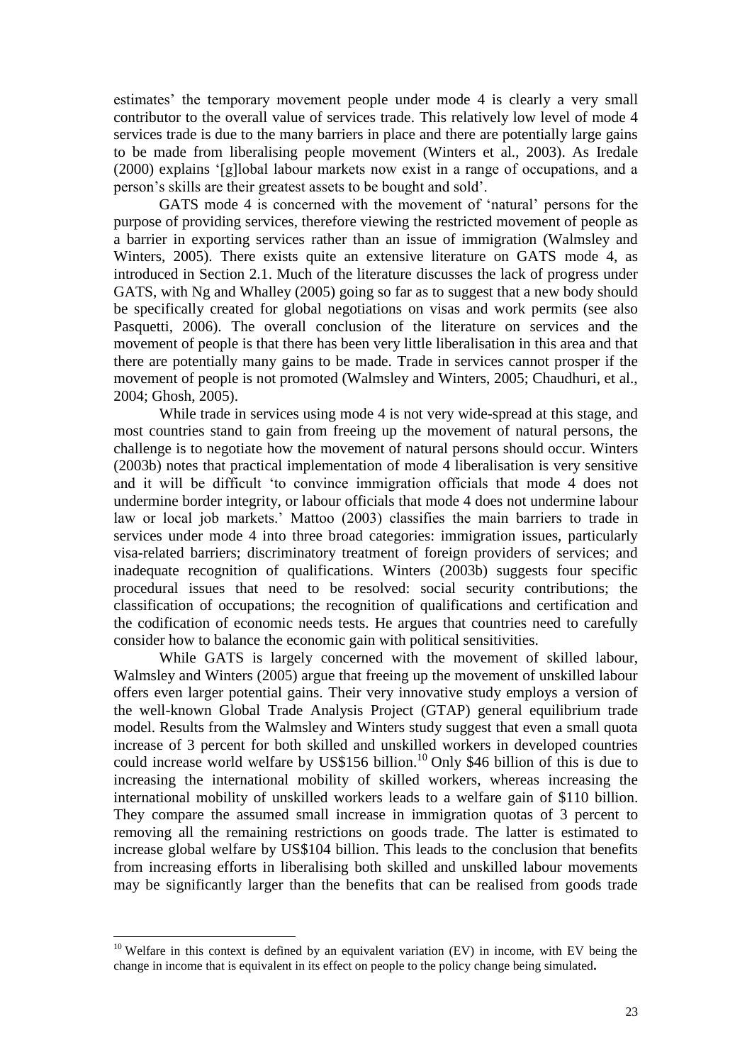estimates' the temporary movement people under mode 4 is clearly a very small contributor to the overall value of services trade. This relatively low level of mode 4 services trade is due to the many barriers in place and there are potentially large gains to be made from liberalising people movement (Winters et al., 2003). As Iredale (2000) explains '[g]lobal labour markets now exist in a range of occupations, and a person's skills are their greatest assets to be bought and sold'.

GATS mode 4 is concerned with the movement of 'natural' persons for the purpose of providing services, therefore viewing the restricted movement of people as a barrier in exporting services rather than an issue of immigration (Walmsley and Winters, 2005). There exists quite an extensive literature on GATS mode 4, as introduced in Section 2.1. Much of the literature discusses the lack of progress under GATS, with Ng and Whalley (2005) going so far as to suggest that a new body should be specifically created for global negotiations on visas and work permits (see also Pasquetti, 2006). The overall conclusion of the literature on services and the movement of people is that there has been very little liberalisation in this area and that there are potentially many gains to be made. Trade in services cannot prosper if the movement of people is not promoted (Walmsley and Winters, 2005; Chaudhuri, et al., 2004; Ghosh, 2005).

While trade in services using mode 4 is not very wide-spread at this stage, and most countries stand to gain from freeing up the movement of natural persons, the challenge is to negotiate how the movement of natural persons should occur. Winters (2003b) notes that practical implementation of mode 4 liberalisation is very sensitive and it will be difficult 'to convince immigration officials that mode 4 does not undermine border integrity, or labour officials that mode 4 does not undermine labour law or local job markets.' Mattoo (2003) classifies the main barriers to trade in services under mode 4 into three broad categories: immigration issues, particularly visa-related barriers; discriminatory treatment of foreign providers of services; and inadequate recognition of qualifications. Winters (2003b) suggests four specific procedural issues that need to be resolved: social security contributions; the classification of occupations; the recognition of qualifications and certification and the codification of economic needs tests. He argues that countries need to carefully consider how to balance the economic gain with political sensitivities.

While GATS is largely concerned with the movement of skilled labour, Walmsley and Winters (2005) argue that freeing up the movement of unskilled labour offers even larger potential gains. Their very innovative study employs a version of the well-known Global Trade Analysis Project (GTAP) general equilibrium trade model. Results from the Walmsley and Winters study suggest that even a small quota increase of 3 percent for both skilled and unskilled workers in developed countries could increase world welfare by US$156 billion.[10] Only $46 billion of this is due to increasing the international mobility of skilled workers, whereas increasing the international mobility of unskilled workers leads to a welfare gain of $110 billion. They compare the assumed small increase in immigration quotas of 3 percent to removing all the remaining restrictions on goods trade. The latter is estimated to increase global welfare by US$104 billion. This leads to the conclusion that benefits from increasing efforts in liberalising both skilled and unskilled labour movements may be significantly larger than the benefits that can be realised from goods trade

---

[10] Welfare in this context is defined by an equivalent variation (EV) in income, with EV being the change in income that is equivalent in its effect on people to the policy change being simulated.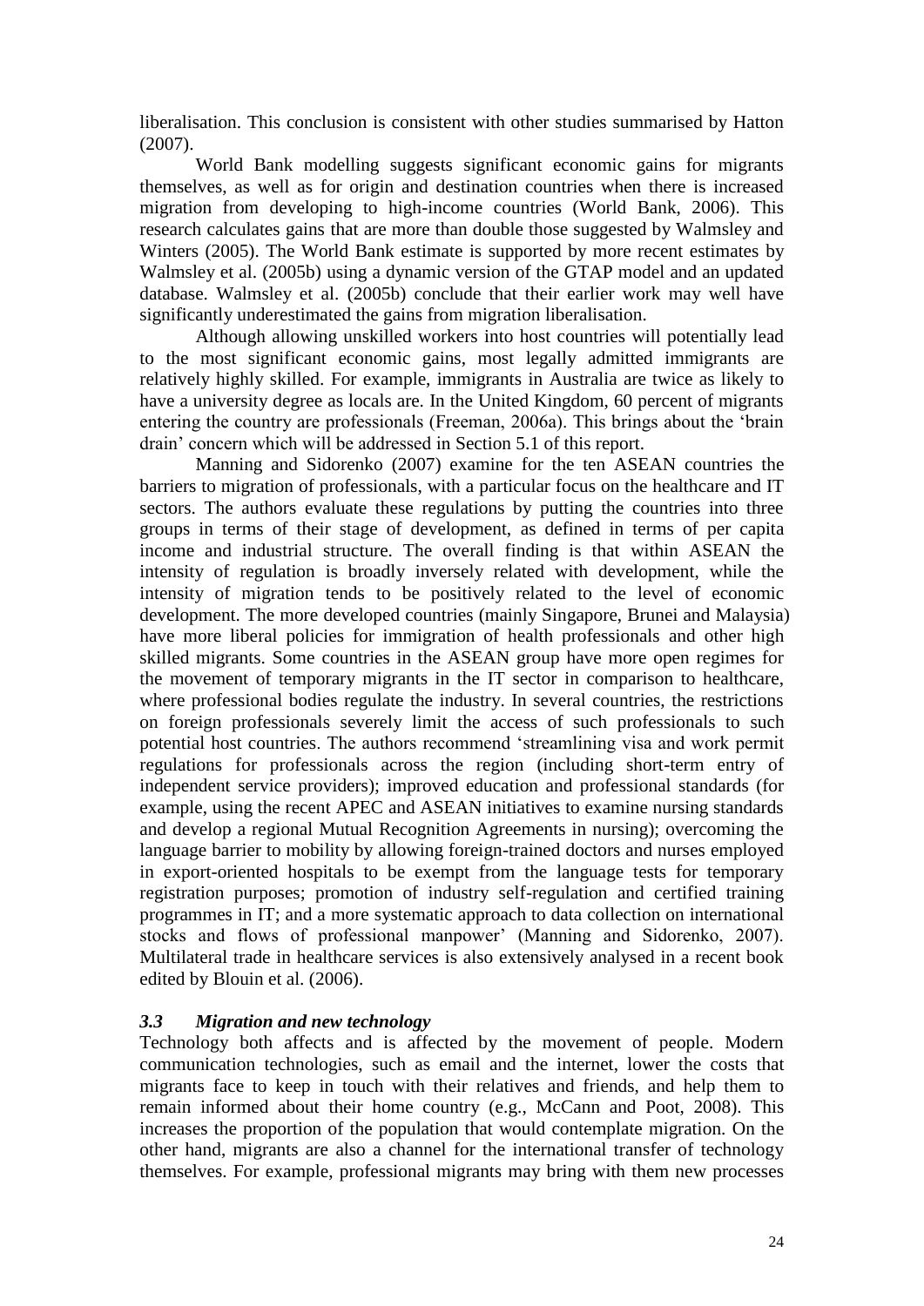liberalisation. This conclusion is consistent with other studies summarised by Hatton (2007).

World Bank modelling suggests significant economic gains for migrants themselves, as well as for origin and destination countries when there is increased migration from developing to high-income countries (World Bank, 2006). This research calculates gains that are more than double those suggested by Walmsley and Winters (2005). The World Bank estimate is supported by more recent estimates by Walmsley et al. (2005b) using a dynamic version of the GTAP model and an updated database. Walmsley et al. (2005b) conclude that their earlier work may well have significantly underestimated the gains from migration liberalisation.

Although allowing unskilled workers into host countries will potentially lead to the most significant economic gains, most legally admitted immigrants are relatively highly skilled. For example, immigrants in Australia are twice as likely to have a university degree as locals are. In the United Kingdom, 60 percent of migrants entering the country are professionals (Freeman, 2006a). This brings about the 'brain drain' concern which will be addressed in Section 5.1 of this report.

Manning and Sidorenko (2007) examine for the ten ASEAN countries the barriers to migration of professionals, with a particular focus on the healthcare and IT sectors. The authors evaluate these regulations by putting the countries into three groups in terms of their stage of development, as defined in terms of per capita income and industrial structure. The overall finding is that within ASEAN the intensity of regulation is broadly inversely related with development, while the intensity of migration tends to be positively related to the level of economic development. The more developed countries (mainly Singapore, Brunei and Malaysia) have more liberal policies for immigration of health professionals and other high skilled migrants. Some countries in the ASEAN group have more open regimes for the movement of temporary migrants in the IT sector in comparison to healthcare, where professional bodies regulate the industry. In several countries, the restrictions on foreign professionals severely limit the access of such professionals to such potential host countries. The authors recommend 'streamlining visa and work permit regulations for professionals across the region (including short-term entry of independent service providers); improved education and professional standards (for example, using the recent APEC and ASEAN initiatives to examine nursing standards and develop a regional Mutual Recognition Agreements in nursing); overcoming the language barrier to mobility by allowing foreign-trained doctors and nurses employed in export-oriented hospitals to be exempt from the language tests for temporary registration purposes; promotion of industry self-regulation and certified training programmes in IT; and a more systematic approach to data collection on international stocks and flows of professional manpower' (Manning and Sidorenko, 2007). Multilateral trade in healthcare services is also extensively analysed in a recent book edited by Blouin et al. (2006).

### *3.3 Migration and new technology*

Technology both affects and is affected by the movement of people. Modern communication technologies, such as email and the internet, lower the costs that migrants face to keep in touch with their relatives and friends, and help them to remain informed about their home country (e.g., McCann and Poot, 2008). This increases the proportion of the population that would contemplate migration. On the other hand, migrants are also a channel for the international transfer of technology themselves. For example, professional migrants may bring with them new processes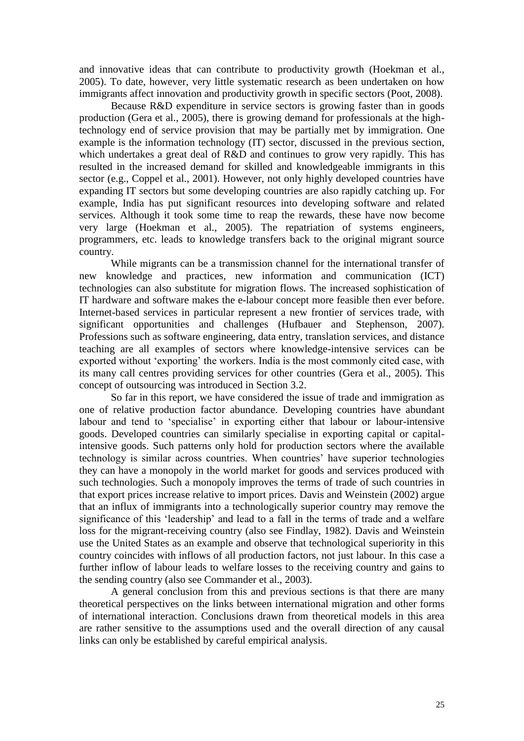and innovative ideas that can contribute to productivity growth (Hoekman et al., 2005). To date, however, very little systematic research as been undertaken on how immigrants affect innovation and productivity growth in specific sectors (Poot, 2008).

Because R&D expenditure in service sectors is growing faster than in goods production (Gera et al., 2005), there is growing demand for professionals at the high-technology end of service provision that may be partially met by immigration. One example is the information technology (IT) sector, discussed in the previous section, which undertakes a great deal of R&D and continues to grow very rapidly. This has resulted in the increased demand for skilled and knowledgeable immigrants in this sector (e.g., Coppel et al., 2001). However, not only highly developed countries have expanding IT sectors but some developing countries are also rapidly catching up. For example, India has put significant resources into developing software and related services. Although it took some time to reap the rewards, these have now become very large (Hoekman et al., 2005). The repatriation of systems engineers, programmers, etc. leads to knowledge transfers back to the original migrant source country.

While migrants can be a transmission channel for the international transfer of new knowledge and practices, new information and communication (ICT) technologies can also substitute for migration flows. The increased sophistication of IT hardware and software makes the e-labour concept more feasible then ever before. Internet-based services in particular represent a new frontier of services trade, with significant opportunities and challenges (Hufbauer and Stephenson, 2007). Professions such as software engineering, data entry, translation services, and distance teaching are all examples of sectors where knowledge-intensive services can be exported without 'exporting' the workers. India is the most commonly cited case, with its many call centres providing services for other countries (Gera et al., 2005). This concept of outsourcing was introduced in Section 3.2.

So far in this report, we have considered the issue of trade and immigration as one of relative production factor abundance. Developing countries have abundant labour and tend to 'specialise' in exporting either that labour or labour-intensive goods. Developed countries can similarly specialise in exporting capital or capital-intensive goods. Such patterns only hold for production sectors where the available technology is similar across countries. When countries' have superior technologies they can have a monopoly in the world market for goods and services produced with such technologies. Such a monopoly improves the terms of trade of such countries in that export prices increase relative to import prices. Davis and Weinstein (2002) argue that an influx of immigrants into a technologically superior country may remove the significance of this 'leadership' and lead to a fall in the terms of trade and a welfare loss for the migrant-receiving country (also see Findlay, 1982). Davis and Weinstein use the United States as an example and observe that technological superiority in this country coincides with inflows of all production factors, not just labour. In this case a further inflow of labour leads to welfare losses to the receiving country and gains to the sending country (also see Commander et al., 2003).

A general conclusion from this and previous sections is that there are many theoretical perspectives on the links between international migration and other forms of international interaction. Conclusions drawn from theoretical models in this area are rather sensitive to the assumptions used and the overall direction of any causal links can only be established by careful empirical analysis.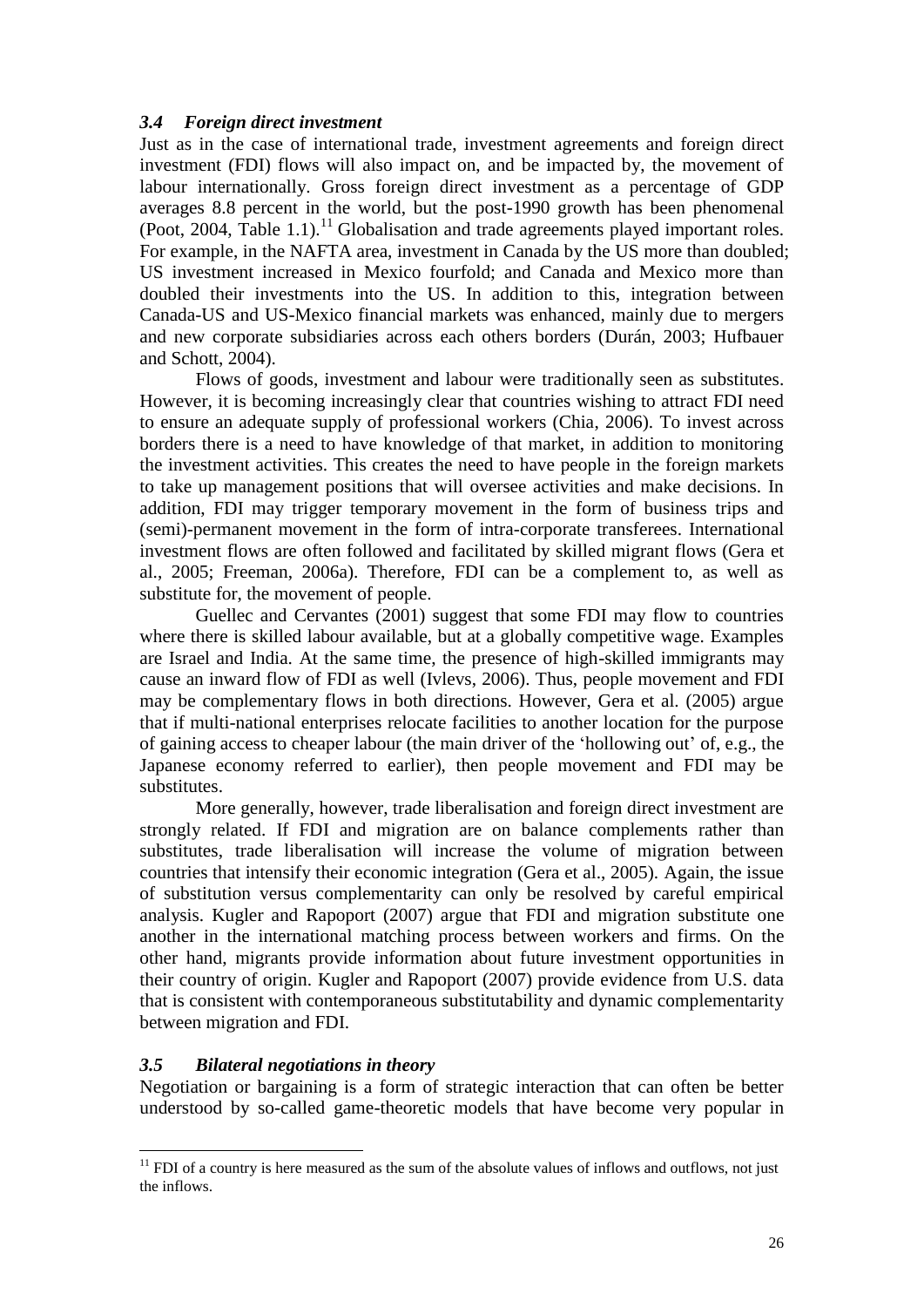### *3.4 Foreign direct investment*

Just as in the case of international trade, investment agreements and foreign direct investment (FDI) flows will also impact on, and be impacted by, the movement of labour internationally. Gross foreign direct investment as a percentage of GDP averages 8.8 percent in the world, but the post-1990 growth has been phenomenal (Poot, 2004, Table 1.1).[11] Globalisation and trade agreements played important roles. For example, in the NAFTA area, investment in Canada by the US more than doubled; US investment increased in Mexico fourfold; and Canada and Mexico more than doubled their investments into the US. In addition to this, integration between Canada-US and US-Mexico financial markets was enhanced, mainly due to mergers and new corporate subsidiaries across each others borders (Durán, 2003; Hufbauer and Schott, 2004).

Flows of goods, investment and labour were traditionally seen as substitutes. However, it is becoming increasingly clear that countries wishing to attract FDI need to ensure an adequate supply of professional workers (Chia, 2006). To invest across borders there is a need to have knowledge of that market, in addition to monitoring the investment activities. This creates the need to have people in the foreign markets to take up management positions that will oversee activities and make decisions. In addition, FDI may trigger temporary movement in the form of business trips and (semi)-permanent movement in the form of intra-corporate transferees. International investment flows are often followed and facilitated by skilled migrant flows (Gera et al., 2005; Freeman, 2006a). Therefore, FDI can be a complement to, as well as substitute for, the movement of people.

Guellec and Cervantes (2001) suggest that some FDI may flow to countries where there is skilled labour available, but at a globally competitive wage. Examples are Israel and India. At the same time, the presence of high-skilled immigrants may cause an inward flow of FDI as well (Ivlevs, 2006). Thus, people movement and FDI may be complementary flows in both directions. However, Gera et al. (2005) argue that if multi-national enterprises relocate facilities to another location for the purpose of gaining access to cheaper labour (the main driver of the 'hollowing out' of, e.g., the Japanese economy referred to earlier), then people movement and FDI may be substitutes.

More generally, however, trade liberalisation and foreign direct investment are strongly related. If FDI and migration are on balance complements rather than substitutes, trade liberalisation will increase the volume of migration between countries that intensify their economic integration (Gera et al., 2005). Again, the issue of substitution versus complementarity can only be resolved by careful empirical analysis. Kugler and Rapoport (2007) argue that FDI and migration substitute one another in the international matching process between workers and firms. On the other hand, migrants provide information about future investment opportunities in their country of origin. Kugler and Rapoport (2007) provide evidence from U.S. data that is consistent with contemporaneous substitutability and dynamic complementarity between migration and FDI.

### *3.5 Bilateral negotiations in theory*

Negotiation or bargaining is a form of strategic interaction that can often be better understood by so-called game-theoretic models that have become very popular in

[11] FDI of a country is here measured as the sum of the absolute values of inflows and outflows, not just the inflows.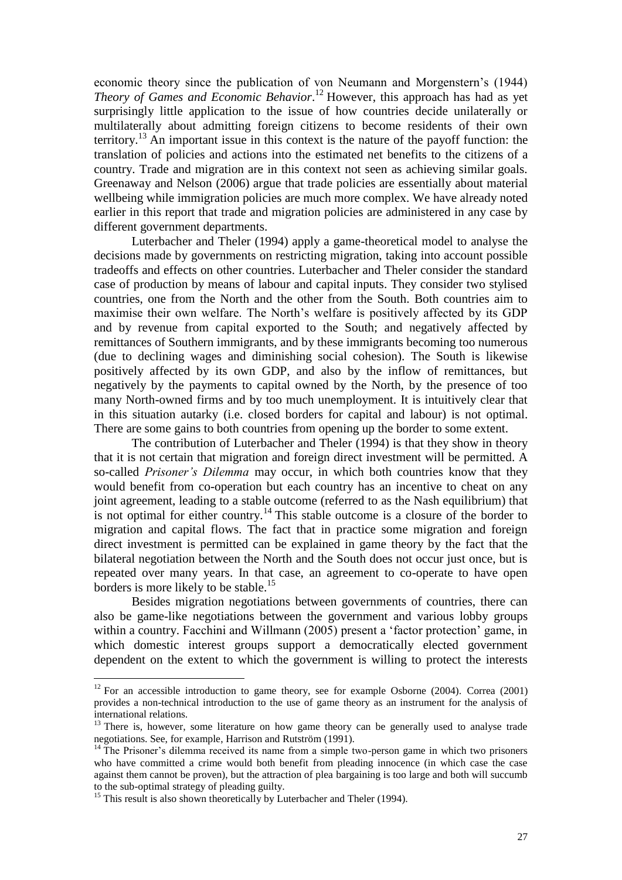economic theory since the publication of von Neumann and Morgenstern's (1944) *Theory of Games and Economic Behavior*.[12] However, this approach has had as yet surprisingly little application to the issue of how countries decide unilaterally or multilaterally about admitting foreign citizens to become residents of their own territory.[13] An important issue in this context is the nature of the payoff function: the translation of policies and actions into the estimated net benefits to the citizens of a country. Trade and migration are in this context not seen as achieving similar goals. Greenaway and Nelson (2006) argue that trade policies are essentially about material wellbeing while immigration policies are much more complex. We have already noted earlier in this report that trade and migration policies are administered in any case by different government departments.

Luterbacher and Theler (1994) apply a game-theoretical model to analyse the decisions made by governments on restricting migration, taking into account possible tradeoffs and effects on other countries. Luterbacher and Theler consider the standard case of production by means of labour and capital inputs. They consider two stylised countries, one from the North and the other from the South. Both countries aim to maximise their own welfare. The North's welfare is positively affected by its GDP and by revenue from capital exported to the South; and negatively affected by remittances of Southern immigrants, and by these immigrants becoming too numerous (due to declining wages and diminishing social cohesion). The South is likewise positively affected by its own GDP, and also by the inflow of remittances, but negatively by the payments to capital owned by the North, by the presence of too many North-owned firms and by too much unemployment. It is intuitively clear that in this situation autarky (i.e. closed borders for capital and labour) is not optimal. There are some gains to both countries from opening up the border to some extent.

The contribution of Luterbacher and Theler (1994) is that they show in theory that it is not certain that migration and foreign direct investment will be permitted. A so-called *Prisoner's Dilemma* may occur, in which both countries know that they would benefit from co-operation but each country has an incentive to cheat on any joint agreement, leading to a stable outcome (referred to as the Nash equilibrium) that is not optimal for either country.[14] This stable outcome is a closure of the border to migration and capital flows. The fact that in practice some migration and foreign direct investment is permitted can be explained in game theory by the fact that the bilateral negotiation between the North and the South does not occur just once, but is repeated over many years. In that case, an agreement to co-operate to have open borders is more likely to be stable.[15]

Besides migration negotiations between governments of countries, there can also be game-like negotiations between the government and various lobby groups within a country. Facchini and Willmann (2005) present a 'factor protection' game, in which domestic interest groups support a democratically elected government dependent on the extent to which the government is willing to protect the interests

---

[12] For an accessible introduction to game theory, see for example Osborne (2004). Correa (2001) provides a non-technical introduction to the use of game theory as an instrument for the analysis of international relations.

[13] There is, however, some literature on how game theory can be generally used to analyse trade negotiations. See, for example, Harrison and Rutström (1991).

[14] The Prisoner's dilemma received its name from a simple two-person game in which two prisoners who have committed a crime would both benefit from pleading innocence (in which case the case against them cannot be proven), but the attraction of plea bargaining is too large and both will succumb to the sub-optimal strategy of pleading guilty.

[15] This result is also shown theoretically by Luterbacher and Theler (1994).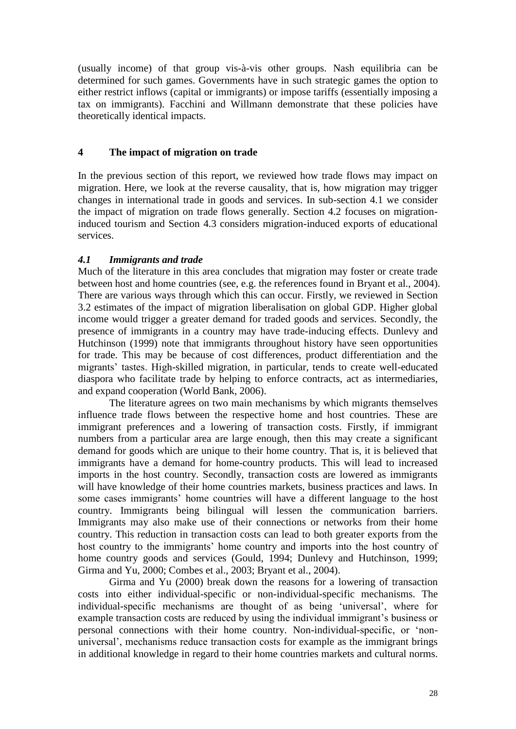(usually income) of that group vis-à-vis other groups. Nash equilibria can be determined for such games. Governments have in such strategic games the option to either restrict inflows (capital or immigrants) or impose tariffs (essentially imposing a tax on immigrants). Facchini and Willmann demonstrate that these policies have theoretically identical impacts.

## 4 The impact of migration on trade

In the previous section of this report, we reviewed how trade flows may impact on migration. Here, we look at the reverse causality, that is, how migration may trigger changes in international trade in goods and services. In sub-section 4.1 we consider the impact of migration on trade flows generally. Section 4.2 focuses on migration-induced tourism and Section 4.3 considers migration-induced exports of educational services.

### *4.1 Immigrants and trade*

Much of the literature in this area concludes that migration may foster or create trade between host and home countries (see, e.g. the references found in Bryant et al., 2004). There are various ways through which this can occur. Firstly, we reviewed in Section 3.2 estimates of the impact of migration liberalisation on global GDP. Higher global income would trigger a greater demand for traded goods and services. Secondly, the presence of immigrants in a country may have trade-inducing effects. Dunlevy and Hutchinson (1999) note that immigrants throughout history have seen opportunities for trade. This may be because of cost differences, product differentiation and the migrants' tastes. High-skilled migration, in particular, tends to create well-educated diaspora who facilitate trade by helping to enforce contracts, act as intermediaries, and expand cooperation (World Bank, 2006).

The literature agrees on two main mechanisms by which migrants themselves influence trade flows between the respective home and host countries. These are immigrant preferences and a lowering of transaction costs. Firstly, if immigrant numbers from a particular area are large enough, then this may create a significant demand for goods which are unique to their home country. That is, it is believed that immigrants have a demand for home-country products. This will lead to increased imports in the host country. Secondly, transaction costs are lowered as immigrants will have knowledge of their home countries markets, business practices and laws. In some cases immigrants' home countries will have a different language to the host country. Immigrants being bilingual will lessen the communication barriers. Immigrants may also make use of their connections or networks from their home country. This reduction in transaction costs can lead to both greater exports from the host country to the immigrants' home country and imports into the host country of home country goods and services (Gould, 1994; Dunlevy and Hutchinson, 1999; Girma and Yu, 2000; Combes et al., 2003; Bryant et al., 2004).

Girma and Yu (2000) break down the reasons for a lowering of transaction costs into either individual-specific or non-individual-specific mechanisms. The individual-specific mechanisms are thought of as being 'universal', where for example transaction costs are reduced by using the individual immigrant's business or personal connections with their home country. Non-individual-specific, or 'non-universal', mechanisms reduce transaction costs for example as the immigrant brings in additional knowledge in regard to their home countries markets and cultural norms.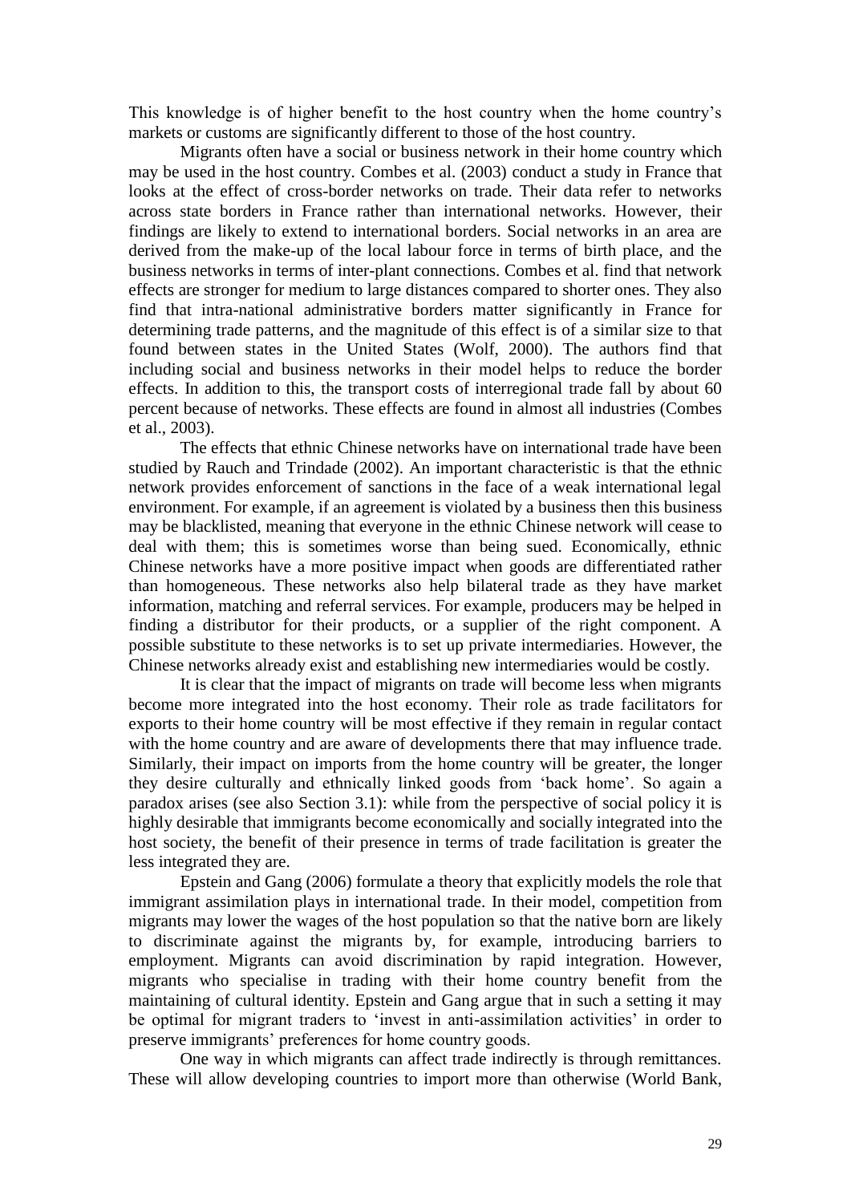This knowledge is of higher benefit to the host country when the home country's markets or customs are significantly different to those of the host country.

Migrants often have a social or business network in their home country which may be used in the host country. Combes et al. (2003) conduct a study in France that looks at the effect of cross-border networks on trade. Their data refer to networks across state borders in France rather than international networks. However, their findings are likely to extend to international borders. Social networks in an area are derived from the make-up of the local labour force in terms of birth place, and the business networks in terms of inter-plant connections. Combes et al. find that network effects are stronger for medium to large distances compared to shorter ones. They also find that intra-national administrative borders matter significantly in France for determining trade patterns, and the magnitude of this effect is of a similar size to that found between states in the United States (Wolf, 2000). The authors find that including social and business networks in their model helps to reduce the border effects. In addition to this, the transport costs of interregional trade fall by about 60 percent because of networks. These effects are found in almost all industries (Combes et al., 2003).

The effects that ethnic Chinese networks have on international trade have been studied by Rauch and Trindade (2002). An important characteristic is that the ethnic network provides enforcement of sanctions in the face of a weak international legal environment. For example, if an agreement is violated by a business then this business may be blacklisted, meaning that everyone in the ethnic Chinese network will cease to deal with them; this is sometimes worse than being sued. Economically, ethnic Chinese networks have a more positive impact when goods are differentiated rather than homogeneous. These networks also help bilateral trade as they have market information, matching and referral services. For example, producers may be helped in finding a distributor for their products, or a supplier of the right component. A possible substitute to these networks is to set up private intermediaries. However, the Chinese networks already exist and establishing new intermediaries would be costly.

It is clear that the impact of migrants on trade will become less when migrants become more integrated into the host economy. Their role as trade facilitators for exports to their home country will be most effective if they remain in regular contact with the home country and are aware of developments there that may influence trade. Similarly, their impact on imports from the home country will be greater, the longer they desire culturally and ethnically linked goods from 'back home'. So again a paradox arises (see also Section 3.1): while from the perspective of social policy it is highly desirable that immigrants become economically and socially integrated into the host society, the benefit of their presence in terms of trade facilitation is greater the less integrated they are.

Epstein and Gang (2006) formulate a theory that explicitly models the role that immigrant assimilation plays in international trade. In their model, competition from migrants may lower the wages of the host population so that the native born are likely to discriminate against the migrants by, for example, introducing barriers to employment. Migrants can avoid discrimination by rapid integration. However, migrants who specialise in trading with their home country benefit from the maintaining of cultural identity. Epstein and Gang argue that in such a setting it may be optimal for migrant traders to 'invest in anti-assimilation activities' in order to preserve immigrants' preferences for home country goods.

One way in which migrants can affect trade indirectly is through remittances. These will allow developing countries to import more than otherwise (World Bank,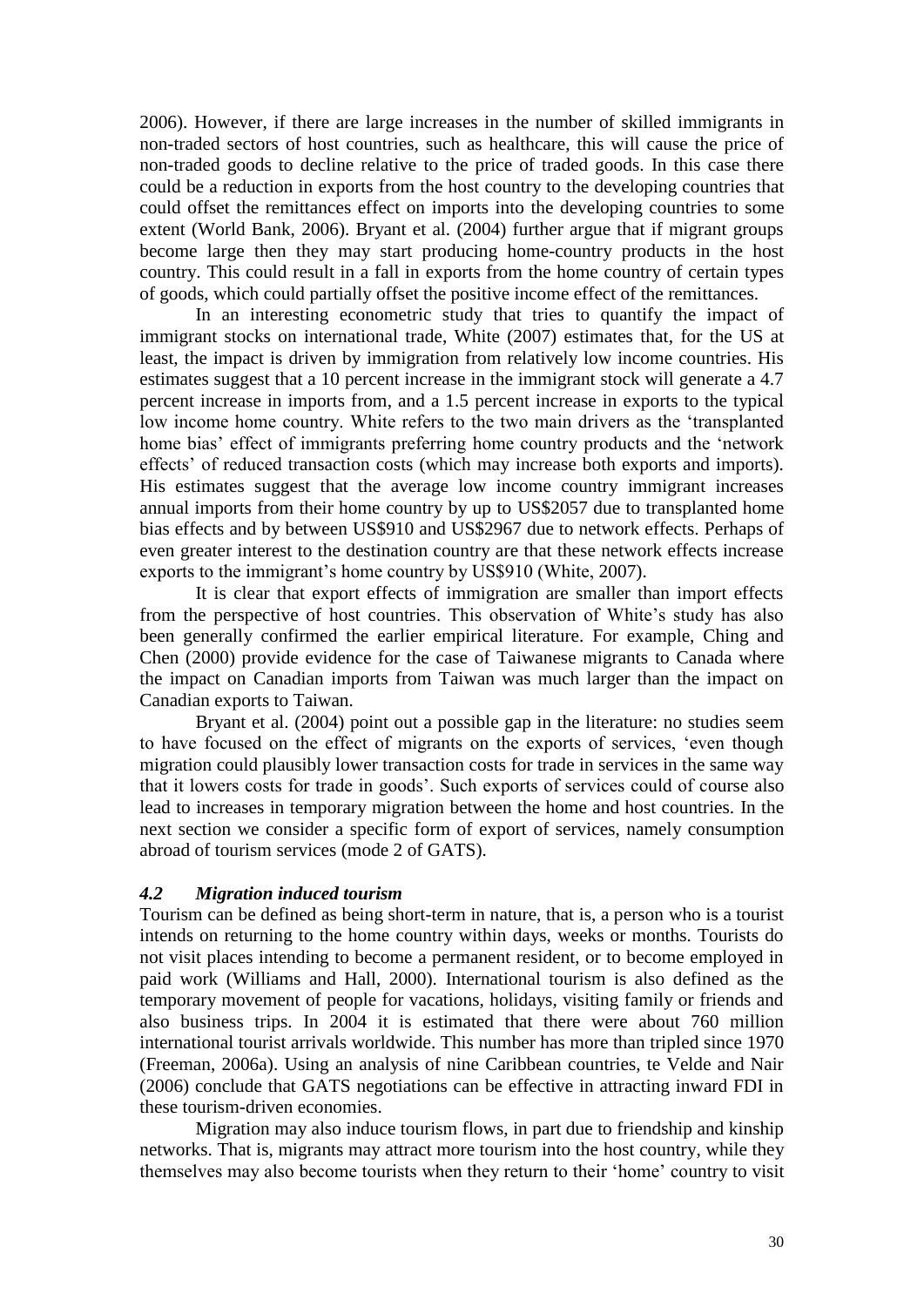2006). However, if there are large increases in the number of skilled immigrants in non-traded sectors of host countries, such as healthcare, this will cause the price of non-traded goods to decline relative to the price of traded goods. In this case there could be a reduction in exports from the host country to the developing countries that could offset the remittances effect on imports into the developing countries to some extent (World Bank, 2006). Bryant et al. (2004) further argue that if migrant groups become large then they may start producing home-country products in the host country. This could result in a fall in exports from the home country of certain types of goods, which could partially offset the positive income effect of the remittances.

In an interesting econometric study that tries to quantify the impact of immigrant stocks on international trade, White (2007) estimates that, for the US at least, the impact is driven by immigration from relatively low income countries. His estimates suggest that a 10 percent increase in the immigrant stock will generate a 4.7 percent increase in imports from, and a 1.5 percent increase in exports to the typical low income home country. White refers to the two main drivers as the 'transplanted home bias' effect of immigrants preferring home country products and the 'network effects' of reduced transaction costs (which may increase both exports and imports). His estimates suggest that the average low income country immigrant increases annual imports from their home country by up to US$2057 due to transplanted home bias effects and by between US$910 and US$2967 due to network effects. Perhaps of even greater interest to the destination country are that these network effects increase exports to the immigrant's home country by US$910 (White, 2007).

It is clear that export effects of immigration are smaller than import effects from the perspective of host countries. This observation of White's study has also been generally confirmed the earlier empirical literature. For example, Ching and Chen (2000) provide evidence for the case of Taiwanese migrants to Canada where the impact on Canadian imports from Taiwan was much larger than the impact on Canadian exports to Taiwan.

Bryant et al. (2004) point out a possible gap in the literature: no studies seem to have focused on the effect of migrants on the exports of services, 'even though migration could plausibly lower transaction costs for trade in services in the same way that it lowers costs for trade in goods'. Such exports of services could of course also lead to increases in temporary migration between the home and host countries. In the next section we consider a specific form of export of services, namely consumption abroad of tourism services (mode 2 of GATS).

### *4.2 Migration induced tourism*

Tourism can be defined as being short-term in nature, that is, a person who is a tourist intends on returning to the home country within days, weeks or months. Tourists do not visit places intending to become a permanent resident, or to become employed in paid work (Williams and Hall, 2000). International tourism is also defined as the temporary movement of people for vacations, holidays, visiting family or friends and also business trips. In 2004 it is estimated that there were about 760 million international tourist arrivals worldwide. This number has more than tripled since 1970 (Freeman, 2006a). Using an analysis of nine Caribbean countries, te Velde and Nair (2006) conclude that GATS negotiations can be effective in attracting inward FDI in these tourism-driven economies.

Migration may also induce tourism flows, in part due to friendship and kinship networks. That is, migrants may attract more tourism into the host country, while they themselves may also become tourists when they return to their 'home' country to visit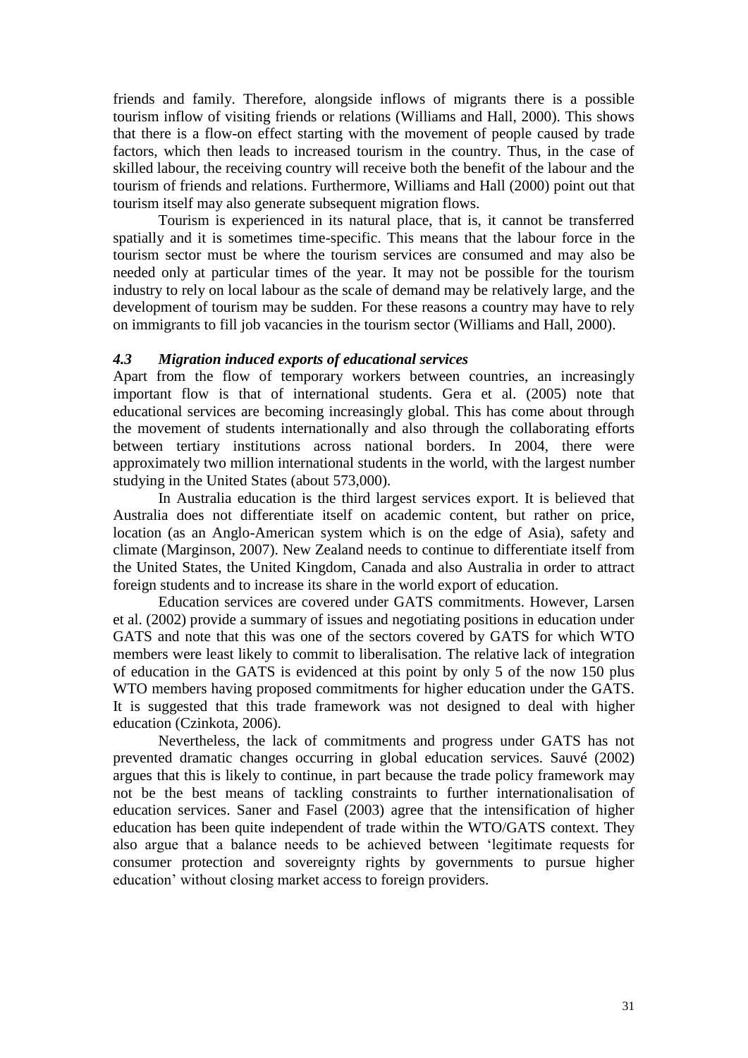friends and family. Therefore, alongside inflows of migrants there is a possible tourism inflow of visiting friends or relations (Williams and Hall, 2000). This shows that there is a flow-on effect starting with the movement of people caused by trade factors, which then leads to increased tourism in the country. Thus, in the case of skilled labour, the receiving country will receive both the benefit of the labour and the tourism of friends and relations. Furthermore, Williams and Hall (2000) point out that tourism itself may also generate subsequent migration flows.

Tourism is experienced in its natural place, that is, it cannot be transferred spatially and it is sometimes time-specific. This means that the labour force in the tourism sector must be where the tourism services are consumed and may also be needed only at particular times of the year. It may not be possible for the tourism industry to rely on local labour as the scale of demand may be relatively large, and the development of tourism may be sudden. For these reasons a country may have to rely on immigrants to fill job vacancies in the tourism sector (Williams and Hall, 2000).

### *4.3 Migration induced exports of educational services*

Apart from the flow of temporary workers between countries, an increasingly important flow is that of international students. Gera et al. (2005) note that educational services are becoming increasingly global. This has come about through the movement of students internationally and also through the collaborating efforts between tertiary institutions across national borders. In 2004, there were approximately two million international students in the world, with the largest number studying in the United States (about 573,000).

In Australia education is the third largest services export. It is believed that Australia does not differentiate itself on academic content, but rather on price, location (as an Anglo-American system which is on the edge of Asia), safety and climate (Marginson, 2007). New Zealand needs to continue to differentiate itself from the United States, the United Kingdom, Canada and also Australia in order to attract foreign students and to increase its share in the world export of education.

Education services are covered under GATS commitments. However, Larsen et al. (2002) provide a summary of issues and negotiating positions in education under GATS and note that this was one of the sectors covered by GATS for which WTO members were least likely to commit to liberalisation. The relative lack of integration of education in the GATS is evidenced at this point by only 5 of the now 150 plus WTO members having proposed commitments for higher education under the GATS. It is suggested that this trade framework was not designed to deal with higher education (Czinkota, 2006).

Nevertheless, the lack of commitments and progress under GATS has not prevented dramatic changes occurring in global education services. Sauvé (2002) argues that this is likely to continue, in part because the trade policy framework may not be the best means of tackling constraints to further internationalisation of education services. Saner and Fasel (2003) agree that the intensification of higher education has been quite independent of trade within the WTO/GATS context. They also argue that a balance needs to be achieved between 'legitimate requests for consumer protection and sovereignty rights by governments to pursue higher education' without closing market access to foreign providers.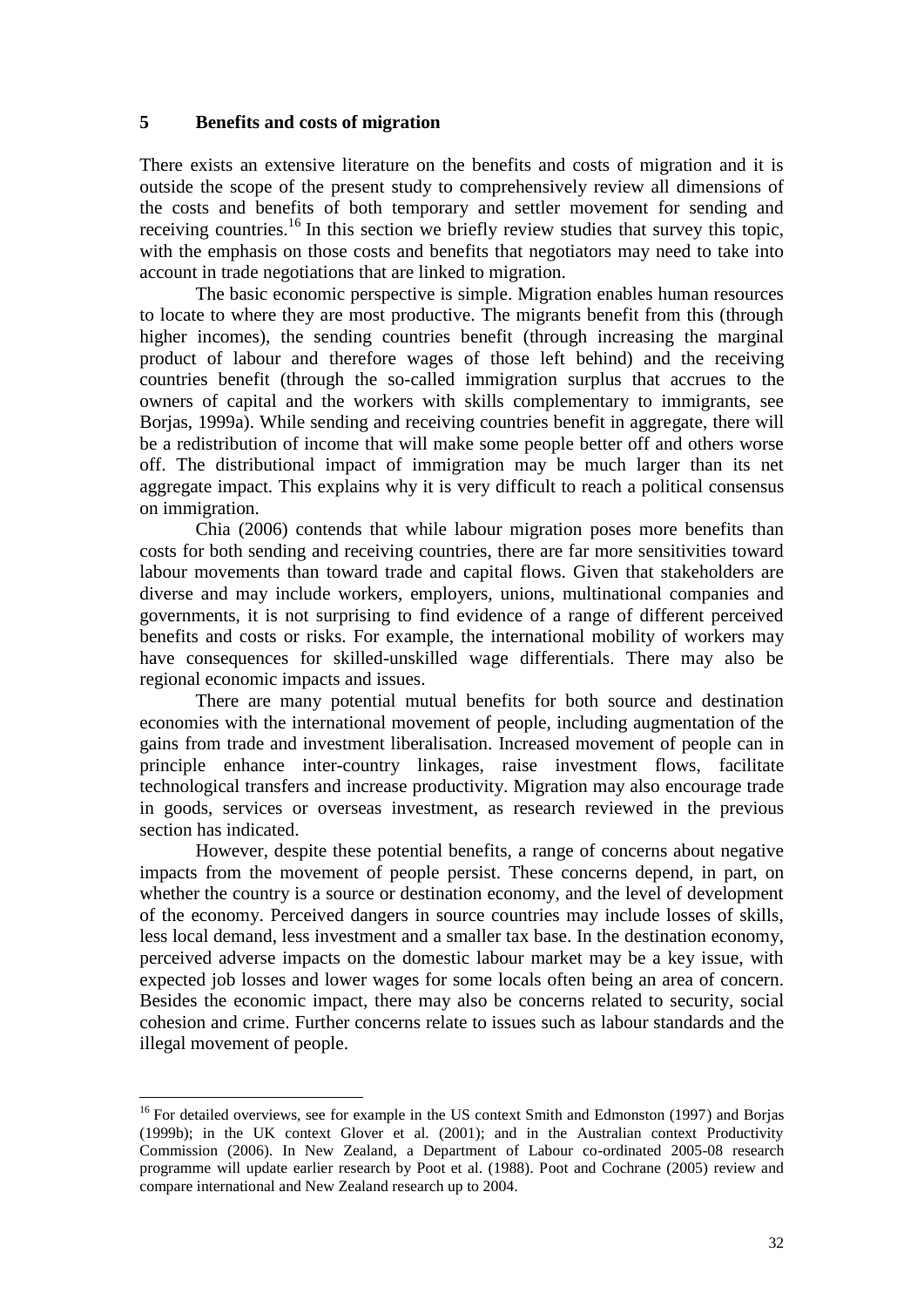## 5 Benefits and costs of migration

There exists an extensive literature on the benefits and costs of migration and it is outside the scope of the present study to comprehensively review all dimensions of the costs and benefits of both temporary and settler movement for sending and receiving countries.[16] In this section we briefly review studies that survey this topic, with the emphasis on those costs and benefits that negotiators may need to take into account in trade negotiations that are linked to migration.

The basic economic perspective is simple. Migration enables human resources to locate to where they are most productive. The migrants benefit from this (through higher incomes), the sending countries benefit (through increasing the marginal product of labour and therefore wages of those left behind) and the receiving countries benefit (through the so-called immigration surplus that accrues to the owners of capital and the workers with skills complementary to immigrants, see Borjas, 1999a). While sending and receiving countries benefit in aggregate, there will be a redistribution of income that will make some people better off and others worse off. The distributional impact of immigration may be much larger than its net aggregate impact. This explains why it is very difficult to reach a political consensus on immigration.

Chia (2006) contends that while labour migration poses more benefits than costs for both sending and receiving countries, there are far more sensitivities toward labour movements than toward trade and capital flows. Given that stakeholders are diverse and may include workers, employers, unions, multinational companies and governments, it is not surprising to find evidence of a range of different perceived benefits and costs or risks. For example, the international mobility of workers may have consequences for skilled-unskilled wage differentials. There may also be regional economic impacts and issues.

There are many potential mutual benefits for both source and destination economies with the international movement of people, including augmentation of the gains from trade and investment liberalisation. Increased movement of people can in principle enhance inter-country linkages, raise investment flows, facilitate technological transfers and increase productivity. Migration may also encourage trade in goods, services or overseas investment, as research reviewed in the previous section has indicated.

However, despite these potential benefits, a range of concerns about negative impacts from the movement of people persist. These concerns depend, in part, on whether the country is a source or destination economy, and the level of development of the economy. Perceived dangers in source countries may include losses of skills, less local demand, less investment and a smaller tax base. In the destination economy, perceived adverse impacts on the domestic labour market may be a key issue, with expected job losses and lower wages for some locals often being an area of concern. Besides the economic impact, there may also be concerns related to security, social cohesion and crime. Further concerns relate to issues such as labour standards and the illegal movement of people.

---

[16] For detailed overviews, see for example in the US context Smith and Edmonston (1997) and Borjas (1999b); in the UK context Glover et al. (2001); and in the Australian context Productivity Commission (2006). In New Zealand, a Department of Labour co-ordinated 2005-08 research programme will update earlier research by Poot et al. (1988). Poot and Cochrane (2005) review and compare international and New Zealand research up to 2004.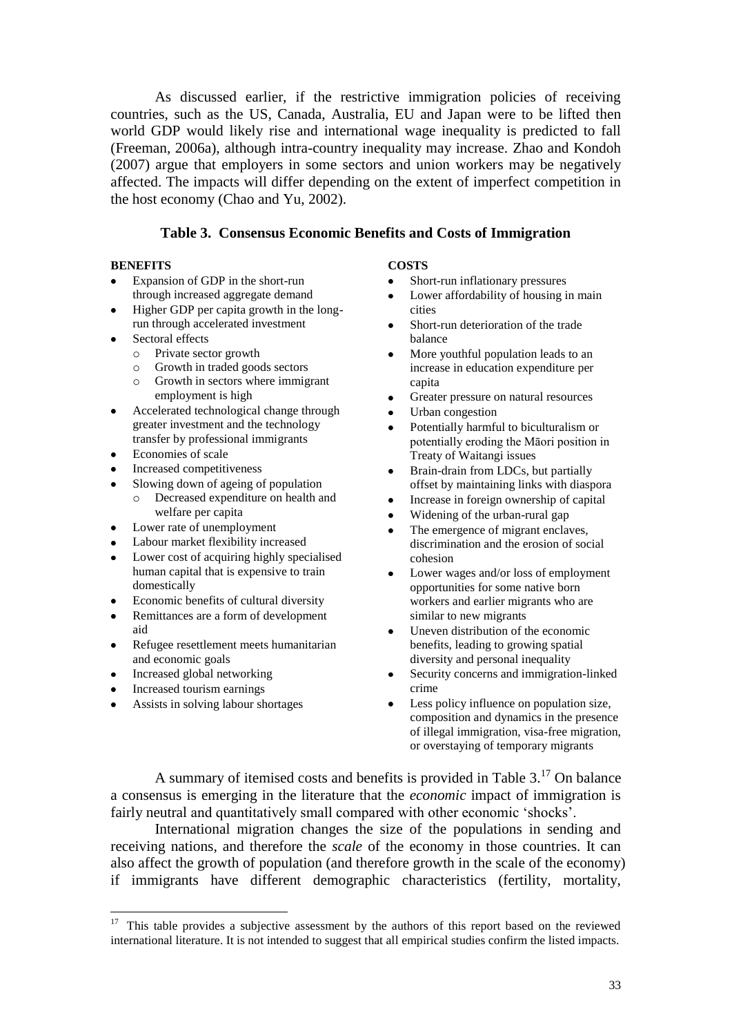As discussed earlier, if the restrictive immigration policies of receiving countries, such as the US, Canada, Australia, EU and Japan were to be lifted then world GDP would likely rise and international wage inequality is predicted to fall (Freeman, 2006a), although intra-country inequality may increase. Zhao and Kondoh (2007) argue that employers in some sectors and union workers may be negatively affected. The impacts will differ depending on the extent of imperfect competition in the host economy (Chao and Yu, 2002).

**Table 3. Consensus Economic Benefits and Costs of Immigration**

**BENEFITS**

- Expansion of GDP in the short-run through increased aggregate demand
- Higher GDP per capita growth in the long-run through accelerated investment
- Sectoral effects
  - Private sector growth
  - Growth in traded goods sectors
  - Growth in sectors where immigrant employment is high
- Accelerated technological change through greater investment and the technology transfer by professional immigrants
- Economies of scale
- Increased competitiveness
- Slowing down of ageing of population
  - Decreased expenditure on health and welfare per capita
- Lower rate of unemployment
- Labour market flexibility increased
- Lower cost of acquiring highly specialised human capital that is expensive to train domestically
- Economic benefits of cultural diversity
- Remittances are a form of development aid
- Refugee resettlement meets humanitarian and economic goals
- Increased global networking
- Increased tourism earnings
- Assists in solving labour shortages

**COSTS**

- Short-run inflationary pressures
- Lower affordability of housing in main cities
- Short-run deterioration of the trade balance
- More youthful population leads to an increase in education expenditure per capita
- Greater pressure on natural resources
- Urban congestion
- Potentially harmful to biculturalism or potentially eroding the Māori position in Treaty of Waitangi issues
- Brain-drain from LDCs, but partially offset by maintaining links with diaspora
- Increase in foreign ownership of capital
- Widening of the urban-rural gap
- The emergence of migrant enclaves, discrimination and the erosion of social cohesion
- Lower wages and/or loss of employment opportunities for some native born workers and earlier migrants who are similar to new migrants
- Uneven distribution of the economic benefits, leading to growing spatial diversity and personal inequality
- Security concerns and immigration-linked crime
- Less policy influence on population size, composition and dynamics in the presence of illegal immigration, visa-free migration, or overstaying of temporary migrants

A summary of itemised costs and benefits is provided in Table 3.[17] On balance a consensus is emerging in the literature that the *economic* impact of immigration is fairly neutral and quantitatively small compared with other economic 'shocks'.

International migration changes the size of the populations in sending and receiving nations, and therefore the *scale* of the economy in those countries. It can also affect the growth of population (and therefore growth in the scale of the economy) if immigrants have different demographic characteristics (fertility, mortality,

[17] This table provides a subjective assessment by the authors of this report based on the reviewed international literature. It is not intended to suggest that all empirical studies confirm the listed impacts.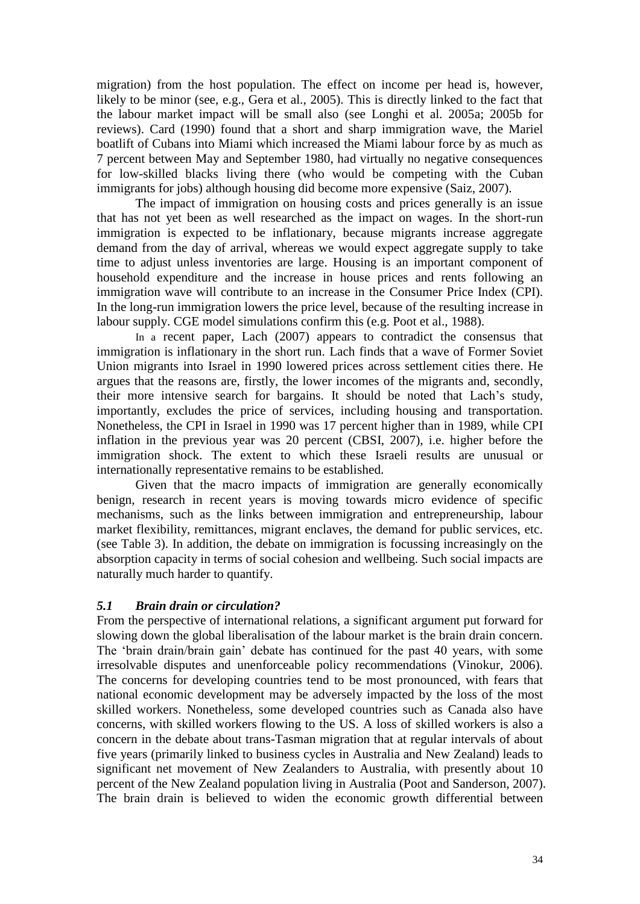migration) from the host population. The effect on income per head is, however, likely to be minor (see, e.g., Gera et al., 2005). This is directly linked to the fact that the labour market impact will be small also (see Longhi et al. 2005a; 2005b for reviews). Card (1990) found that a short and sharp immigration wave, the Mariel boatlift of Cubans into Miami which increased the Miami labour force by as much as 7 percent between May and September 1980, had virtually no negative consequences for low-skilled blacks living there (who would be competing with the Cuban immigrants for jobs) although housing did become more expensive (Saiz, 2007).

The impact of immigration on housing costs and prices generally is an issue that has not yet been as well researched as the impact on wages. In the short-run immigration is expected to be inflationary, because migrants increase aggregate demand from the day of arrival, whereas we would expect aggregate supply to take time to adjust unless inventories are large. Housing is an important component of household expenditure and the increase in house prices and rents following an immigration wave will contribute to an increase in the Consumer Price Index (CPI). In the long-run immigration lowers the price level, because of the resulting increase in labour supply. CGE model simulations confirm this (e.g. Poot et al., 1988).

In a recent paper, Lach (2007) appears to contradict the consensus that immigration is inflationary in the short run. Lach finds that a wave of Former Soviet Union migrants into Israel in 1990 lowered prices across settlement cities there. He argues that the reasons are, firstly, the lower incomes of the migrants and, secondly, their more intensive search for bargains. It should be noted that Lach's study, importantly, excludes the price of services, including housing and transportation. Nonetheless, the CPI in Israel in 1990 was 17 percent higher than in 1989, while CPI inflation in the previous year was 20 percent (CBSI, 2007), i.e. higher before the immigration shock. The extent to which these Israeli results are unusual or internationally representative remains to be established.

Given that the macro impacts of immigration are generally economically benign, research in recent years is moving towards micro evidence of specific mechanisms, such as the links between immigration and entrepreneurship, labour market flexibility, remittances, migrant enclaves, the demand for public services, etc. (see Table 3). In addition, the debate on immigration is focussing increasingly on the absorption capacity in terms of social cohesion and wellbeing. Such social impacts are naturally much harder to quantify.

### *5.1 Brain drain or circulation?*

From the perspective of international relations, a significant argument put forward for slowing down the global liberalisation of the labour market is the brain drain concern. The 'brain drain/brain gain' debate has continued for the past 40 years, with some irresolvable disputes and unenforceable policy recommendations (Vinokur, 2006). The concerns for developing countries tend to be most pronounced, with fears that national economic development may be adversely impacted by the loss of the most skilled workers. Nonetheless, some developed countries such as Canada also have concerns, with skilled workers flowing to the US. A loss of skilled workers is also a concern in the debate about trans-Tasman migration that at regular intervals of about five years (primarily linked to business cycles in Australia and New Zealand) leads to significant net movement of New Zealanders to Australia, with presently about 10 percent of the New Zealand population living in Australia (Poot and Sanderson, 2007). The brain drain is believed to widen the economic growth differential between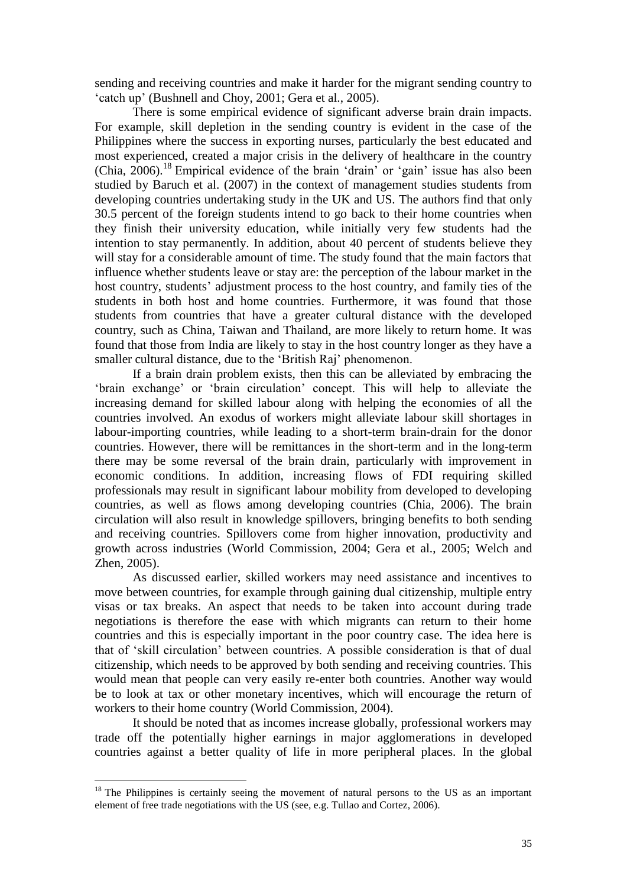sending and receiving countries and make it harder for the migrant sending country to 'catch up' (Bushnell and Choy, 2001; Gera et al., 2005).

There is some empirical evidence of significant adverse brain drain impacts. For example, skill depletion in the sending country is evident in the case of the Philippines where the success in exporting nurses, particularly the best educated and most experienced, created a major crisis in the delivery of healthcare in the country (Chia, 2006).[18] Empirical evidence of the brain 'drain' or 'gain' issue has also been studied by Baruch et al. (2007) in the context of management studies students from developing countries undertaking study in the UK and US. The authors find that only 30.5 percent of the foreign students intend to go back to their home countries when they finish their university education, while initially very few students had the intention to stay permanently. In addition, about 40 percent of students believe they will stay for a considerable amount of time. The study found that the main factors that influence whether students leave or stay are: the perception of the labour market in the host country, students' adjustment process to the host country, and family ties of the students in both host and home countries. Furthermore, it was found that those students from countries that have a greater cultural distance with the developed country, such as China, Taiwan and Thailand, are more likely to return home. It was found that those from India are likely to stay in the host country longer as they have a smaller cultural distance, due to the 'British Raj' phenomenon.

If a brain drain problem exists, then this can be alleviated by embracing the 'brain exchange' or 'brain circulation' concept. This will help to alleviate the increasing demand for skilled labour along with helping the economies of all the countries involved. An exodus of workers might alleviate labour skill shortages in labour-importing countries, while leading to a short-term brain-drain for the donor countries. However, there will be remittances in the short-term and in the long-term there may be some reversal of the brain drain, particularly with improvement in economic conditions. In addition, increasing flows of FDI requiring skilled professionals may result in significant labour mobility from developed to developing countries, as well as flows among developing countries (Chia, 2006). The brain circulation will also result in knowledge spillovers, bringing benefits to both sending and receiving countries. Spillovers come from higher innovation, productivity and growth across industries (World Commission, 2004; Gera et al., 2005; Welch and Zhen, 2005).

As discussed earlier, skilled workers may need assistance and incentives to move between countries, for example through gaining dual citizenship, multiple entry visas or tax breaks. An aspect that needs to be taken into account during trade negotiations is therefore the ease with which migrants can return to their home countries and this is especially important in the poor country case. The idea here is that of 'skill circulation' between countries. A possible consideration is that of dual citizenship, which needs to be approved by both sending and receiving countries. This would mean that people can very easily re-enter both countries. Another way would be to look at tax or other monetary incentives, which will encourage the return of workers to their home country (World Commission, 2004).

It should be noted that as incomes increase globally, professional workers may trade off the potentially higher earnings in major agglomerations in developed countries against a better quality of life in more peripheral places. In the global

[18] The Philippines is certainly seeing the movement of natural persons to the US as an important element of free trade negotiations with the US (see, e.g. Tullao and Cortez, 2006).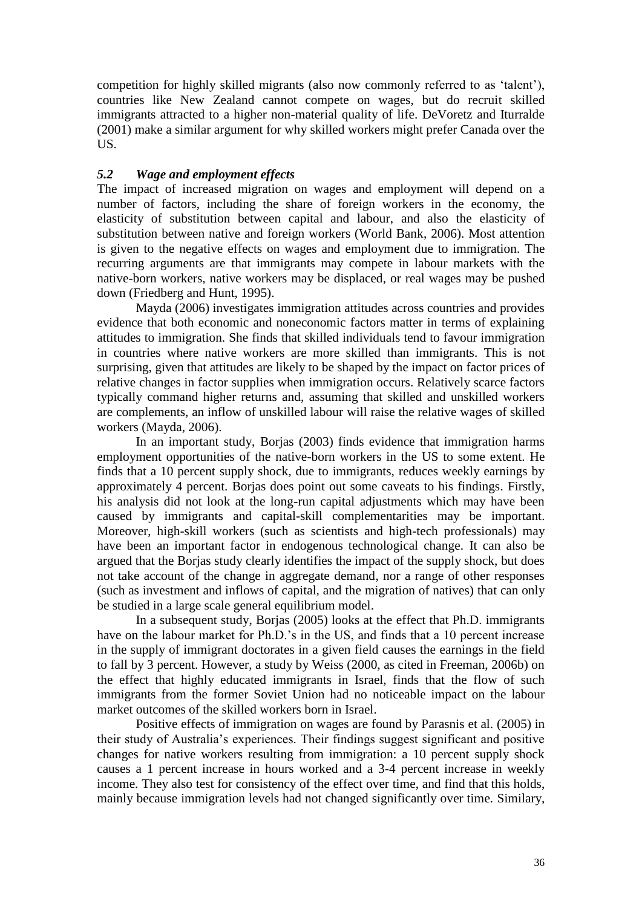competition for highly skilled migrants (also now commonly referred to as 'talent'), countries like New Zealand cannot compete on wages, but do recruit skilled immigrants attracted to a higher non-material quality of life. DeVoretz and Iturralde (2001) make a similar argument for why skilled workers might prefer Canada over the US.

### *5.2 Wage and employment effects*

The impact of increased migration on wages and employment will depend on a number of factors, including the share of foreign workers in the economy, the elasticity of substitution between capital and labour, and also the elasticity of substitution between native and foreign workers (World Bank, 2006). Most attention is given to the negative effects on wages and employment due to immigration. The recurring arguments are that immigrants may compete in labour markets with the native-born workers, native workers may be displaced, or real wages may be pushed down (Friedberg and Hunt, 1995).

Mayda (2006) investigates immigration attitudes across countries and provides evidence that both economic and noneconomic factors matter in terms of explaining attitudes to immigration. She finds that skilled individuals tend to favour immigration in countries where native workers are more skilled than immigrants. This is not surprising, given that attitudes are likely to be shaped by the impact on factor prices of relative changes in factor supplies when immigration occurs. Relatively scarce factors typically command higher returns and, assuming that skilled and unskilled workers are complements, an inflow of unskilled labour will raise the relative wages of skilled workers (Mayda, 2006).

In an important study, Borjas (2003) finds evidence that immigration harms employment opportunities of the native-born workers in the US to some extent. He finds that a 10 percent supply shock, due to immigrants, reduces weekly earnings by approximately 4 percent. Borjas does point out some caveats to his findings. Firstly, his analysis did not look at the long-run capital adjustments which may have been caused by immigrants and capital-skill complementarities may be important. Moreover, high-skill workers (such as scientists and high-tech professionals) may have been an important factor in endogenous technological change. It can also be argued that the Borjas study clearly identifies the impact of the supply shock, but does not take account of the change in aggregate demand, nor a range of other responses (such as investment and inflows of capital, and the migration of natives) that can only be studied in a large scale general equilibrium model.

In a subsequent study, Borjas (2005) looks at the effect that Ph.D. immigrants have on the labour market for Ph.D.'s in the US, and finds that a 10 percent increase in the supply of immigrant doctorates in a given field causes the earnings in the field to fall by 3 percent. However, a study by Weiss (2000, as cited in Freeman, 2006b) on the effect that highly educated immigrants in Israel, finds that the flow of such immigrants from the former Soviet Union had no noticeable impact on the labour market outcomes of the skilled workers born in Israel.

Positive effects of immigration on wages are found by Parasnis et al. (2005) in their study of Australia's experiences. Their findings suggest significant and positive changes for native workers resulting from immigration: a 10 percent supply shock causes a 1 percent increase in hours worked and a 3-4 percent increase in weekly income. They also test for consistency of the effect over time, and find that this holds, mainly because immigration levels had not changed significantly over time. Similary,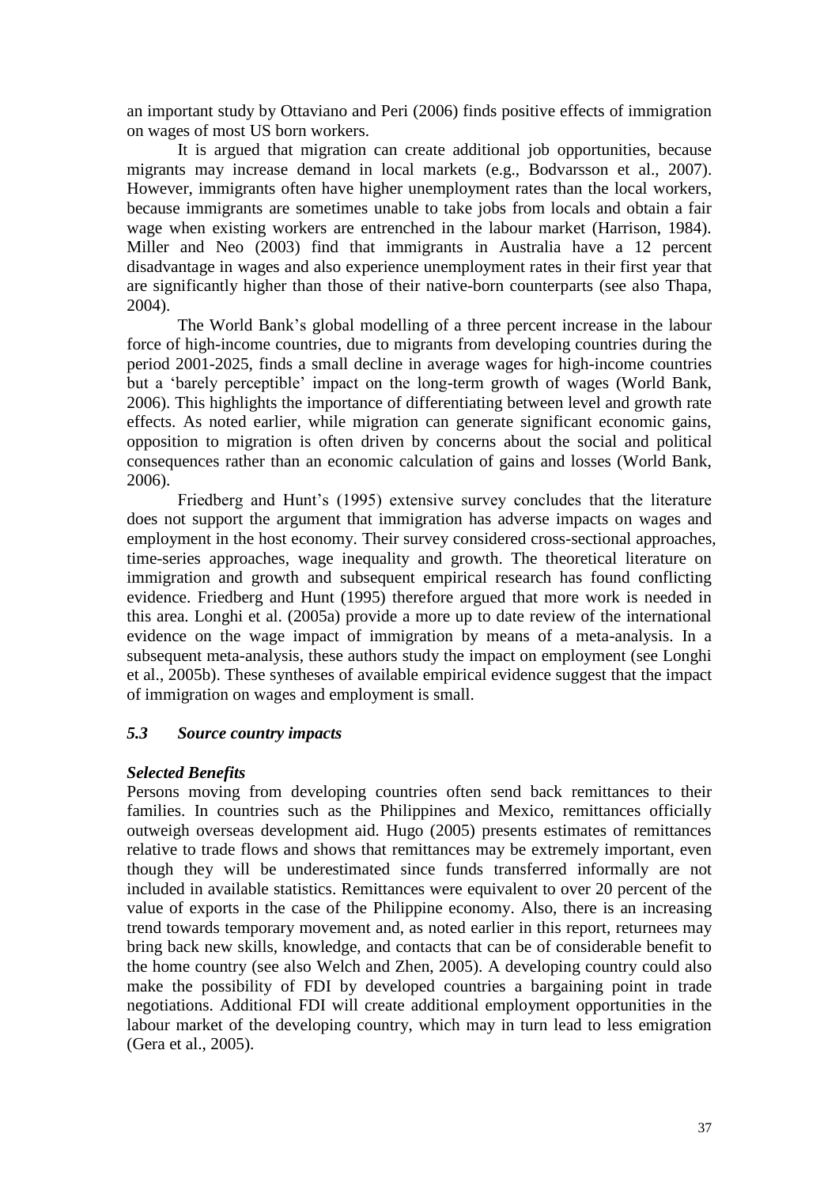an important study by Ottaviano and Peri (2006) finds positive effects of immigration on wages of most US born workers.

It is argued that migration can create additional job opportunities, because migrants may increase demand in local markets (e.g., Bodvarsson et al., 2007). However, immigrants often have higher unemployment rates than the local workers, because immigrants are sometimes unable to take jobs from locals and obtain a fair wage when existing workers are entrenched in the labour market (Harrison, 1984). Miller and Neo (2003) find that immigrants in Australia have a 12 percent disadvantage in wages and also experience unemployment rates in their first year that are significantly higher than those of their native-born counterparts (see also Thapa, 2004).

The World Bank's global modelling of a three percent increase in the labour force of high-income countries, due to migrants from developing countries during the period 2001-2025, finds a small decline in average wages for high-income countries but a 'barely perceptible' impact on the long-term growth of wages (World Bank, 2006). This highlights the importance of differentiating between level and growth rate effects. As noted earlier, while migration can generate significant economic gains, opposition to migration is often driven by concerns about the social and political consequences rather than an economic calculation of gains and losses (World Bank, 2006).

Friedberg and Hunt's (1995) extensive survey concludes that the literature does not support the argument that immigration has adverse impacts on wages and employment in the host economy. Their survey considered cross-sectional approaches, time-series approaches, wage inequality and growth. The theoretical literature on immigration and growth and subsequent empirical research has found conflicting evidence. Friedberg and Hunt (1995) therefore argued that more work is needed in this area. Longhi et al. (2005a) provide a more up to date review of the international evidence on the wage impact of immigration by means of a meta-analysis. In a subsequent meta-analysis, these authors study the impact on employment (see Longhi et al., 2005b). These syntheses of available empirical evidence suggest that the impact of immigration on wages and employment is small.

### *5.3 Source country impacts*

***Selected Benefits***

Persons moving from developing countries often send back remittances to their families. In countries such as the Philippines and Mexico, remittances officially outweigh overseas development aid. Hugo (2005) presents estimates of remittances relative to trade flows and shows that remittances may be extremely important, even though they will be underestimated since funds transferred informally are not included in available statistics. Remittances were equivalent to over 20 percent of the value of exports in the case of the Philippine economy. Also, there is an increasing trend towards temporary movement and, as noted earlier in this report, returnees may bring back new skills, knowledge, and contacts that can be of considerable benefit to the home country (see also Welch and Zhen, 2005). A developing country could also make the possibility of FDI by developed countries a bargaining point in trade negotiations. Additional FDI will create additional employment opportunities in the labour market of the developing country, which may in turn lead to less emigration (Gera et al., 2005).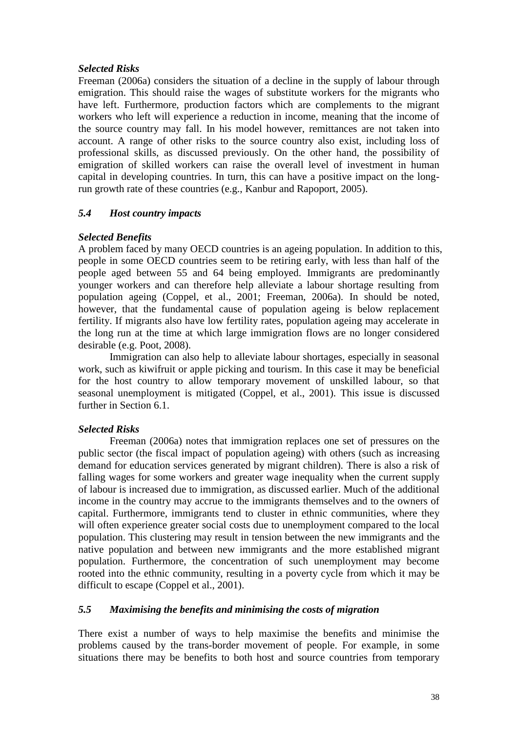*Selected Risks*

Freeman (2006a) considers the situation of a decline in the supply of labour through emigration. This should raise the wages of substitute workers for the migrants who have left. Furthermore, production factors which are complements to the migrant workers who left will experience a reduction in income, meaning that the income of the source country may fall. In his model however, remittances are not taken into account. A range of other risks to the source country also exist, including loss of professional skills, as discussed previously. On the other hand, the possibility of emigration of skilled workers can raise the overall level of investment in human capital in developing countries. In turn, this can have a positive impact on the long-run growth rate of these countries (e.g., Kanbur and Rapoport, 2005).

### *5.4 Host country impacts*

*Selected Benefits*

A problem faced by many OECD countries is an ageing population. In addition to this, people in some OECD countries seem to be retiring early, with less than half of the people aged between 55 and 64 being employed. Immigrants are predominantly younger workers and can therefore help alleviate a labour shortage resulting from population ageing (Coppel, et al., 2001; Freeman, 2006a). In should be noted, however, that the fundamental cause of population ageing is below replacement fertility. If migrants also have low fertility rates, population ageing may accelerate in the long run at the time at which large immigration flows are no longer considered desirable (e.g. Poot, 2008).

Immigration can also help to alleviate labour shortages, especially in seasonal work, such as kiwifruit or apple picking and tourism. In this case it may be beneficial for the host country to allow temporary movement of unskilled labour, so that seasonal unemployment is mitigated (Coppel, et al., 2001). This issue is discussed further in Section 6.1.

*Selected Risks*

Freeman (2006a) notes that immigration replaces one set of pressures on the public sector (the fiscal impact of population ageing) with others (such as increasing demand for education services generated by migrant children). There is also a risk of falling wages for some workers and greater wage inequality when the current supply of labour is increased due to immigration, as discussed earlier. Much of the additional income in the country may accrue to the immigrants themselves and to the owners of capital. Furthermore, immigrants tend to cluster in ethnic communities, where they will often experience greater social costs due to unemployment compared to the local population. This clustering may result in tension between the new immigrants and the native population and between new immigrants and the more established migrant population. Furthermore, the concentration of such unemployment may become rooted into the ethnic community, resulting in a poverty cycle from which it may be difficult to escape (Coppel et al., 2001).

### *5.5 Maximising the benefits and minimising the costs of migration*

There exist a number of ways to help maximise the benefits and minimise the problems caused by the trans-border movement of people. For example, in some situations there may be benefits to both host and source countries from temporary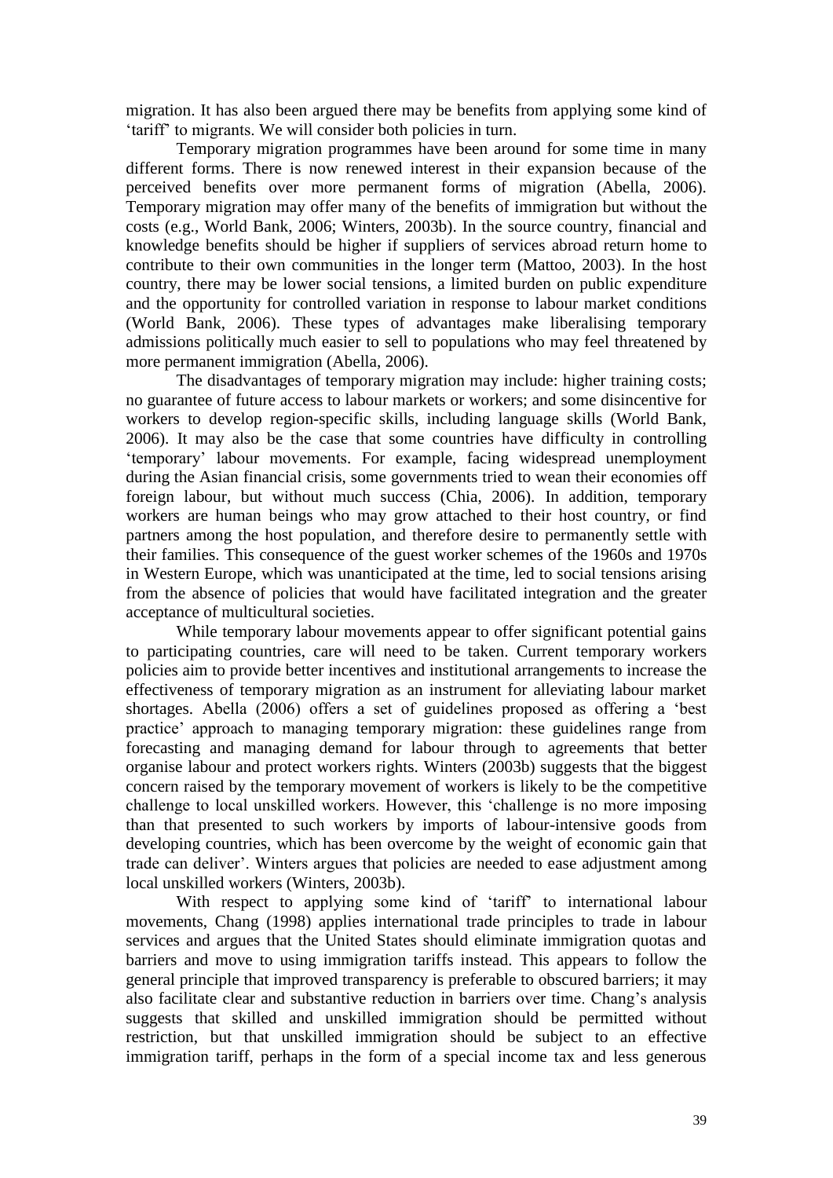migration. It has also been argued there may be benefits from applying some kind of 'tariff' to migrants. We will consider both policies in turn.

Temporary migration programmes have been around for some time in many different forms. There is now renewed interest in their expansion because of the perceived benefits over more permanent forms of migration (Abella, 2006). Temporary migration may offer many of the benefits of immigration but without the costs (e.g., World Bank, 2006; Winters, 2003b). In the source country, financial and knowledge benefits should be higher if suppliers of services abroad return home to contribute to their own communities in the longer term (Mattoo, 2003). In the host country, there may be lower social tensions, a limited burden on public expenditure and the opportunity for controlled variation in response to labour market conditions (World Bank, 2006). These types of advantages make liberalising temporary admissions politically much easier to sell to populations who may feel threatened by more permanent immigration (Abella, 2006).

The disadvantages of temporary migration may include: higher training costs; no guarantee of future access to labour markets or workers; and some disincentive for workers to develop region-specific skills, including language skills (World Bank, 2006). It may also be the case that some countries have difficulty in controlling 'temporary' labour movements. For example, facing widespread unemployment during the Asian financial crisis, some governments tried to wean their economies off foreign labour, but without much success (Chia, 2006). In addition, temporary workers are human beings who may grow attached to their host country, or find partners among the host population, and therefore desire to permanently settle with their families. This consequence of the guest worker schemes of the 1960s and 1970s in Western Europe, which was unanticipated at the time, led to social tensions arising from the absence of policies that would have facilitated integration and the greater acceptance of multicultural societies.

While temporary labour movements appear to offer significant potential gains to participating countries, care will need to be taken. Current temporary workers policies aim to provide better incentives and institutional arrangements to increase the effectiveness of temporary migration as an instrument for alleviating labour market shortages. Abella (2006) offers a set of guidelines proposed as offering a 'best practice' approach to managing temporary migration: these guidelines range from forecasting and managing demand for labour through to agreements that better organise labour and protect workers rights. Winters (2003b) suggests that the biggest concern raised by the temporary movement of workers is likely to be the competitive challenge to local unskilled workers. However, this 'challenge is no more imposing than that presented to such workers by imports of labour-intensive goods from developing countries, which has been overcome by the weight of economic gain that trade can deliver'. Winters argues that policies are needed to ease adjustment among local unskilled workers (Winters, 2003b).

With respect to applying some kind of 'tariff' to international labour movements, Chang (1998) applies international trade principles to trade in labour services and argues that the United States should eliminate immigration quotas and barriers and move to using immigration tariffs instead. This appears to follow the general principle that improved transparency is preferable to obscured barriers; it may also facilitate clear and substantive reduction in barriers over time. Chang's analysis suggests that skilled and unskilled immigration should be permitted without restriction, but that unskilled immigration should be subject to an effective immigration tariff, perhaps in the form of a special income tax and less generous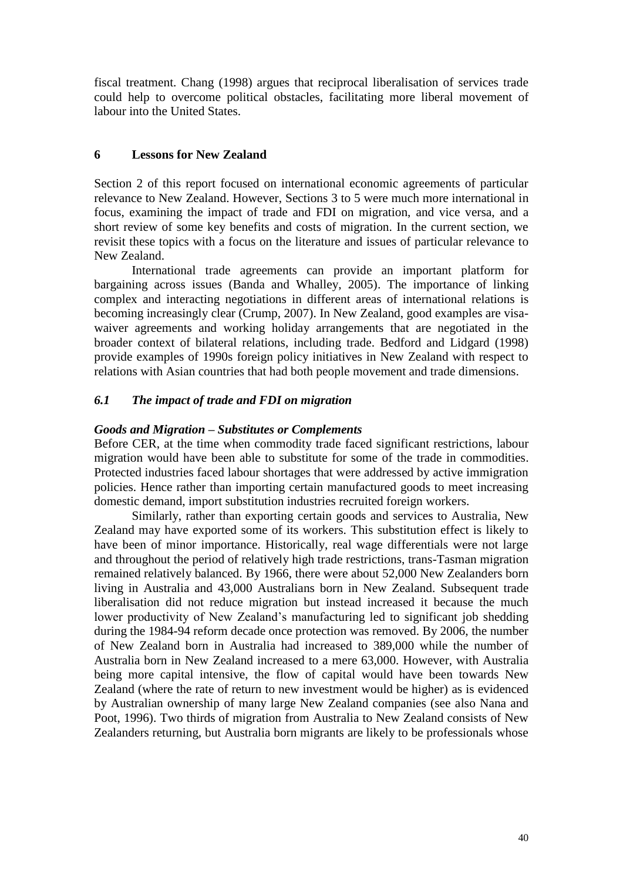fiscal treatment. Chang (1998) argues that reciprocal liberalisation of services trade could help to overcome political obstacles, facilitating more liberal movement of labour into the United States.

## 6 Lessons for New Zealand

Section 2 of this report focused on international economic agreements of particular relevance to New Zealand. However, Sections 3 to 5 were much more international in focus, examining the impact of trade and FDI on migration, and vice versa, and a short review of some key benefits and costs of migration. In the current section, we revisit these topics with a focus on the literature and issues of particular relevance to New Zealand.

International trade agreements can provide an important platform for bargaining across issues (Banda and Whalley, 2005). The importance of linking complex and interacting negotiations in different areas of international relations is becoming increasingly clear (Crump, 2007). In New Zealand, good examples are visa-waiver agreements and working holiday arrangements that are negotiated in the broader context of bilateral relations, including trade. Bedford and Lidgard (1998) provide examples of 1990s foreign policy initiatives in New Zealand with respect to relations with Asian countries that had both people movement and trade dimensions.

### *6.1 The impact of trade and FDI on migration*

***Goods and Migration – Substitutes or Complements***

Before CER, at the time when commodity trade faced significant restrictions, labour migration would have been able to substitute for some of the trade in commodities. Protected industries faced labour shortages that were addressed by active immigration policies. Hence rather than importing certain manufactured goods to meet increasing domestic demand, import substitution industries recruited foreign workers.

Similarly, rather than exporting certain goods and services to Australia, New Zealand may have exported some of its workers. This substitution effect is likely to have been of minor importance. Historically, real wage differentials were not large and throughout the period of relatively high trade restrictions, trans-Tasman migration remained relatively balanced. By 1966, there were about 52,000 New Zealanders born living in Australia and 43,000 Australians born in New Zealand. Subsequent trade liberalisation did not reduce migration but instead increased it because the much lower productivity of New Zealand's manufacturing led to significant job shedding during the 1984-94 reform decade once protection was removed. By 2006, the number of New Zealand born in Australia had increased to 389,000 while the number of Australia born in New Zealand increased to a mere 63,000. However, with Australia being more capital intensive, the flow of capital would have been towards New Zealand (where the rate of return to new investment would be higher) as is evidenced by Australian ownership of many large New Zealand companies (see also Nana and Poot, 1996). Two thirds of migration from Australia to New Zealand consists of New Zealanders returning, but Australia born migrants are likely to be professionals whose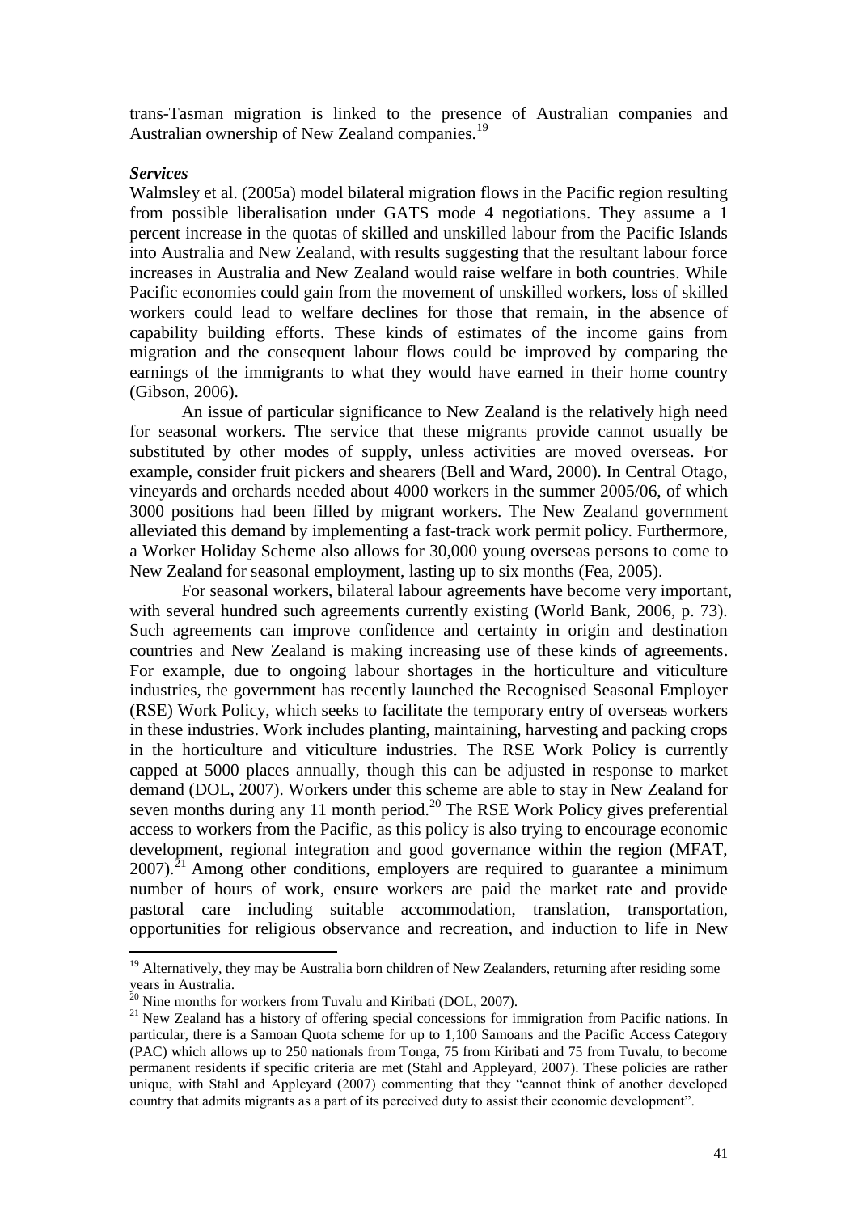trans-Tasman migration is linked to the presence of Australian companies and Australian ownership of New Zealand companies.[19]

***Services***

Walmsley et al. (2005a) model bilateral migration flows in the Pacific region resulting from possible liberalisation under GATS mode 4 negotiations. They assume a 1 percent increase in the quotas of skilled and unskilled labour from the Pacific Islands into Australia and New Zealand, with results suggesting that the resultant labour force increases in Australia and New Zealand would raise welfare in both countries. While Pacific economies could gain from the movement of unskilled workers, loss of skilled workers could lead to welfare declines for those that remain, in the absence of capability building efforts. These kinds of estimates of the income gains from migration and the consequent labour flows could be improved by comparing the earnings of the immigrants to what they would have earned in their home country (Gibson, 2006).

An issue of particular significance to New Zealand is the relatively high need for seasonal workers. The service that these migrants provide cannot usually be substituted by other modes of supply, unless activities are moved overseas. For example, consider fruit pickers and shearers (Bell and Ward, 2000). In Central Otago, vineyards and orchards needed about 4000 workers in the summer 2005/06, of which 3000 positions had been filled by migrant workers. The New Zealand government alleviated this demand by implementing a fast-track work permit policy. Furthermore, a Worker Holiday Scheme also allows for 30,000 young overseas persons to come to New Zealand for seasonal employment, lasting up to six months (Fea, 2005).

For seasonal workers, bilateral labour agreements have become very important, with several hundred such agreements currently existing (World Bank, 2006, p. 73). Such agreements can improve confidence and certainty in origin and destination countries and New Zealand is making increasing use of these kinds of agreements. For example, due to ongoing labour shortages in the horticulture and viticulture industries, the government has recently launched the Recognised Seasonal Employer (RSE) Work Policy, which seeks to facilitate the temporary entry of overseas workers in these industries. Work includes planting, maintaining, harvesting and packing crops in the horticulture and viticulture industries. The RSE Work Policy is currently capped at 5000 places annually, though this can be adjusted in response to market demand (DOL, 2007). Workers under this scheme are able to stay in New Zealand for seven months during any 11 month period.[20] The RSE Work Policy gives preferential access to workers from the Pacific, as this policy is also trying to encourage economic development, regional integration and good governance within the region (MFAT, 2007).[21] Among other conditions, employers are required to guarantee a minimum number of hours of work, ensure workers are paid the market rate and provide pastoral care including suitable accommodation, translation, transportation, opportunities for religious observance and recreation, and induction to life in New

---

[19] Alternatively, they may be Australia born children of New Zealanders, returning after residing some years in Australia.

[20] Nine months for workers from Tuvalu and Kiribati (DOL, 2007).

[21] New Zealand has a history of offering special concessions for immigration from Pacific nations. In particular, there is a Samoan Quota scheme for up to 1,100 Samoans and the Pacific Access Category (PAC) which allows up to 250 nationals from Tonga, 75 from Kiribati and 75 from Tuvalu, to become permanent residents if specific criteria are met (Stahl and Appleyard, 2007). These policies are rather unique, with Stahl and Appleyard (2007) commenting that they "cannot think of another developed country that admits migrants as a part of its perceived duty to assist their economic development".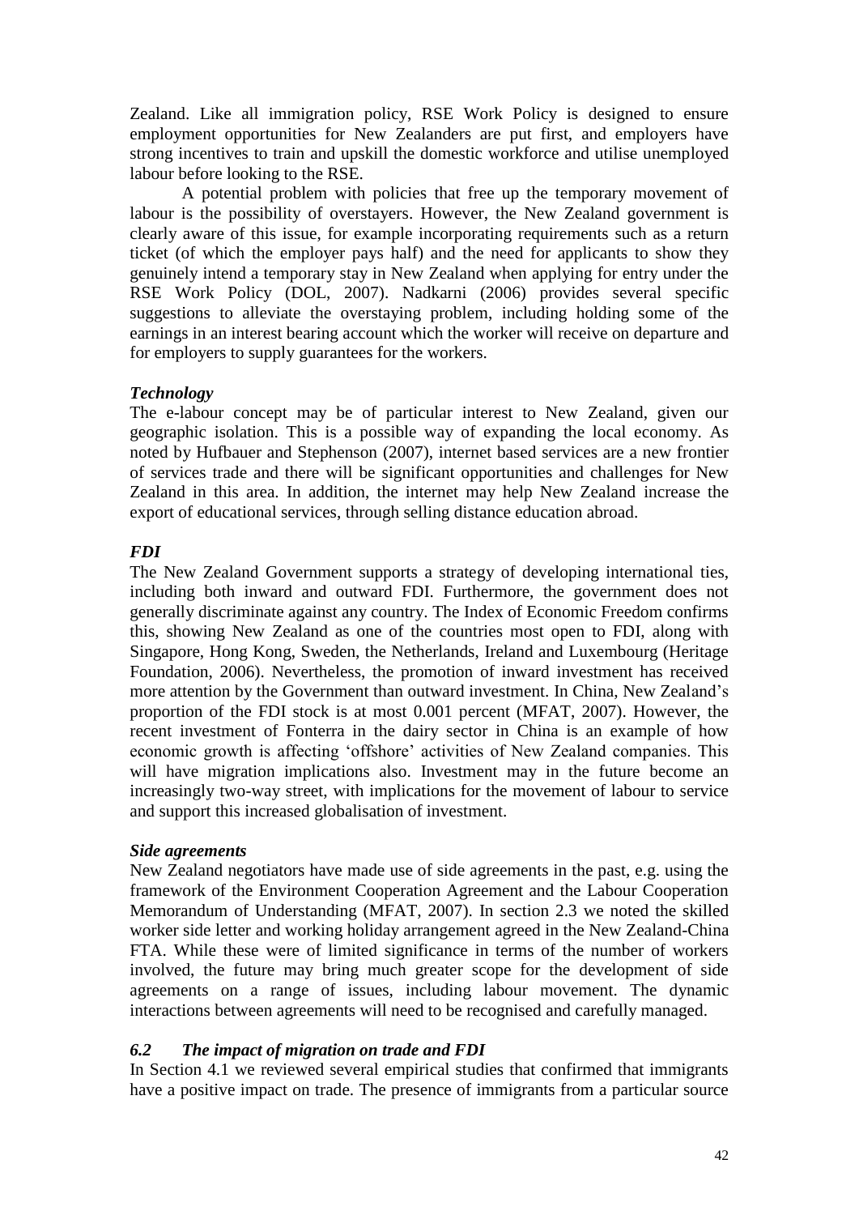Zealand. Like all immigration policy, RSE Work Policy is designed to ensure employment opportunities for New Zealanders are put first, and employers have strong incentives to train and upskill the domestic workforce and utilise unemployed labour before looking to the RSE.

A potential problem with policies that free up the temporary movement of labour is the possibility of overstayers. However, the New Zealand government is clearly aware of this issue, for example incorporating requirements such as a return ticket (of which the employer pays half) and the need for applicants to show they genuinely intend a temporary stay in New Zealand when applying for entry under the RSE Work Policy (DOL, 2007). Nadkarni (2006) provides several specific suggestions to alleviate the overstaying problem, including holding some of the earnings in an interest bearing account which the worker will receive on departure and for employers to supply guarantees for the workers.

***Technology***

The e-labour concept may be of particular interest to New Zealand, given our geographic isolation. This is a possible way of expanding the local economy. As noted by Hufbauer and Stephenson (2007), internet based services are a new frontier of services trade and there will be significant opportunities and challenges for New Zealand in this area. In addition, the internet may help New Zealand increase the export of educational services, through selling distance education abroad.

***FDI***

The New Zealand Government supports a strategy of developing international ties, including both inward and outward FDI. Furthermore, the government does not generally discriminate against any country. The Index of Economic Freedom confirms this, showing New Zealand as one of the countries most open to FDI, along with Singapore, Hong Kong, Sweden, the Netherlands, Ireland and Luxembourg (Heritage Foundation, 2006). Nevertheless, the promotion of inward investment has received more attention by the Government than outward investment. In China, New Zealand's proportion of the FDI stock is at most 0.001 percent (MFAT, 2007). However, the recent investment of Fonterra in the dairy sector in China is an example of how economic growth is affecting 'offshore' activities of New Zealand companies. This will have migration implications also. Investment may in the future become an increasingly two-way street, with implications for the movement of labour to service and support this increased globalisation of investment.

***Side agreements***

New Zealand negotiators have made use of side agreements in the past, e.g. using the framework of the Environment Cooperation Agreement and the Labour Cooperation Memorandum of Understanding (MFAT, 2007). In section 2.3 we noted the skilled worker side letter and working holiday arrangement agreed in the New Zealand-China FTA. While these were of limited significance in terms of the number of workers involved, the future may bring much greater scope for the development of side agreements on a range of issues, including labour movement. The dynamic interactions between agreements will need to be recognised and carefully managed.

### *6.2 The impact of migration on trade and FDI*

In Section 4.1 we reviewed several empirical studies that confirmed that immigrants have a positive impact on trade. The presence of immigrants from a particular source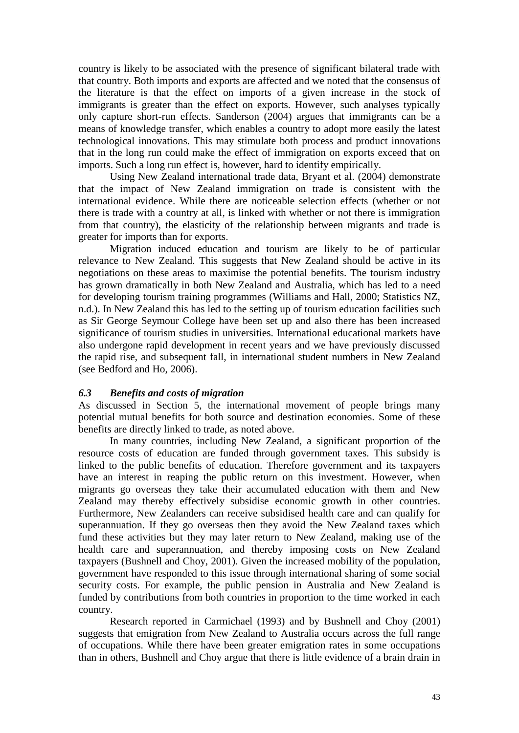country is likely to be associated with the presence of significant bilateral trade with that country. Both imports and exports are affected and we noted that the consensus of the literature is that the effect on imports of a given increase in the stock of immigrants is greater than the effect on exports. However, such analyses typically only capture short-run effects. Sanderson (2004) argues that immigrants can be a means of knowledge transfer, which enables a country to adopt more easily the latest technological innovations. This may stimulate both process and product innovations that in the long run could make the effect of immigration on exports exceed that on imports. Such a long run effect is, however, hard to identify empirically.

Using New Zealand international trade data, Bryant et al. (2004) demonstrate that the impact of New Zealand immigration on trade is consistent with the international evidence. While there are noticeable selection effects (whether or not there is trade with a country at all, is linked with whether or not there is immigration from that country), the elasticity of the relationship between migrants and trade is greater for imports than for exports.

Migration induced education and tourism are likely to be of particular relevance to New Zealand. This suggests that New Zealand should be active in its negotiations on these areas to maximise the potential benefits. The tourism industry has grown dramatically in both New Zealand and Australia, which has led to a need for developing tourism training programmes (Williams and Hall, 2000; Statistics NZ, n.d.). In New Zealand this has led to the setting up of tourism education facilities such as Sir George Seymour College have been set up and also there has been increased significance of tourism studies in universities. International educational markets have also undergone rapid development in recent years and we have previously discussed the rapid rise, and subsequent fall, in international student numbers in New Zealand (see Bedford and Ho, 2006).

### *6.3 Benefits and costs of migration*

As discussed in Section 5, the international movement of people brings many potential mutual benefits for both source and destination economies. Some of these benefits are directly linked to trade, as noted above.

In many countries, including New Zealand, a significant proportion of the resource costs of education are funded through government taxes. This subsidy is linked to the public benefits of education. Therefore government and its taxpayers have an interest in reaping the public return on this investment. However, when migrants go overseas they take their accumulated education with them and New Zealand may thereby effectively subsidise economic growth in other countries. Furthermore, New Zealanders can receive subsidised health care and can qualify for superannuation. If they go overseas then they avoid the New Zealand taxes which fund these activities but they may later return to New Zealand, making use of the health care and superannuation, and thereby imposing costs on New Zealand taxpayers (Bushnell and Choy, 2001). Given the increased mobility of the population, government have responded to this issue through international sharing of some social security costs. For example, the public pension in Australia and New Zealand is funded by contributions from both countries in proportion to the time worked in each country.

Research reported in Carmichael (1993) and by Bushnell and Choy (2001) suggests that emigration from New Zealand to Australia occurs across the full range of occupations. While there have been greater emigration rates in some occupations than in others, Bushnell and Choy argue that there is little evidence of a brain drain in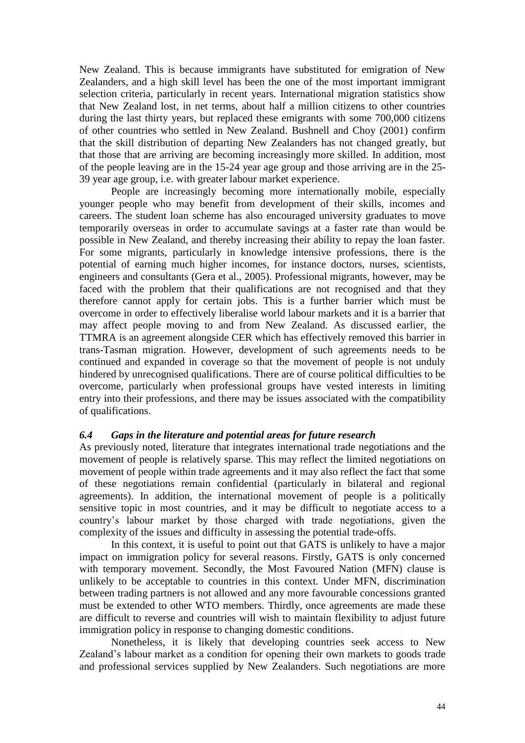New Zealand. This is because immigrants have substituted for emigration of New Zealanders, and a high skill level has been the one of the most important immigrant selection criteria, particularly in recent years. International migration statistics show that New Zealand lost, in net terms, about half a million citizens to other countries during the last thirty years, but replaced these emigrants with some 700,000 citizens of other countries who settled in New Zealand. Bushnell and Choy (2001) confirm that the skill distribution of departing New Zealanders has not changed greatly, but that those that are arriving are becoming increasingly more skilled. In addition, most of the people leaving are in the 15-24 year age group and those arriving are in the 25-39 year age group, i.e. with greater labour market experience.

People are increasingly becoming more internationally mobile, especially younger people who may benefit from development of their skills, incomes and careers. The student loan scheme has also encouraged university graduates to move temporarily overseas in order to accumulate savings at a faster rate than would be possible in New Zealand, and thereby increasing their ability to repay the loan faster. For some migrants, particularly in knowledge intensive professions, there is the potential of earning much higher incomes, for instance doctors, nurses, scientists, engineers and consultants (Gera et al., 2005). Professional migrants, however, may be faced with the problem that their qualifications are not recognised and that they therefore cannot apply for certain jobs. This is a further barrier which must be overcome in order to effectively liberalise world labour markets and it is a barrier that may affect people moving to and from New Zealand. As discussed earlier, the TTMRA is an agreement alongside CER which has effectively removed this barrier in trans-Tasman migration. However, development of such agreements needs to be continued and expanded in coverage so that the movement of people is not unduly hindered by unrecognised qualifications. There are of course political difficulties to be overcome, particularly when professional groups have vested interests in limiting entry into their professions, and there may be issues associated with the compatibility of qualifications.

### *6.4 Gaps in the literature and potential areas for future research*

As previously noted, literature that integrates international trade negotiations and the movement of people is relatively sparse. This may reflect the limited negotiations on movement of people within trade agreements and it may also reflect the fact that some of these negotiations remain confidential (particularly in bilateral and regional agreements). In addition, the international movement of people is a politically sensitive topic in most countries, and it may be difficult to negotiate access to a country's labour market by those charged with trade negotiations, given the complexity of the issues and difficulty in assessing the potential trade-offs.

In this context, it is useful to point out that GATS is unlikely to have a major impact on immigration policy for several reasons. Firstly, GATS is only concerned with temporary movement. Secondly, the Most Favoured Nation (MFN) clause is unlikely to be acceptable to countries in this context. Under MFN, discrimination between trading partners is not allowed and any more favourable concessions granted must be extended to other WTO members. Thirdly, once agreements are made these are difficult to reverse and countries will wish to maintain flexibility to adjust future immigration policy in response to changing domestic conditions.

Nonetheless, it is likely that developing countries seek access to New Zealand's labour market as a condition for opening their own markets to goods trade and professional services supplied by New Zealanders. Such negotiations are more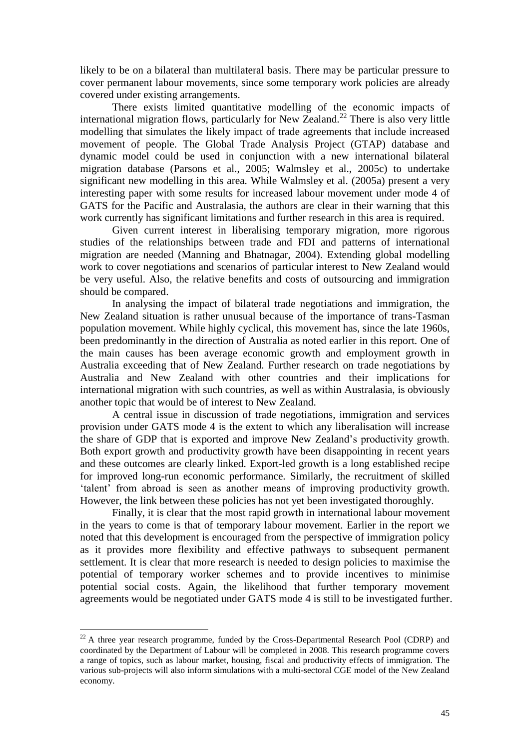likely to be on a bilateral than multilateral basis. There may be particular pressure to cover permanent labour movements, since some temporary work policies are already covered under existing arrangements.

There exists limited quantitative modelling of the economic impacts of international migration flows, particularly for New Zealand.[22] There is also very little modelling that simulates the likely impact of trade agreements that include increased movement of people. The Global Trade Analysis Project (GTAP) database and dynamic model could be used in conjunction with a new international bilateral migration database (Parsons et al., 2005; Walmsley et al., 2005c) to undertake significant new modelling in this area. While Walmsley et al. (2005a) present a very interesting paper with some results for increased labour movement under mode 4 of GATS for the Pacific and Australasia, the authors are clear in their warning that this work currently has significant limitations and further research in this area is required.

Given current interest in liberalising temporary migration, more rigorous studies of the relationships between trade and FDI and patterns of international migration are needed (Manning and Bhatnagar, 2004). Extending global modelling work to cover negotiations and scenarios of particular interest to New Zealand would be very useful. Also, the relative benefits and costs of outsourcing and immigration should be compared.

In analysing the impact of bilateral trade negotiations and immigration, the New Zealand situation is rather unusual because of the importance of trans-Tasman population movement. While highly cyclical, this movement has, since the late 1960s, been predominantly in the direction of Australia as noted earlier in this report. One of the main causes has been average economic growth and employment growth in Australia exceeding that of New Zealand. Further research on trade negotiations by Australia and New Zealand with other countries and their implications for international migration with such countries, as well as within Australasia, is obviously another topic that would be of interest to New Zealand.

A central issue in discussion of trade negotiations, immigration and services provision under GATS mode 4 is the extent to which any liberalisation will increase the share of GDP that is exported and improve New Zealand's productivity growth. Both export growth and productivity growth have been disappointing in recent years and these outcomes are clearly linked. Export-led growth is a long established recipe for improved long-run economic performance. Similarly, the recruitment of skilled 'talent' from abroad is seen as another means of improving productivity growth. However, the link between these policies has not yet been investigated thoroughly.

Finally, it is clear that the most rapid growth in international labour movement in the years to come is that of temporary labour movement. Earlier in the report we noted that this development is encouraged from the perspective of immigration policy as it provides more flexibility and effective pathways to subsequent permanent settlement. It is clear that more research is needed to design policies to maximise the potential of temporary worker schemes and to provide incentives to minimise potential social costs. Again, the likelihood that further temporary movement agreements would be negotiated under GATS mode 4 is still to be investigated further.

[22] A three year research programme, funded by the Cross-Departmental Research Pool (CDRP) and coordinated by the Department of Labour will be completed in 2008. This research programme covers a range of topics, such as labour market, housing, fiscal and productivity effects of immigration. The various sub-projects will also inform simulations with a multi-sectoral CGE model of the New Zealand economy.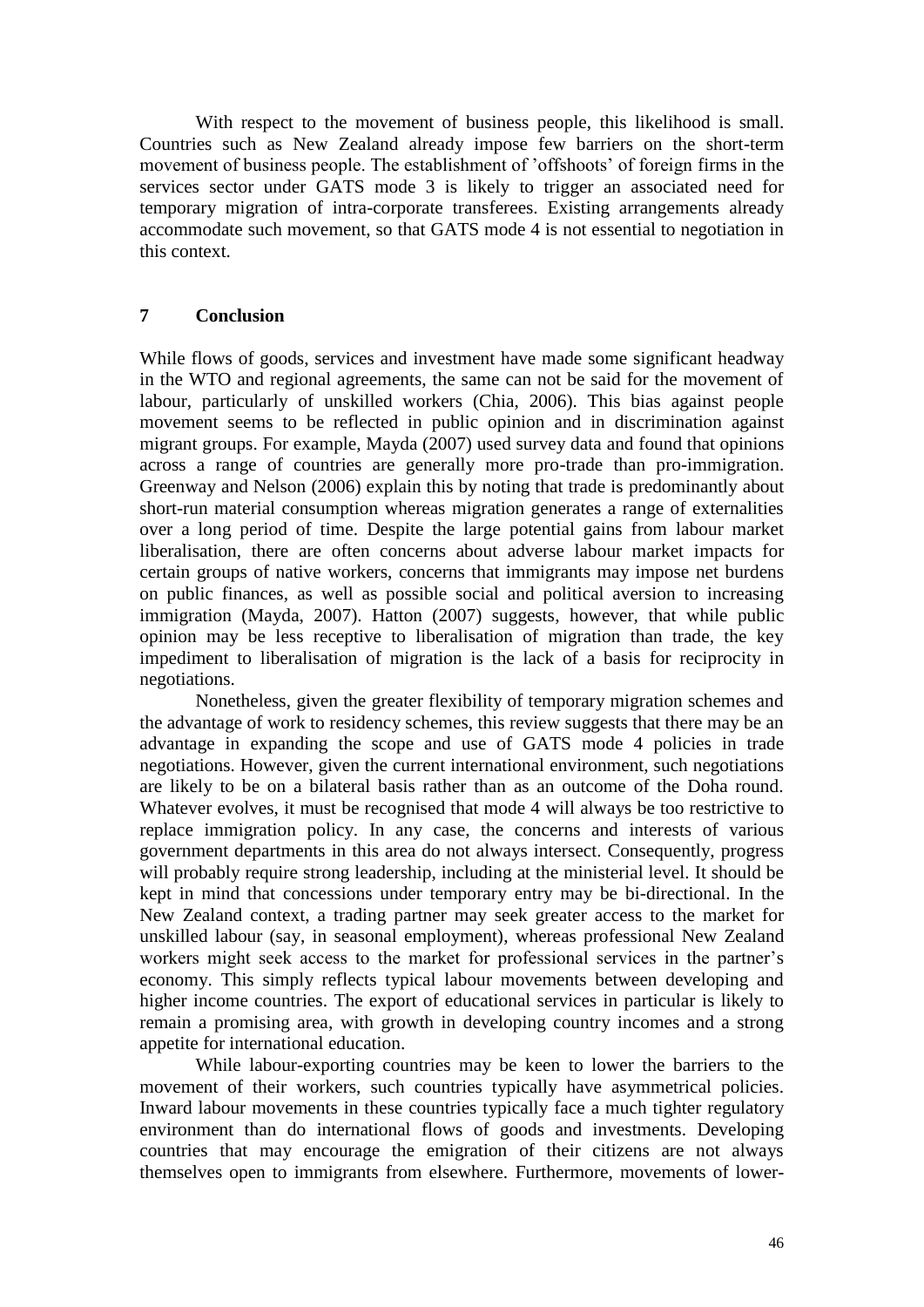With respect to the movement of business people, this likelihood is small. Countries such as New Zealand already impose few barriers on the short-term movement of business people. The establishment of 'offshoots' of foreign firms in the services sector under GATS mode 3 is likely to trigger an associated need for temporary migration of intra-corporate transferees. Existing arrangements already accommodate such movement, so that GATS mode 4 is not essential to negotiation in this context.

## 7 Conclusion

While flows of goods, services and investment have made some significant headway in the WTO and regional agreements, the same can not be said for the movement of labour, particularly of unskilled workers (Chia, 2006). This bias against people movement seems to be reflected in public opinion and in discrimination against migrant groups. For example, Mayda (2007) used survey data and found that opinions across a range of countries are generally more pro-trade than pro-immigration. Greenway and Nelson (2006) explain this by noting that trade is predominantly about short-run material consumption whereas migration generates a range of externalities over a long period of time. Despite the large potential gains from labour market liberalisation, there are often concerns about adverse labour market impacts for certain groups of native workers, concerns that immigrants may impose net burdens on public finances, as well as possible social and political aversion to increasing immigration (Mayda, 2007). Hatton (2007) suggests, however, that while public opinion may be less receptive to liberalisation of migration than trade, the key impediment to liberalisation of migration is the lack of a basis for reciprocity in negotiations.

Nonetheless, given the greater flexibility of temporary migration schemes and the advantage of work to residency schemes, this review suggests that there may be an advantage in expanding the scope and use of GATS mode 4 policies in trade negotiations. However, given the current international environment, such negotiations are likely to be on a bilateral basis rather than as an outcome of the Doha round. Whatever evolves, it must be recognised that mode 4 will always be too restrictive to replace immigration policy. In any case, the concerns and interests of various government departments in this area do not always intersect. Consequently, progress will probably require strong leadership, including at the ministerial level. It should be kept in mind that concessions under temporary entry may be bi-directional. In the New Zealand context, a trading partner may seek greater access to the market for unskilled labour (say, in seasonal employment), whereas professional New Zealand workers might seek access to the market for professional services in the partner's economy. This simply reflects typical labour movements between developing and higher income countries. The export of educational services in particular is likely to remain a promising area, with growth in developing country incomes and a strong appetite for international education.

While labour-exporting countries may be keen to lower the barriers to the movement of their workers, such countries typically have asymmetrical policies. Inward labour movements in these countries typically face a much tighter regulatory environment than do international flows of goods and investments. Developing countries that may encourage the emigration of their citizens are not always themselves open to immigrants from elsewhere. Furthermore, movements of lower-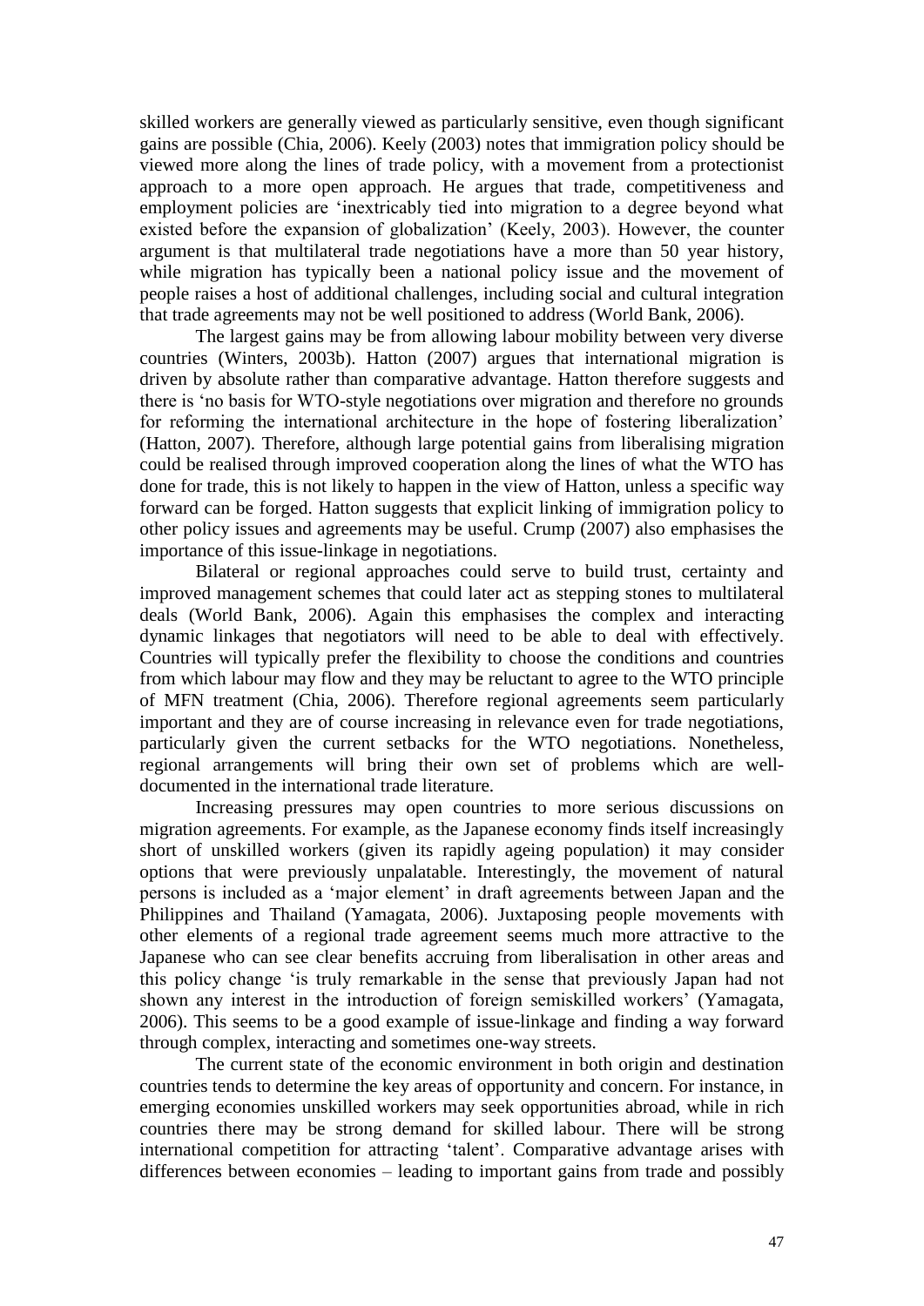skilled workers are generally viewed as particularly sensitive, even though significant gains are possible (Chia, 2006). Keely (2003) notes that immigration policy should be viewed more along the lines of trade policy, with a movement from a protectionist approach to a more open approach. He argues that trade, competitiveness and employment policies are 'inextricably tied into migration to a degree beyond what existed before the expansion of globalization' (Keely, 2003). However, the counter argument is that multilateral trade negotiations have a more than 50 year history, while migration has typically been a national policy issue and the movement of people raises a host of additional challenges, including social and cultural integration that trade agreements may not be well positioned to address (World Bank, 2006).

The largest gains may be from allowing labour mobility between very diverse countries (Winters, 2003b). Hatton (2007) argues that international migration is driven by absolute rather than comparative advantage. Hatton therefore suggests and there is 'no basis for WTO-style negotiations over migration and therefore no grounds for reforming the international architecture in the hope of fostering liberalization' (Hatton, 2007). Therefore, although large potential gains from liberalising migration could be realised through improved cooperation along the lines of what the WTO has done for trade, this is not likely to happen in the view of Hatton, unless a specific way forward can be forged. Hatton suggests that explicit linking of immigration policy to other policy issues and agreements may be useful. Crump (2007) also emphasises the importance of this issue-linkage in negotiations.

Bilateral or regional approaches could serve to build trust, certainty and improved management schemes that could later act as stepping stones to multilateral deals (World Bank, 2006). Again this emphasises the complex and interacting dynamic linkages that negotiators will need to be able to deal with effectively. Countries will typically prefer the flexibility to choose the conditions and countries from which labour may flow and they may be reluctant to agree to the WTO principle of MFN treatment (Chia, 2006). Therefore regional agreements seem particularly important and they are of course increasing in relevance even for trade negotiations, particularly given the current setbacks for the WTO negotiations. Nonetheless, regional arrangements will bring their own set of problems which are well-documented in the international trade literature.

Increasing pressures may open countries to more serious discussions on migration agreements. For example, as the Japanese economy finds itself increasingly short of unskilled workers (given its rapidly ageing population) it may consider options that were previously unpalatable. Interestingly, the movement of natural persons is included as a 'major element' in draft agreements between Japan and the Philippines and Thailand (Yamagata, 2006). Juxtaposing people movements with other elements of a regional trade agreement seems much more attractive to the Japanese who can see clear benefits accruing from liberalisation in other areas and this policy change 'is truly remarkable in the sense that previously Japan had not shown any interest in the introduction of foreign semiskilled workers' (Yamagata, 2006). This seems to be a good example of issue-linkage and finding a way forward through complex, interacting and sometimes one-way streets.

The current state of the economic environment in both origin and destination countries tends to determine the key areas of opportunity and concern. For instance, in emerging economies unskilled workers may seek opportunities abroad, while in rich countries there may be strong demand for skilled labour. There will be strong international competition for attracting 'talent'. Comparative advantage arises with differences between economies – leading to important gains from trade and possibly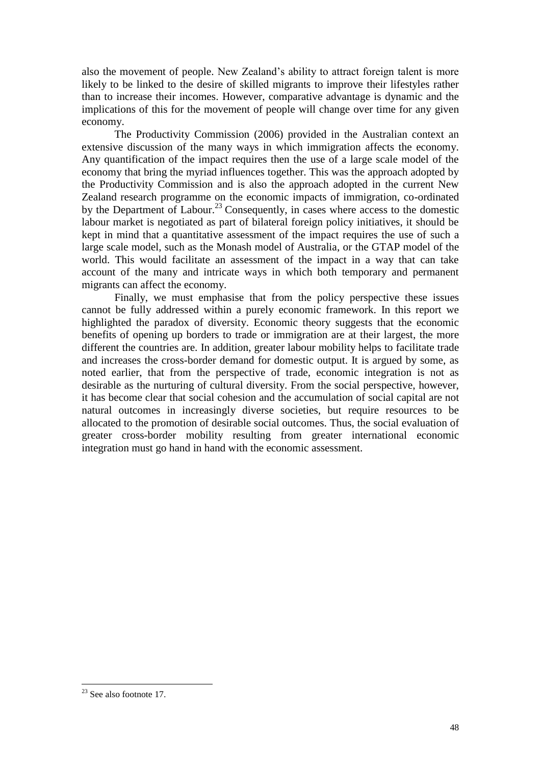also the movement of people. New Zealand's ability to attract foreign talent is more likely to be linked to the desire of skilled migrants to improve their lifestyles rather than to increase their incomes. However, comparative advantage is dynamic and the implications of this for the movement of people will change over time for any given economy.

The Productivity Commission (2006) provided in the Australian context an extensive discussion of the many ways in which immigration affects the economy. Any quantification of the impact requires then the use of a large scale model of the economy that bring the myriad influences together. This was the approach adopted by the Productivity Commission and is also the approach adopted in the current New Zealand research programme on the economic impacts of immigration, co-ordinated by the Department of Labour.[23] Consequently, in cases where access to the domestic labour market is negotiated as part of bilateral foreign policy initiatives, it should be kept in mind that a quantitative assessment of the impact requires the use of such a large scale model, such as the Monash model of Australia, or the GTAP model of the world. This would facilitate an assessment of the impact in a way that can take account of the many and intricate ways in which both temporary and permanent migrants can affect the economy.

Finally, we must emphasise that from the policy perspective these issues cannot be fully addressed within a purely economic framework. In this report we highlighted the paradox of diversity. Economic theory suggests that the economic benefits of opening up borders to trade or immigration are at their largest, the more different the countries are. In addition, greater labour mobility helps to facilitate trade and increases the cross-border demand for domestic output. It is argued by some, as noted earlier, that from the perspective of trade, economic integration is not as desirable as the nurturing of cultural diversity. From the social perspective, however, it has become clear that social cohesion and the accumulation of social capital are not natural outcomes in increasingly diverse societies, but require resources to be allocated to the promotion of desirable social outcomes. Thus, the social evaluation of greater cross-border mobility resulting from greater international economic integration must go hand in hand with the economic assessment.

---

[23] See also footnote 17.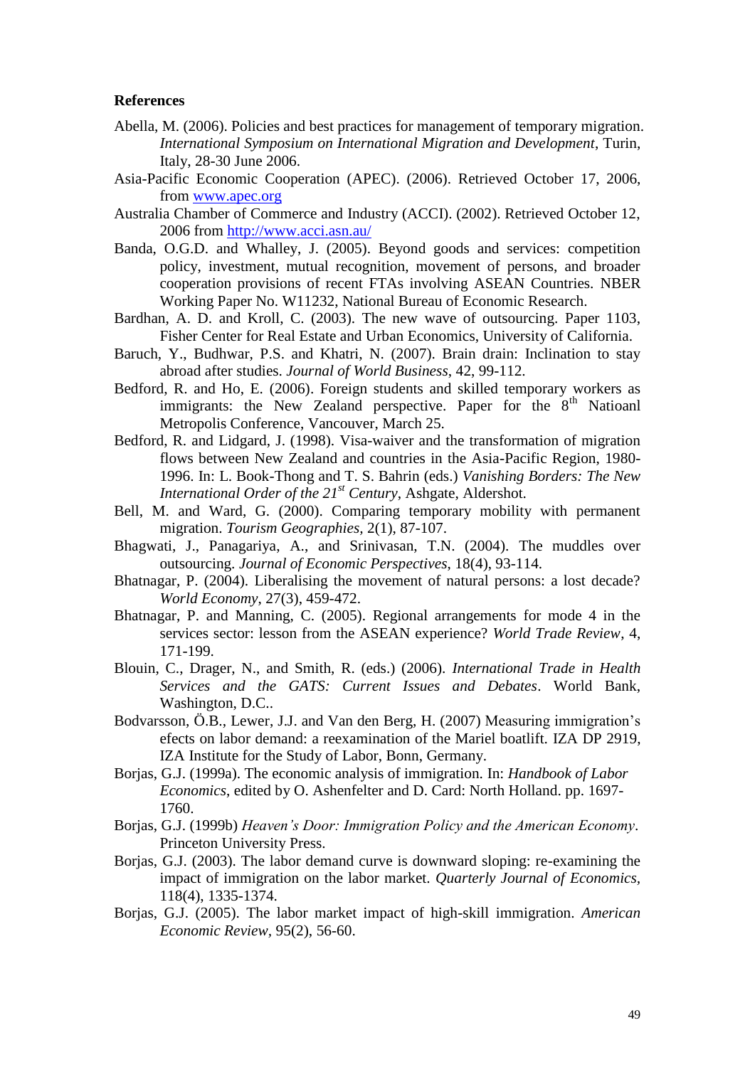**References**

Abella, M. (2006). Policies and best practices for management of temporary migration. *International Symposium on International Migration and Development*, Turin, Italy, 28-30 June 2006.

Asia-Pacific Economic Cooperation (APEC). (2006). Retrieved October 17, 2006, from www.apec.org

Australia Chamber of Commerce and Industry (ACCI). (2002). Retrieved October 12, 2006 from http://www.acci.asn.au/

Banda, O.G.D. and Whalley, J. (2005). Beyond goods and services: competition policy, investment, mutual recognition, movement of persons, and broader cooperation provisions of recent FTAs involving ASEAN Countries. NBER Working Paper No. W11232, National Bureau of Economic Research.

Bardhan, A. D. and Kroll, C. (2003). The new wave of outsourcing. Paper 1103, Fisher Center for Real Estate and Urban Economics, University of California.

Baruch, Y., Budhwar, P.S. and Khatri, N. (2007). Brain drain: Inclination to stay abroad after studies. *Journal of World Business*, 42, 99-112.

Bedford, R. and Ho, E. (2006). Foreign students and skilled temporary workers as immigrants: the New Zealand perspective. Paper for the 8th Natioanl Metropolis Conference, Vancouver, March 25.

Bedford, R. and Lidgard, J. (1998). Visa-waiver and the transformation of migration flows between New Zealand and countries in the Asia-Pacific Region, 1980-1996. In: L. Book-Thong and T. S. Bahrin (eds.) *Vanishing Borders: The New International Order of the 21st Century*, Ashgate, Aldershot.

Bell, M. and Ward, G. (2000). Comparing temporary mobility with permanent migration. *Tourism Geographies*, 2(1), 87-107.

Bhagwati, J., Panagariya, A., and Srinivasan, T.N. (2004). The muddles over outsourcing. *Journal of Economic Perspectives*, 18(4), 93-114.

Bhatnagar, P. (2004). Liberalising the movement of natural persons: a lost decade? *World Economy*, 27(3), 459-472.

Bhatnagar, P. and Manning, C. (2005). Regional arrangements for mode 4 in the services sector: lesson from the ASEAN experience? *World Trade Review*, 4, 171-199.

Blouin, C., Drager, N., and Smith, R. (eds.) (2006). *International Trade in Health Services and the GATS: Current Issues and Debates*. World Bank, Washington, D.C..

Bodvarsson, Ö.B., Lewer, J.J. and Van den Berg, H. (2007) Measuring immigration's efects on labor demand: a reexamination of the Mariel boatlift. IZA DP 2919, IZA Institute for the Study of Labor, Bonn, Germany.

Borjas, G.J. (1999a). The economic analysis of immigration. In: *Handbook of Labor Economics*, edited by O. Ashenfelter and D. Card: North Holland. pp. 1697-1760.

Borjas, G.J. (1999b) *Heaven's Door: Immigration Policy and the American Economy*. Princeton University Press.

Borjas, G.J. (2003). The labor demand curve is downward sloping: re-examining the impact of immigration on the labor market. *Quarterly Journal of Economics*, 118(4), 1335-1374.

Borjas, G.J. (2005). The labor market impact of high-skill immigration. *American Economic Review*, 95(2), 56-60.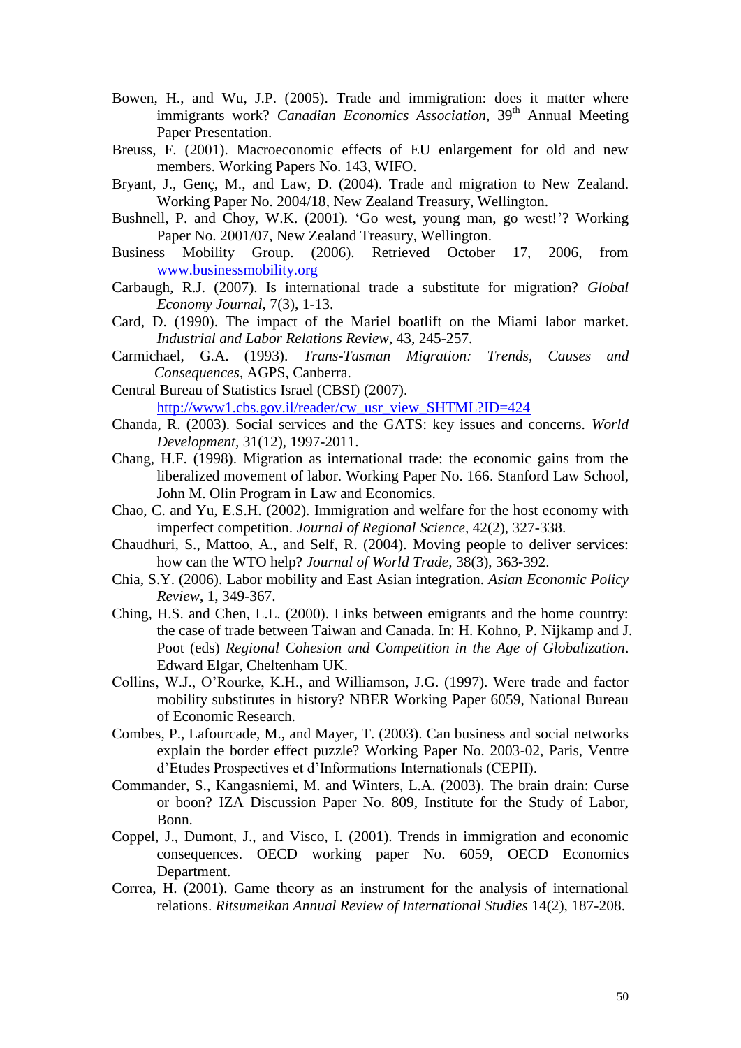Bowen, H., and Wu, J.P. (2005). Trade and immigration: does it matter where immigrants work? *Canadian Economics Association*, 39th Annual Meeting Paper Presentation.

Breuss, F. (2001). Macroeconomic effects of EU enlargement for old and new members. Working Papers No. 143, WIFO.

Bryant, J., Genç, M., and Law, D. (2004). Trade and migration to New Zealand. Working Paper No. 2004/18, New Zealand Treasury, Wellington.

Bushnell, P. and Choy, W.K. (2001). 'Go west, young man, go west!'? Working Paper No. 2001/07, New Zealand Treasury, Wellington.

Business Mobility Group. (2006). Retrieved October 17, 2006, from www.businessmobility.org

Carbaugh, R.J. (2007). Is international trade a substitute for migration? *Global Economy Journal*, 7(3), 1-13.

Card, D. (1990). The impact of the Mariel boatlift on the Miami labor market. *Industrial and Labor Relations Review*, 43, 245-257.

Carmichael, G.A. (1993). *Trans-Tasman Migration: Trends, Causes and Consequences*, AGPS, Canberra.

Central Bureau of Statistics Israel (CBSI) (2007). http://www1.cbs.gov.il/reader/cw_usr_view_SHTML?ID=424

Chanda, R. (2003). Social services and the GATS: key issues and concerns. *World Development*, 31(12), 1997-2011.

Chang, H.F. (1998). Migration as international trade: the economic gains from the liberalized movement of labor. Working Paper No. 166. Stanford Law School, John M. Olin Program in Law and Economics.

Chao, C. and Yu, E.S.H. (2002). Immigration and welfare for the host economy with imperfect competition. *Journal of Regional Science*, 42(2), 327-338.

Chaudhuri, S., Mattoo, A., and Self, R. (2004). Moving people to deliver services: how can the WTO help? *Journal of World Trade*, 38(3), 363-392.

Chia, S.Y. (2006). Labor mobility and East Asian integration. *Asian Economic Policy Review*, 1, 349-367.

Ching, H.S. and Chen, L.L. (2000). Links between emigrants and the home country: the case of trade between Taiwan and Canada. In: H. Kohno, P. Nijkamp and J. Poot (eds) *Regional Cohesion and Competition in the Age of Globalization*. Edward Elgar, Cheltenham UK.

Collins, W.J., O'Rourke, K.H., and Williamson, J.G. (1997). Were trade and factor mobility substitutes in history? NBER Working Paper 6059, National Bureau of Economic Research.

Combes, P., Lafourcade, M., and Mayer, T. (2003). Can business and social networks explain the border effect puzzle? Working Paper No. 2003-02, Paris, Ventre d'Etudes Prospectives et d'Informations Internationals (CEPII).

Commander, S., Kangasniemi, M. and Winters, L.A. (2003). The brain drain: Curse or boon? IZA Discussion Paper No. 809, Institute for the Study of Labor, Bonn.

Coppel, J., Dumont, J., and Visco, I. (2001). Trends in immigration and economic consequences. OECD working paper No. 6059, OECD Economics Department.

Correa, H. (2001). Game theory as an instrument for the analysis of international relations. *Ritsumeikan Annual Review of International Studies* 14(2), 187-208.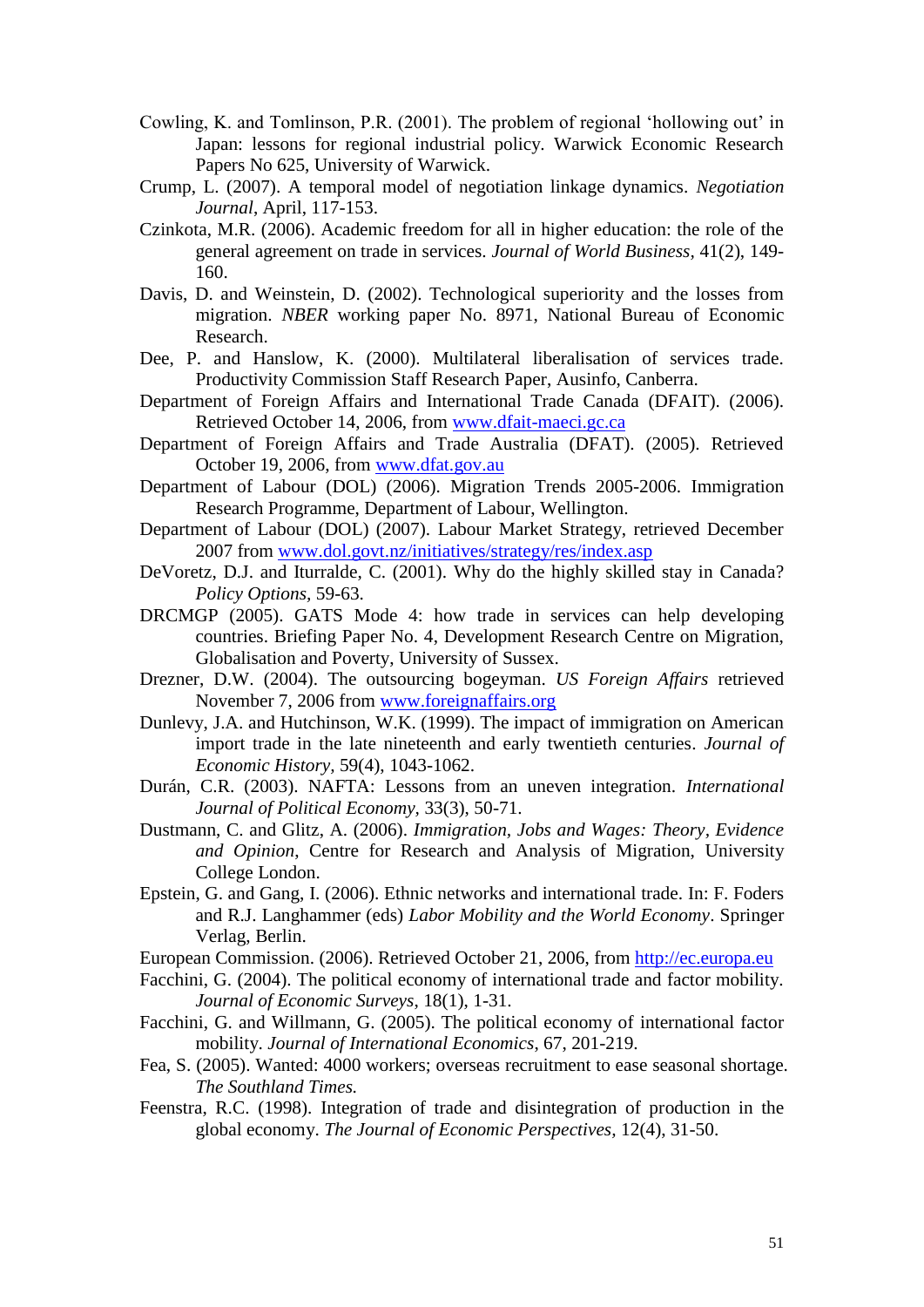Cowling, K. and Tomlinson, P.R. (2001). The problem of regional 'hollowing out' in Japan: lessons for regional industrial policy. Warwick Economic Research Papers No 625, University of Warwick.

Crump, L. (2007). A temporal model of negotiation linkage dynamics. *Negotiation Journal*, April, 117-153.

Czinkota, M.R. (2006). Academic freedom for all in higher education: the role of the general agreement on trade in services. *Journal of World Business*, 41(2), 149-160.

Davis, D. and Weinstein, D. (2002). Technological superiority and the losses from migration. *NBER* working paper No. 8971, National Bureau of Economic Research.

Dee, P. and Hanslow, K. (2000). Multilateral liberalisation of services trade. Productivity Commission Staff Research Paper, Ausinfo, Canberra.

Department of Foreign Affairs and International Trade Canada (DFAIT). (2006). Retrieved October 14, 2006, from www.dfait-maeci.gc.ca

Department of Foreign Affairs and Trade Australia (DFAT). (2005). Retrieved October 19, 2006, from www.dfat.gov.au

Department of Labour (DOL) (2006). Migration Trends 2005-2006. Immigration Research Programme, Department of Labour, Wellington.

Department of Labour (DOL) (2007). Labour Market Strategy, retrieved December 2007 from www.dol.govt.nz/initiatives/strategy/res/index.asp

DeVoretz, D.J. and Iturralde, C. (2001). Why do the highly skilled stay in Canada? *Policy Options*, 59-63.

DRCMGP (2005). GATS Mode 4: how trade in services can help developing countries. Briefing Paper No. 4, Development Research Centre on Migration, Globalisation and Poverty, University of Sussex.

Drezner, D.W. (2004). The outsourcing bogeyman. *US Foreign Affairs* retrieved November 7, 2006 from www.foreignaffairs.org

Dunlevy, J.A. and Hutchinson, W.K. (1999). The impact of immigration on American import trade in the late nineteenth and early twentieth centuries. *Journal of Economic History*, 59(4), 1043-1062.

Durán, C.R. (2003). NAFTA: Lessons from an uneven integration. *International Journal of Political Economy*, 33(3), 50-71.

Dustmann, C. and Glitz, A. (2006). *Immigration, Jobs and Wages: Theory, Evidence and Opinion*, Centre for Research and Analysis of Migration, University College London.

Epstein, G. and Gang, I. (2006). Ethnic networks and international trade. In: F. Foders and R.J. Langhammer (eds) *Labor Mobility and the World Economy*. Springer Verlag, Berlin.

European Commission. (2006). Retrieved October 21, 2006, from http://ec.europa.eu

Facchini, G. (2004). The political economy of international trade and factor mobility. *Journal of Economic Surveys*, 18(1), 1-31.

Facchini, G. and Willmann, G. (2005). The political economy of international factor mobility. *Journal of International Economics*, 67, 201-219.

Fea, S. (2005). Wanted: 4000 workers; overseas recruitment to ease seasonal shortage. *The Southland Times.*

Feenstra, R.C. (1998). Integration of trade and disintegration of production in the global economy. *The Journal of Economic Perspectives*, 12(4), 31-50.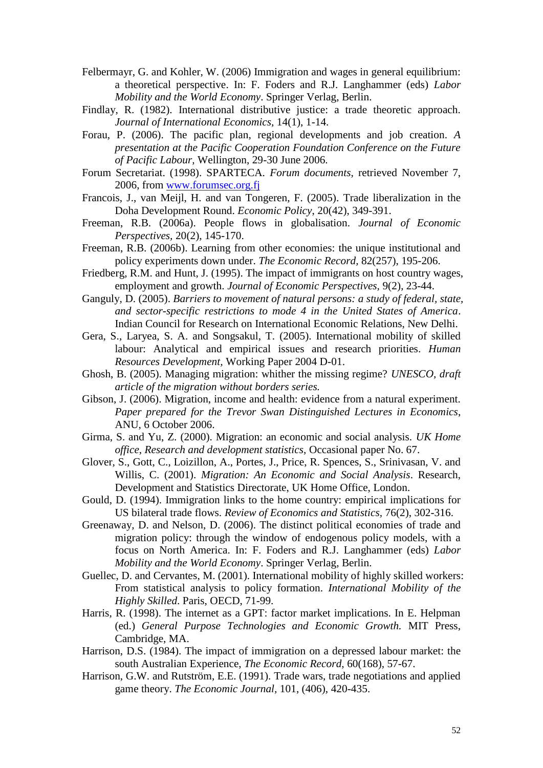Felbermayr, G. and Kohler, W. (2006) Immigration and wages in general equilibrium: a theoretical perspective. In: F. Foders and R.J. Langhammer (eds) *Labor Mobility and the World Economy*. Springer Verlag, Berlin.

Findlay, R. (1982). International distributive justice: a trade theoretic approach. *Journal of International Economics*, 14(1), 1-14.

Forau, P. (2006). The pacific plan, regional developments and job creation. *A presentation at the Pacific Cooperation Foundation Conference on the Future of Pacific Labour*, Wellington, 29-30 June 2006.

Forum Secretariat. (1998). SPARTECA. *Forum documents*, retrieved November 7, 2006, from [www.forumsec.org.fj](http://www.forumsec.org.fj)

Francois, J., van Meijl, H. and van Tongeren, F. (2005). Trade liberalization in the Doha Development Round. *Economic Policy*, 20(42), 349-391.

Freeman, R.B. (2006a). People flows in globalisation. *Journal of Economic Perspectives*, 20(2), 145-170.

Freeman, R.B. (2006b). Learning from other economies: the unique institutional and policy experiments down under. *The Economic Record*, 82(257), 195-206.

Friedberg, R.M. and Hunt, J. (1995). The impact of immigrants on host country wages, employment and growth. *Journal of Economic Perspectives*, 9(2), 23-44.

Ganguly, D. (2005). *Barriers to movement of natural persons: a study of federal, state, and sector-specific restrictions to mode 4 in the United States of America*. Indian Council for Research on International Economic Relations, New Delhi.

Gera, S., Laryea, S. A. and Songsakul, T. (2005). International mobility of skilled labour: Analytical and empirical issues and research priorities. *Human Resources Development*, Working Paper 2004 D-01.

Ghosh, B. (2005). Managing migration: whither the missing regime? *UNESCO, draft article of the migration without borders series.*

Gibson, J. (2006). Migration, income and health: evidence from a natural experiment. *Paper prepared for the Trevor Swan Distinguished Lectures in Economics*, ANU, 6 October 2006.

Girma, S. and Yu, Z. (2000). Migration: an economic and social analysis. *UK Home office, Research and development statistics*, Occasional paper No. 67.

Glover, S., Gott, C., Loizillon, A., Portes, J., Price, R. Spences, S., Srinivasan, V. and Willis, C. (2001). *Migration: An Economic and Social Analysis*. Research, Development and Statistics Directorate, UK Home Office, London.

Gould, D. (1994). Immigration links to the home country: empirical implications for US bilateral trade flows. *Review of Economics and Statistics*, 76(2), 302-316.

Greenaway, D. and Nelson, D. (2006). The distinct political economies of trade and migration policy: through the window of endogenous policy models, with a focus on North America. In: F. Foders and R.J. Langhammer (eds) *Labor Mobility and the World Economy*. Springer Verlag, Berlin.

Guellec, D. and Cervantes, M. (2001). International mobility of highly skilled workers: From statistical analysis to policy formation. *International Mobility of the Highly Skilled*. Paris, OECD, 71-99.

Harris, R. (1998). The internet as a GPT: factor market implications. In E. Helpman (ed.) *General Purpose Technologies and Economic Growth.* MIT Press, Cambridge, MA.

Harrison, D.S. (1984). The impact of immigration on a depressed labour market: the south Australian Experience, *The Economic Record*, 60(168), 57-67.

Harrison, G.W. and Rutström, E.E. (1991). Trade wars, trade negotiations and applied game theory. *The Economic Journal*, 101, (406), 420-435.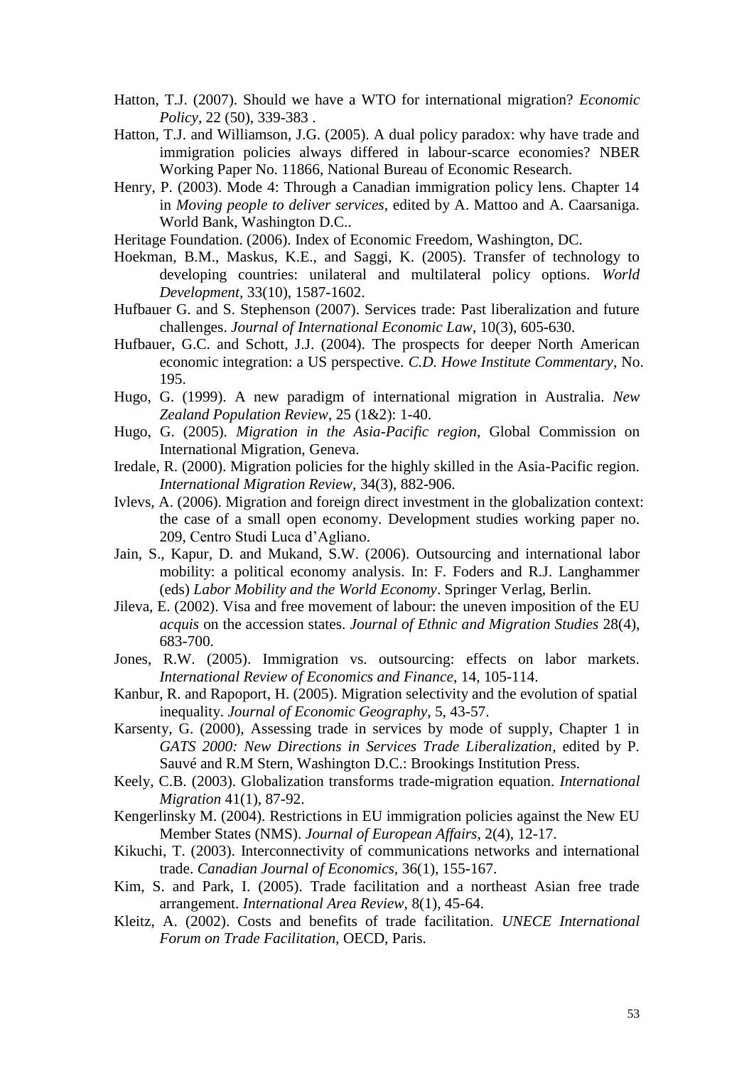Hatton, T.J. (2007). Should we have a WTO for international migration? *Economic Policy*, 22 (50), 339-383 .

Hatton, T.J. and Williamson, J.G. (2005). A dual policy paradox: why have trade and immigration policies always differed in labour-scarce economies? NBER Working Paper No. 11866, National Bureau of Economic Research.

Henry, P. (2003). Mode 4: Through a Canadian immigration policy lens. Chapter 14 in *Moving people to deliver services*, edited by A. Mattoo and A. Caarsaniga. World Bank, Washington D.C..

Heritage Foundation. (2006). Index of Economic Freedom, Washington, DC.

Hoekman, B.M., Maskus, K.E., and Saggi, K. (2005). Transfer of technology to developing countries: unilateral and multilateral policy options. *World Development*, 33(10), 1587-1602.

Hufbauer G. and S. Stephenson (2007). Services trade: Past liberalization and future challenges. *Journal of International Economic Law*, 10(3), 605-630.

Hufbauer, G.C. and Schott, J.J. (2004). The prospects for deeper North American economic integration: a US perspective. *C.D. Howe Institute Commentary*, No. 195.

Hugo, G. (1999). A new paradigm of international migration in Australia. *New Zealand Population Review*, 25 (1&2): 1-40.

Hugo, G. (2005). *Migration in the Asia-Pacific region*, Global Commission on International Migration, Geneva.

Iredale, R. (2000). Migration policies for the highly skilled in the Asia-Pacific region. *International Migration Review*, 34(3), 882-906.

Ivlevs, A. (2006). Migration and foreign direct investment in the globalization context: the case of a small open economy. Development studies working paper no. 209, Centro Studi Luca d'Agliano.

Jain, S., Kapur, D. and Mukand, S.W. (2006). Outsourcing and international labor mobility: a political economy analysis. In: F. Foders and R.J. Langhammer (eds) *Labor Mobility and the World Economy*. Springer Verlag, Berlin.

Jileva, E. (2002). Visa and free movement of labour: the uneven imposition of the EU *acquis* on the accession states. *Journal of Ethnic and Migration Studies* 28(4), 683-700.

Jones, R.W. (2005). Immigration vs. outsourcing: effects on labor markets. *International Review of Economics and Finance*, 14, 105-114.

Kanbur, R. and Rapoport, H. (2005). Migration selectivity and the evolution of spatial inequality. *Journal of Economic Geography*, 5, 43-57.

Karsenty, G. (2000), Assessing trade in services by mode of supply, Chapter 1 in *GATS 2000: New Directions in Services Trade Liberalization*, edited by P. Sauvé and R.M Stern, Washington D.C.: Brookings Institution Press.

Keely, C.B. (2003). Globalization transforms trade-migration equation. *International Migration* 41(1), 87-92.

Kengerlinsky M. (2004). Restrictions in EU immigration policies against the New EU Member States (NMS). *Journal of European Affairs*, 2(4), 12-17.

Kikuchi, T. (2003). Interconnectivity of communications networks and international trade. *Canadian Journal of Economics*, 36(1), 155-167.

Kim, S. and Park, I. (2005). Trade facilitation and a northeast Asian free trade arrangement. *International Area Review*, 8(1), 45-64.

Kleitz, A. (2002). Costs and benefits of trade facilitation. *UNECE International Forum on Trade Facilitation*, OECD, Paris.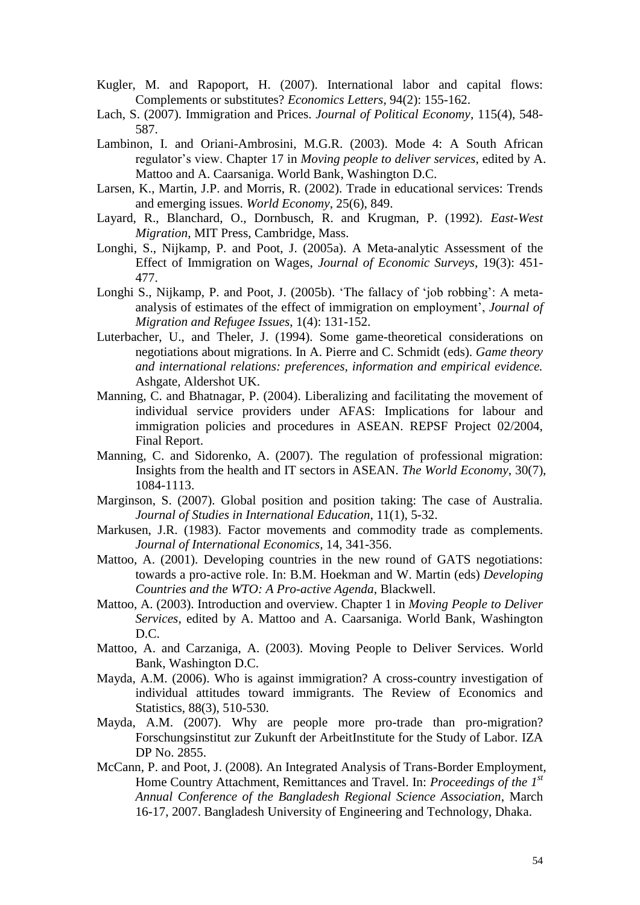Kugler, M. and Rapoport, H. (2007). International labor and capital flows: Complements or substitutes? *Economics Letters*, 94(2): 155-162.

Lach, S. (2007). Immigration and Prices. *Journal of Political Economy*, 115(4), 548-587.

Lambinon, I. and Oriani-Ambrosini, M.G.R. (2003). Mode 4: A South African regulator's view. Chapter 17 in *Moving people to deliver services*, edited by A. Mattoo and A. Caarsaniga. World Bank, Washington D.C.

Larsen, K., Martin, J.P. and Morris, R. (2002). Trade in educational services: Trends and emerging issues. *World Economy*, 25(6), 849.

Layard, R., Blanchard, O., Dornbusch, R. and Krugman, P. (1992). *East-West Migration*, MIT Press, Cambridge, Mass.

Longhi, S., Nijkamp, P. and Poot, J. (2005a). A Meta-analytic Assessment of the Effect of Immigration on Wages, *Journal of Economic Surveys*, 19(3): 451-477.

Longhi S., Nijkamp, P. and Poot, J. (2005b). 'The fallacy of 'job robbing': A meta-analysis of estimates of the effect of immigration on employment', *Journal of Migration and Refugee Issues*, 1(4): 131-152.

Luterbacher, U., and Theler, J. (1994). Some game-theoretical considerations on negotiations about migrations. In A. Pierre and C. Schmidt (eds). *Game theory and international relations: preferences, information and empirical evidence.* Ashgate, Aldershot UK.

Manning, C. and Bhatnagar, P. (2004). Liberalizing and facilitating the movement of individual service providers under AFAS: Implications for labour and immigration policies and procedures in ASEAN. REPSF Project 02/2004, Final Report.

Manning, C. and Sidorenko, A. (2007). The regulation of professional migration: Insights from the health and IT sectors in ASEAN. *The World Economy*, 30(7), 1084-1113.

Marginson, S. (2007). Global position and position taking: The case of Australia. *Journal of Studies in International Education*, 11(1), 5-32.

Markusen, J.R. (1983). Factor movements and commodity trade as complements. *Journal of International Economics*, 14, 341-356.

Mattoo, A. (2001). Developing countries in the new round of GATS negotiations: towards a pro-active role. In: B.M. Hoekman and W. Martin (eds) *Developing Countries and the WTO: A Pro-active Agenda*, Blackwell.

Mattoo, A. (2003). Introduction and overview. Chapter 1 in *Moving People to Deliver Services*, edited by A. Mattoo and A. Caarsaniga. World Bank, Washington D.C.

Mattoo, A. and Carzaniga, A. (2003). Moving People to Deliver Services. World Bank, Washington D.C.

Mayda, A.M. (2006). Who is against immigration? A cross-country investigation of individual attitudes toward immigrants. The Review of Economics and Statistics, 88(3), 510-530.

Mayda, A.M. (2007). Why are people more pro-trade than pro-migration? Forschungsinstitut zur Zukunft der ArbeitInstitute for the Study of Labor. IZA DP No. 2855.

McCann, P. and Poot, J. (2008). An Integrated Analysis of Trans-Border Employment, Home Country Attachment, Remittances and Travel. In: *Proceedings of the 1st Annual Conference of the Bangladesh Regional Science Association*, March 16-17, 2007. Bangladesh University of Engineering and Technology, Dhaka.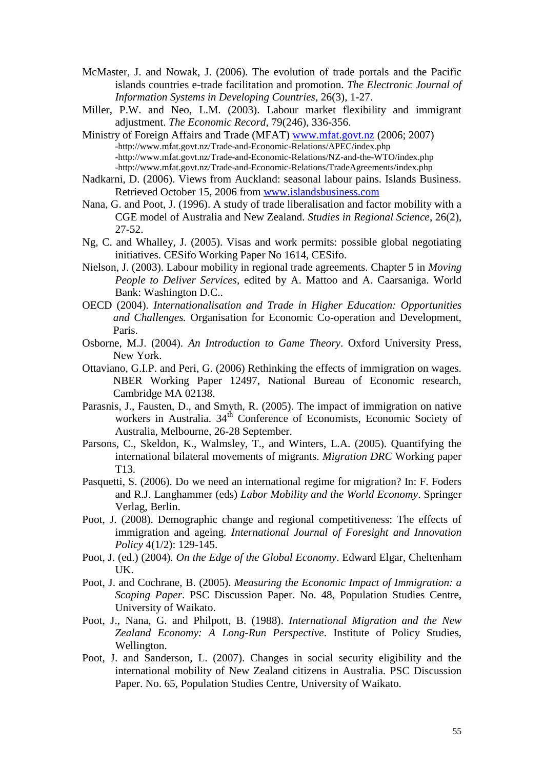McMaster, J. and Nowak, J. (2006). The evolution of trade portals and the Pacific islands countries e-trade facilitation and promotion. *The Electronic Journal of Information Systems in Developing Countries*, 26(3), 1-27.

Miller, P.W. and Neo, L.M. (2003). Labour market flexibility and immigrant adjustment. *The Economic Record*, 79(246), 336-356.

Ministry of Foreign Affairs and Trade (MFAT) www.mfat.govt.nz (2006; 2007)
-http://www.mfat.govt.nz/Trade-and-Economic-Relations/APEC/index.php
-http://www.mfat.govt.nz/Trade-and-Economic-Relations/NZ-and-the-WTO/index.php
-http://www.mfat.govt.nz/Trade-and-Economic-Relations/TradeAgreements/index.php

Nadkarni, D. (2006). Views from Auckland: seasonal labour pains. Islands Business. Retrieved October 15, 2006 from www.islandsbusiness.com

Nana, G. and Poot, J. (1996). A study of trade liberalisation and factor mobility with a CGE model of Australia and New Zealand. *Studies in Regional Science*, 26(2), 27-52.

Ng, C. and Whalley, J. (2005). Visas and work permits: possible global negotiating initiatives. CESifo Working Paper No 1614, CESifo.

Nielson, J. (2003). Labour mobility in regional trade agreements. Chapter 5 in *Moving People to Deliver Services*, edited by A. Mattoo and A. Caarsaniga. World Bank: Washington D.C..

OECD (2004). *Internationalisation and Trade in Higher Education: Opportunities and Challenges.* Organisation for Economic Co-operation and Development, Paris.

Osborne, M.J. (2004). *An Introduction to Game Theory*. Oxford University Press, New York.

Ottaviano, G.I.P. and Peri, G. (2006) Rethinking the effects of immigration on wages. NBER Working Paper 12497, National Bureau of Economic research, Cambridge MA 02138.

Parasnis, J., Fausten, D., and Smyth, R. (2005). The impact of immigration on native workers in Australia. 34th Conference of Economists, Economic Society of Australia, Melbourne, 26-28 September.

Parsons, C., Skeldon, K., Walmsley, T., and Winters, L.A. (2005). Quantifying the international bilateral movements of migrants. *Migration DRC* Working paper T13.

Pasquetti, S. (2006). Do we need an international regime for migration? In: F. Foders and R.J. Langhammer (eds) *Labor Mobility and the World Economy*. Springer Verlag, Berlin.

Poot, J. (2008). Demographic change and regional competitiveness: The effects of immigration and ageing. *International Journal of Foresight and Innovation Policy* 4(1/2): 129-145.

Poot, J. (ed.) (2004). *On the Edge of the Global Economy*. Edward Elgar, Cheltenham UK.

Poot, J. and Cochrane, B. (2005). *Measuring the Economic Impact of Immigration: a Scoping Paper*. PSC Discussion Paper. No. 48, Population Studies Centre, University of Waikato.

Poot, J., Nana, G. and Philpott, B. (1988). *International Migration and the New Zealand Economy: A Long-Run Perspective*. Institute of Policy Studies, Wellington.

Poot, J. and Sanderson, L. (2007). Changes in social security eligibility and the international mobility of New Zealand citizens in Australia. PSC Discussion Paper. No. 65, Population Studies Centre, University of Waikato.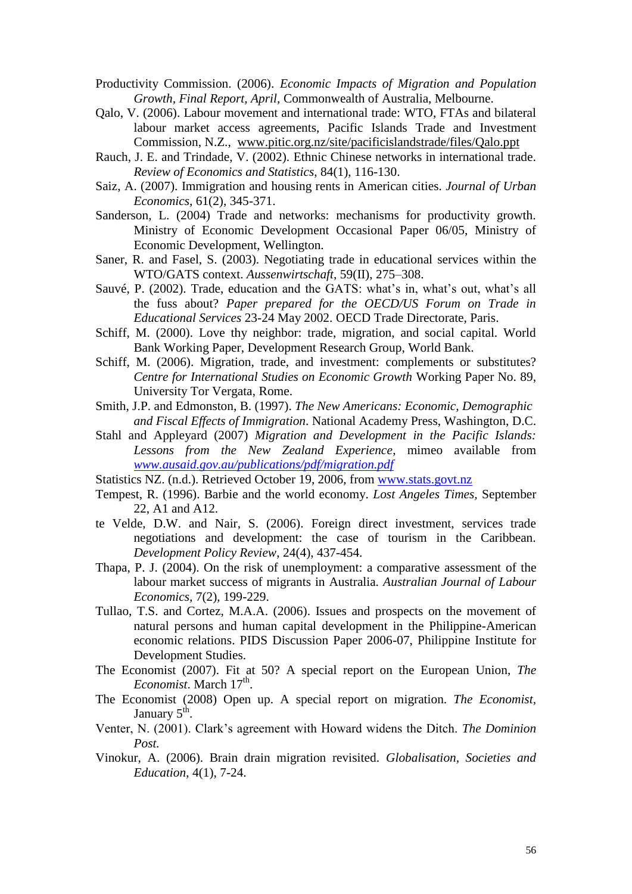Productivity Commission. (2006). *Economic Impacts of Migration and Population Growth, Final Report, April,* Commonwealth of Australia, Melbourne.

Qalo, V. (2006). Labour movement and international trade: WTO, FTAs and bilateral labour market access agreements, Pacific Islands Trade and Investment Commission, N.Z., www.pitic.org.nz/site/pacificislandstrade/files/Qalo.ppt

Rauch, J. E. and Trindade, V. (2002). Ethnic Chinese networks in international trade. *Review of Economics and Statistics*, 84(1), 116-130.

Saiz, A. (2007). Immigration and housing rents in American cities. *Journal of Urban Economics*, 61(2), 345-371.

Sanderson, L. (2004) Trade and networks: mechanisms for productivity growth. Ministry of Economic Development Occasional Paper 06/05, Ministry of Economic Development, Wellington.

Saner, R. and Fasel, S. (2003). Negotiating trade in educational services within the WTO/GATS context. *Aussenwirtschaft*, 59(II), 275–308.

Sauvé, P. (2002). Trade, education and the GATS: what's in, what's out, what's all the fuss about? *Paper prepared for the OECD/US Forum on Trade in Educational Services* 23-24 May 2002. OECD Trade Directorate, Paris.

Schiff, M. (2000). Love thy neighbor: trade, migration, and social capital. World Bank Working Paper, Development Research Group, World Bank.

Schiff, M. (2006). Migration, trade, and investment: complements or substitutes? *Centre for International Studies on Economic Growth* Working Paper No. 89, University Tor Vergata, Rome.

Smith, J.P. and Edmonston, B. (1997). *The New Americans: Economic, Demographic and Fiscal Effects of Immigration*. National Academy Press, Washington, D.C.

Stahl and Appleyard (2007) *Migration and Development in the Pacific Islands: Lessons from the New Zealand Experience*, mimeo available from *www.ausaid.gov.au/publications/pdf/migration.pdf*

Statistics NZ. (n.d.). Retrieved October 19, 2006, from www.stats.govt.nz

Tempest, R. (1996). Barbie and the world economy. *Lost Angeles Times,* September 22, A1 and A12.

te Velde, D.W. and Nair, S. (2006). Foreign direct investment, services trade negotiations and development: the case of tourism in the Caribbean. *Development Policy Review*, 24(4), 437-454.

Thapa, P. J. (2004). On the risk of unemployment: a comparative assessment of the labour market success of migrants in Australia. *Australian Journal of Labour Economics*, 7(2), 199-229.

Tullao, T.S. and Cortez, M.A.A. (2006). Issues and prospects on the movement of natural persons and human capital development in the Philippine-American economic relations. PIDS Discussion Paper 2006-07, Philippine Institute for Development Studies.

The Economist (2007). Fit at 50? A special report on the European Union, *The Economist*. March 17th.

The Economist (2008) Open up. A special report on migration. *The Economist*, January 5th.

Venter, N. (2001). Clark's agreement with Howard widens the Ditch. *The Dominion Post.*

Vinokur, A. (2006). Brain drain migration revisited. *Globalisation, Societies and Education*, 4(1), 7-24.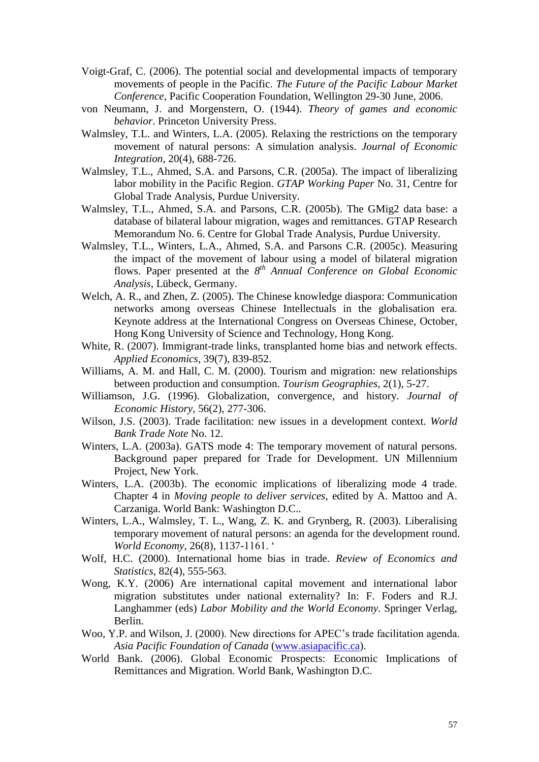Voigt-Graf, C. (2006). The potential social and developmental impacts of temporary movements of people in the Pacific. *The Future of the Pacific Labour Market Conference*, Pacific Cooperation Foundation, Wellington 29-30 June, 2006.

von Neumann, J. and Morgenstern, O. (1944). *Theory of games and economic behavior*. Princeton University Press.

Walmsley, T.L. and Winters, L.A. (2005). Relaxing the restrictions on the temporary movement of natural persons: A simulation analysis. *Journal of Economic Integration*, 20(4), 688-726.

Walmsley, T.L., Ahmed, S.A. and Parsons, C.R. (2005a). The impact of liberalizing labor mobility in the Pacific Region. *GTAP Working Paper* No. 31, Centre for Global Trade Analysis, Purdue University.

Walmsley, T.L., Ahmed, S.A. and Parsons, C.R. (2005b). The GMig2 data base: a database of bilateral labour migration, wages and remittances. GTAP Research Memorandum No. 6. Centre for Global Trade Analysis, Purdue University.

Walmsley, T.L., Winters, L.A., Ahmed, S.A. and Parsons C.R. (2005c). Measuring the impact of the movement of labour using a model of bilateral migration flows. Paper presented at the *8th Annual Conference on Global Economic Analysis*, Lübeck, Germany.

Welch, A. R., and Zhen, Z. (2005). The Chinese knowledge diaspora: Communication networks among overseas Chinese Intellectuals in the globalisation era. Keynote address at the International Congress on Overseas Chinese, October, Hong Kong University of Science and Technology, Hong Kong.

White, R. (2007). Immigrant-trade links, transplanted home bias and network effects. *Applied Economics*, 39(7), 839-852.

Williams, A. M. and Hall, C. M. (2000). Tourism and migration: new relationships between production and consumption. *Tourism Geographies*, 2(1), 5-27.

Williamson, J.G. (1996). Globalization, convergence, and history. *Journal of Economic History*, 56(2), 277-306.

Wilson, J.S. (2003). Trade facilitation: new issues in a development context. *World Bank Trade Note* No. 12.

Winters, L.A. (2003a). GATS mode 4: The temporary movement of natural persons. Background paper prepared for Trade for Development. UN Millennium Project, New York.

Winters, L.A. (2003b). The economic implications of liberalizing mode 4 trade. Chapter 4 in *Moving people to deliver services*, edited by A. Mattoo and A. Carzaniga. World Bank: Washington D.C..

Winters, L.A., Walmsley, T. L., Wang, Z. K. and Grynberg, R. (2003). Liberalising temporary movement of natural persons: an agenda for the development round. *World Economy*, 26(8), 1137-1161. '

Wolf, H.C. (2000). International home bias in trade. *Review of Economics and Statistics*, 82(4), 555-563.

Wong, K.Y. (2006) Are international capital movement and international labor migration substitutes under national externality? In: F. Foders and R.J. Langhammer (eds) *Labor Mobility and the World Economy*. Springer Verlag, Berlin.

Woo, Y.P. and Wilson, J. (2000). New directions for APEC's trade facilitation agenda. *Asia Pacific Foundation of Canada* (www.asiapacific.ca).

World Bank. (2006). Global Economic Prospects: Economic Implications of Remittances and Migration. World Bank, Washington D.C.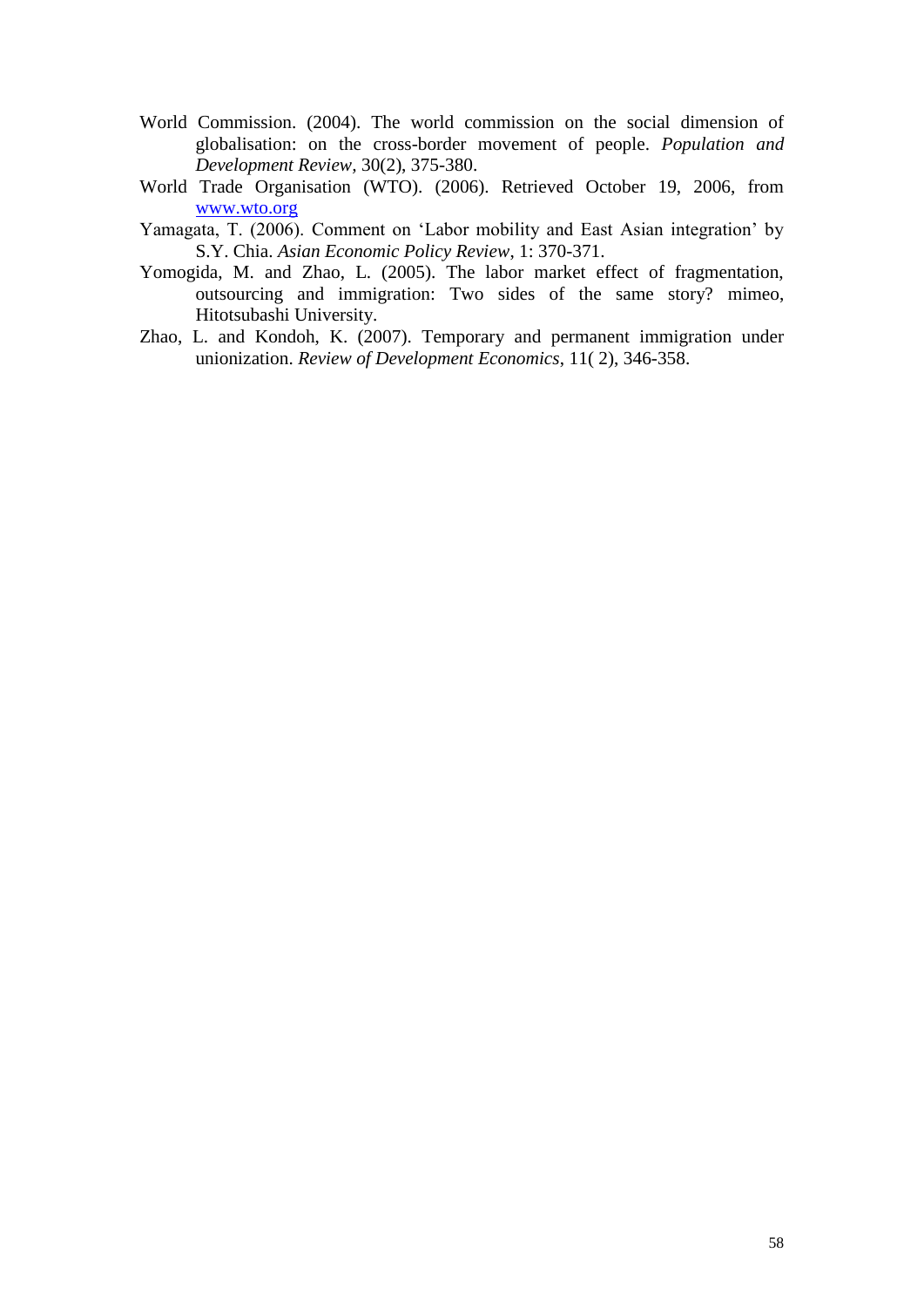World Commission. (2004). The world commission on the social dimension of globalisation: on the cross-border movement of people. *Population and Development Review*, 30(2), 375-380.

World Trade Organisation (WTO). (2006). Retrieved October 19, 2006, from [www.wto.org](www.wto.org)

Yamagata, T. (2006). Comment on 'Labor mobility and East Asian integration' by S.Y. Chia. *Asian Economic Policy Review*, 1: 370-371.

Yomogida, M. and Zhao, L. (2005). The labor market effect of fragmentation, outsourcing and immigration: Two sides of the same story? mimeo, Hitotsubashi University.

Zhao, L. and Kondoh, K. (2007). Temporary and permanent immigration under unionization. *Review of Development Economics*, 11( 2), 346-358.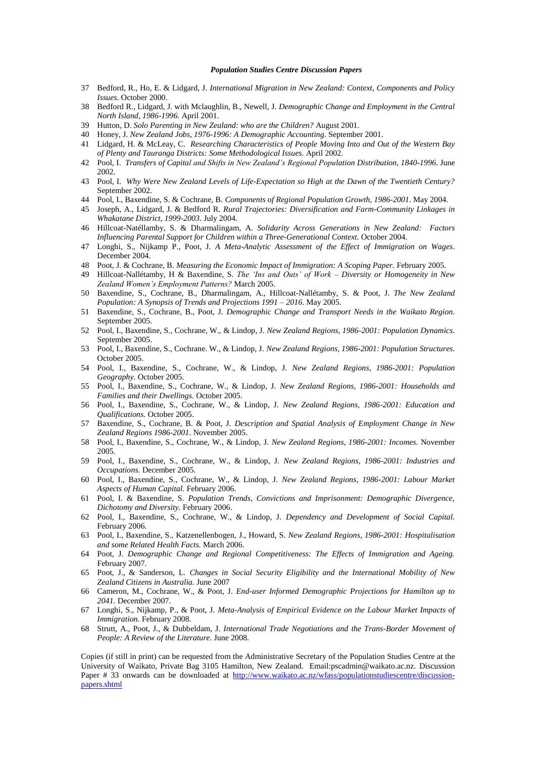***Population Studies Centre Discussion Papers***

37 Bedford, R., Ho, E. & Lidgard, J. *International Migration in New Zealand: Context, Components and Policy Issues*. October 2000.

38 Bedford R., Lidgard, J. with Mclaughlin, B., Newell, J. *Demographic Change and Employment in the Central North Island, 1986-1996.* April 2001.

39 Hutton, D. *Solo Parenting in New Zealand: who are the Children?* August 2001.

40 Honey, J. *New Zealand Jobs, 1976-1996: A Demographic Accounting.* September 2001.

41 Lidgard, H. & McLeay, C. *Researching Characteristics of People Moving Into and Out of the Western Bay of Plenty and Tauranga Districts: Some Methodological Issues.* April 2002.

42 Pool, I. *Transfers of Capital and Shifts in New Zealand's Regional Population Distribution, 1840-1996*. June 2002.

43 Pool, I. *Why Were New Zealand Levels of Life-Expectation so High at the Dawn of the Twentieth Century?* September 2002.

44 Pool, I., Baxendine, S. & Cochrane, B. *Components of Regional Population Growth, 1986-2001*. May 2004.

45 Joseph, A., Lidgard, J. & Bedford R. *Rural Trajectories: Diversification and Farm-Community Linkages in Whakatane District, 1999-2003.* July 2004.

46 Hillcoat-Natéllamby, S. & Dharmalingam, A. *Solidarity Across Generations in New Zealand: Factors Influencing Parental Support for Children within a Three-Generational Context.* October 2004.

47 Longhi, S., Nijkamp P., Poot, J. *A Meta-Analytic Assessment of the Effect of Immigration on Wages*. December 2004.

48 Poot, J. & Cochrane, B. *Measuring the Economic Impact of Immigration: A Scoping Paper.* February 2005.

49 Hillcoat-Nallétamby, H & Baxendine, S. *The 'Ins and Outs' of Work – Diversity or Homogeneity in New Zealand Women's Employment Patterns?* March 2005.

50 Baxendine, S., Cochrane, B., Dharmalingam, A., Hillcoat-Nallétamby, S. & Poot, J. *The New Zealand Population: A Synopsis of Trends and Projections 1991 – 2016*. May 2005.

51 Baxendine, S., Cochrane, B., Poot, J. *Demographic Change and Transport Needs in the Waikato Region.* September 2005.

52 Pool, I., Baxendine, S., Cochrane, W., & Lindop, J. *New Zealand Regions, 1986-2001: Population Dynamics.* September 2005.

53 Pool, I., Baxendine, S., Cochrane. W., & Lindop, J. *New Zealand Regions, 1986-2001: Population Structures.* October 2005.

54 Pool, I., Baxendine, S., Cochrane, W., & Lindop, J. *New Zealand Regions, 1986-2001: Population Geography.* October 2005.

55 Pool, I., Baxendine, S., Cochrane, W., & Lindop, J. *New Zealand Regions, 1986-2001: Households and Families and their Dwellings.* October 2005.

56 Pool, I., Baxendine, S., Cochrane, W., & Lindop, J. *New Zealand Regions, 1986-2001: Education and Qualifications.* October 2005.

57 Baxendine, S., Cochrane, B. & Poot, J. *Description and Spatial Analysis of Employment Change in New Zealand Regions 1986-2001*. November 2005.

58 Pool, I., Baxendine, S., Cochrane, W., & Lindop, J. *New Zealand Regions, 1986-2001: Incomes.* November 2005.

59 Pool, I., Baxendine, S., Cochrane, W., & Lindop, J. *New Zealand Regions, 1986-2001: Industries and Occupations.* December 2005.

60 Pool, I., Baxendine, S., Cochrane, W., & Lindop, J. *New Zealand Regions, 1986-2001: Labour Market Aspects of Human Capital.* February 2006.

61 Pool, I. & Baxendine, S. *Population Trends, Convictions and Imprisonment: Demographic Divergence, Dichotomy and Diversity.* February 2006.

62 Pool, I., Baxendine, S., Cochrane, W., & Lindop, J. *Dependency and Development of Social Capital.* February 2006.

63 Pool, I., Baxendine, S., Katzenellenbogen, J., Howard, S. *New Zealand Regions, 1986-2001: Hospitalisation and some Related Health Facts.* March 2006.

64 Poot, J. *Demographic Change and Regional Competitiveness: The Effects of Immigration and Ageing.* February 2007.

65 Poot, J., & Sanderson, L. *Changes in Social Security Eligibility and the International Mobility of New Zealand Citizens in Australia.* June 2007

66 Cameron, M., Cochrane, W., & Poot, J. *End-user Informed Demographic Projections for Hamilton up to 2041.* December 2007.

67 Longhi, S., Nijkamp, P., & Poot, J. *Meta-Analysis of Empirical Evidence on the Labour Market Impacts of Immigration.* February 2008.

68 Strutt, A., Poot, J., & Dubbeldam, J. *International Trade Negotiations and the Trans-Border Movement of People: A Review of the Literature*. June 2008.

Copies (if still in print) can be requested from the Administrative Secretary of the Population Studies Centre at the University of Waikato, Private Bag 3105 Hamilton, New Zealand. Email:pscadmin@waikato.ac.nz. Discussion Paper # 33 onwards can be downloaded at http://www.waikato.ac.nz/wfass/populationstudiescentre/discussion-papers.shtml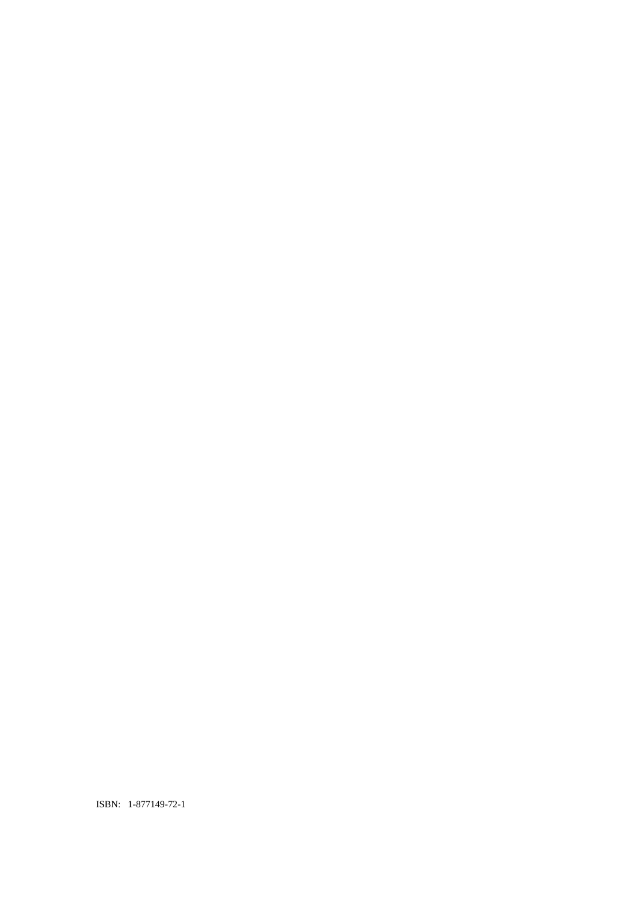ISBN: 1-877149-72-1